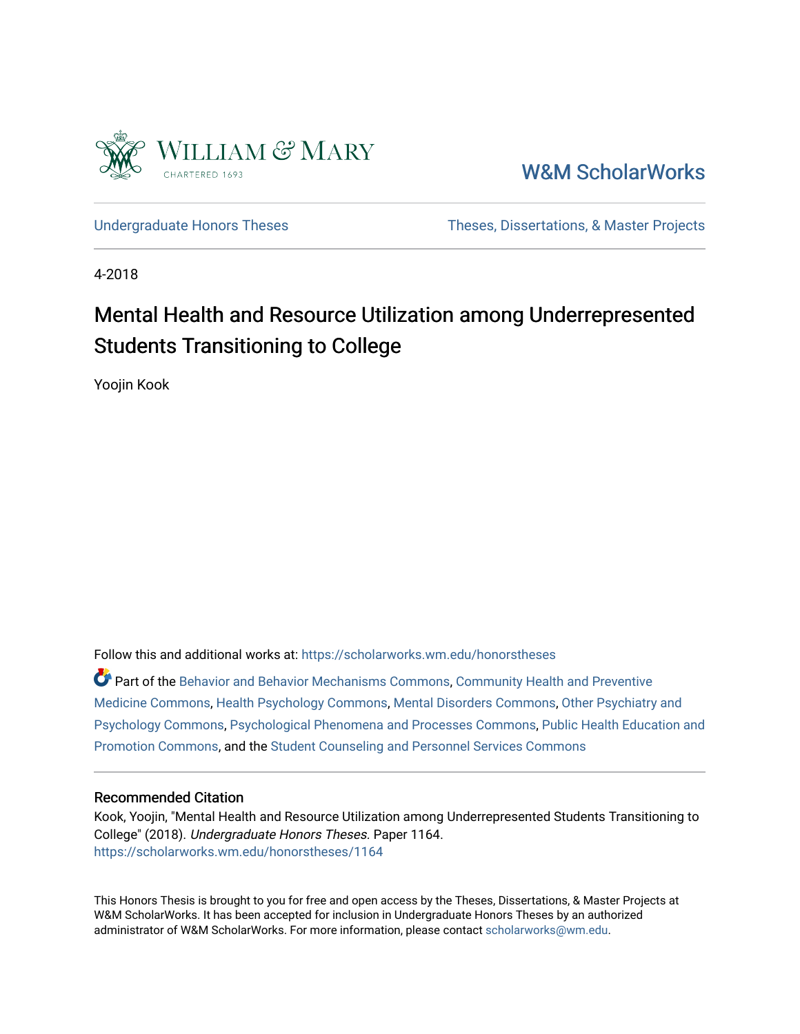William & Mary
CHARTERED 1693

W&M ScholarWorks

Undergraduate Honors Theses

Theses, Dissertations, & Master Projects

4-2018

# Mental Health and Resource Utilization among Underrepresented Students Transitioning to College

Yoojin Kook

Follow this and additional works at: https://scholarworks.wm.edu/honorstheses

Part of the Behavior and Behavior Mechanisms Commons, Community Health and Preventive Medicine Commons, Health Psychology Commons, Mental Disorders Commons, Other Psychiatry and Psychology Commons, Psychological Phenomena and Processes Commons, Public Health Education and Promotion Commons, and the Student Counseling and Personnel Services Commons

### Recommended Citation

Kook, Yoojin, "Mental Health and Resource Utilization among Underrepresented Students Transitioning to College" (2018). *Undergraduate Honors Theses.* Paper 1164.
https://scholarworks.wm.edu/honorstheses/1164

This Honors Thesis is brought to you for free and open access by the Theses, Dissertations, & Master Projects at W&M ScholarWorks. It has been accepted for inclusion in Undergraduate Honors Theses by an authorized administrator of W&M ScholarWorks. For more information, please contact scholarworks@wm.edu.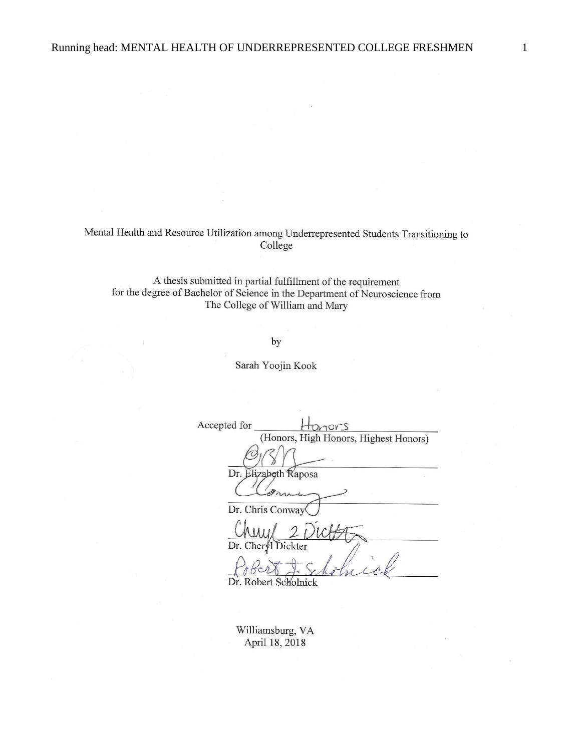Mental Health and Resource Utilization among Underrepresented Students Transitioning to College

A thesis submitted in partial fulfillment of the requirement
for the degree of Bachelor of Science in the Department of Neuroscience from
The College of William and Mary

by

Sarah Yoojin Kook

Accepted for Honors
(Honors, High Honors, Highest Honors)

Dr. Elizabeth Raposa

Dr. Chris Conway

Dr. Cheryl Dickter

Dr. Robert Scholnick

Williamsburg, VA
April 18, 2018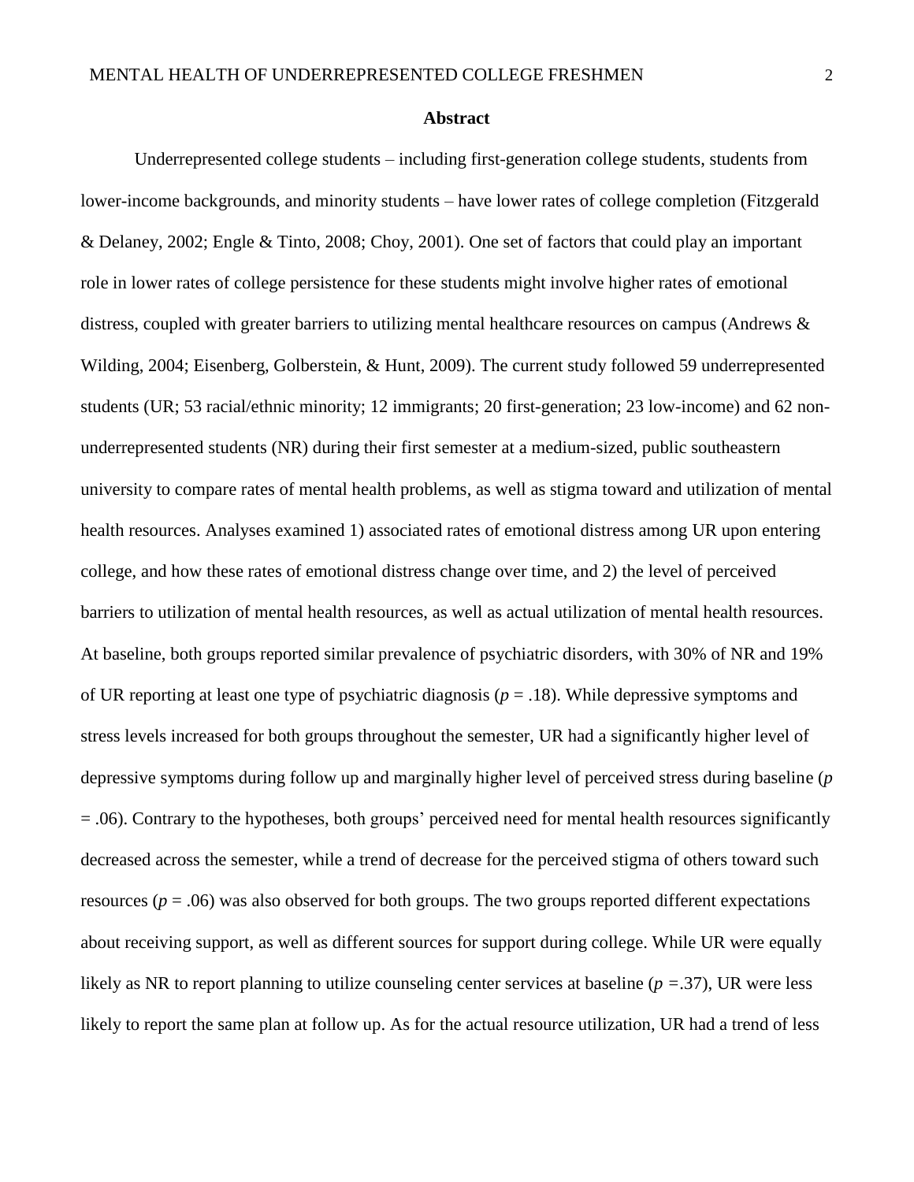## Abstract

Underrepresented college students – including first-generation college students, students from lower-income backgrounds, and minority students – have lower rates of college completion (Fitzgerald & Delaney, 2002; Engle & Tinto, 2008; Choy, 2001). One set of factors that could play an important role in lower rates of college persistence for these students might involve higher rates of emotional distress, coupled with greater barriers to utilizing mental healthcare resources on campus (Andrews & Wilding, 2004; Eisenberg, Golberstein, & Hunt, 2009). The current study followed 59 underrepresented students (UR; 53 racial/ethnic minority; 12 immigrants; 20 first-generation; 23 low-income) and 62 non-underrepresented students (NR) during their first semester at a medium-sized, public southeastern university to compare rates of mental health problems, as well as stigma toward and utilization of mental health resources. Analyses examined 1) associated rates of emotional distress among UR upon entering college, and how these rates of emotional distress change over time, and 2) the level of perceived barriers to utilization of mental health resources, as well as actual utilization of mental health resources. At baseline, both groups reported similar prevalence of psychiatric disorders, with 30% of NR and 19% of UR reporting at least one type of psychiatric diagnosis ($p = .18$). While depressive symptoms and stress levels increased for both groups throughout the semester, UR had a significantly higher level of depressive symptoms during follow up and marginally higher level of perceived stress during baseline ($p = .06$). Contrary to the hypotheses, both groups' perceived need for mental health resources significantly decreased across the semester, while a trend of decrease for the perceived stigma of others toward such resources ($p = .06$) was also observed for both groups. The two groups reported different expectations about receiving support, as well as different sources for support during college. While UR were equally likely as NR to report planning to utilize counseling center services at baseline ($p = .37$), UR were less likely to report the same plan at follow up. As for the actual resource utilization, UR had a trend of less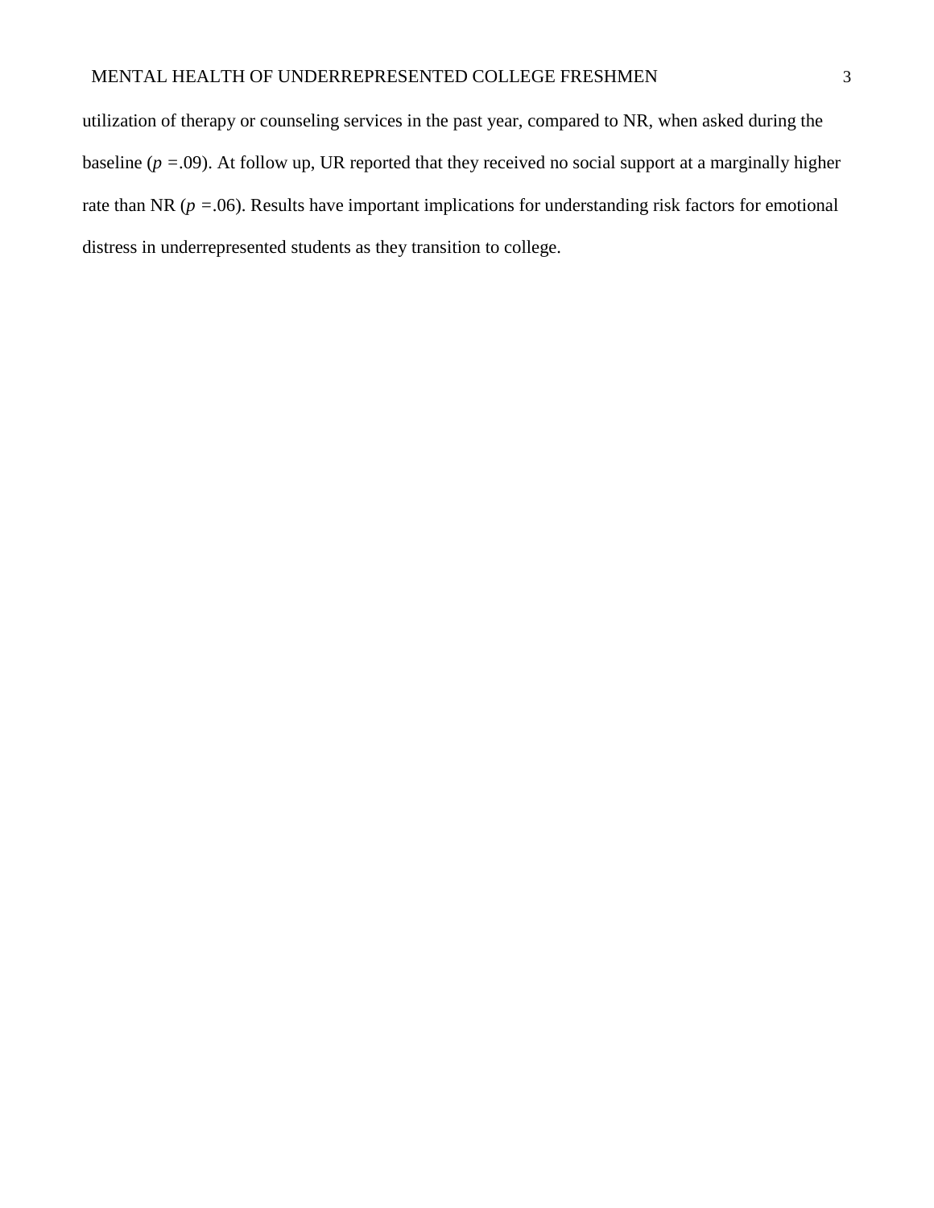utilization of therapy or counseling services in the past year, compared to NR, when asked during the baseline ($p$ =.09). At follow up, UR reported that they received no social support at a marginally higher rate than NR ($p$ =.06). Results have important implications for understanding risk factors for emotional distress in underrepresented students as they transition to college.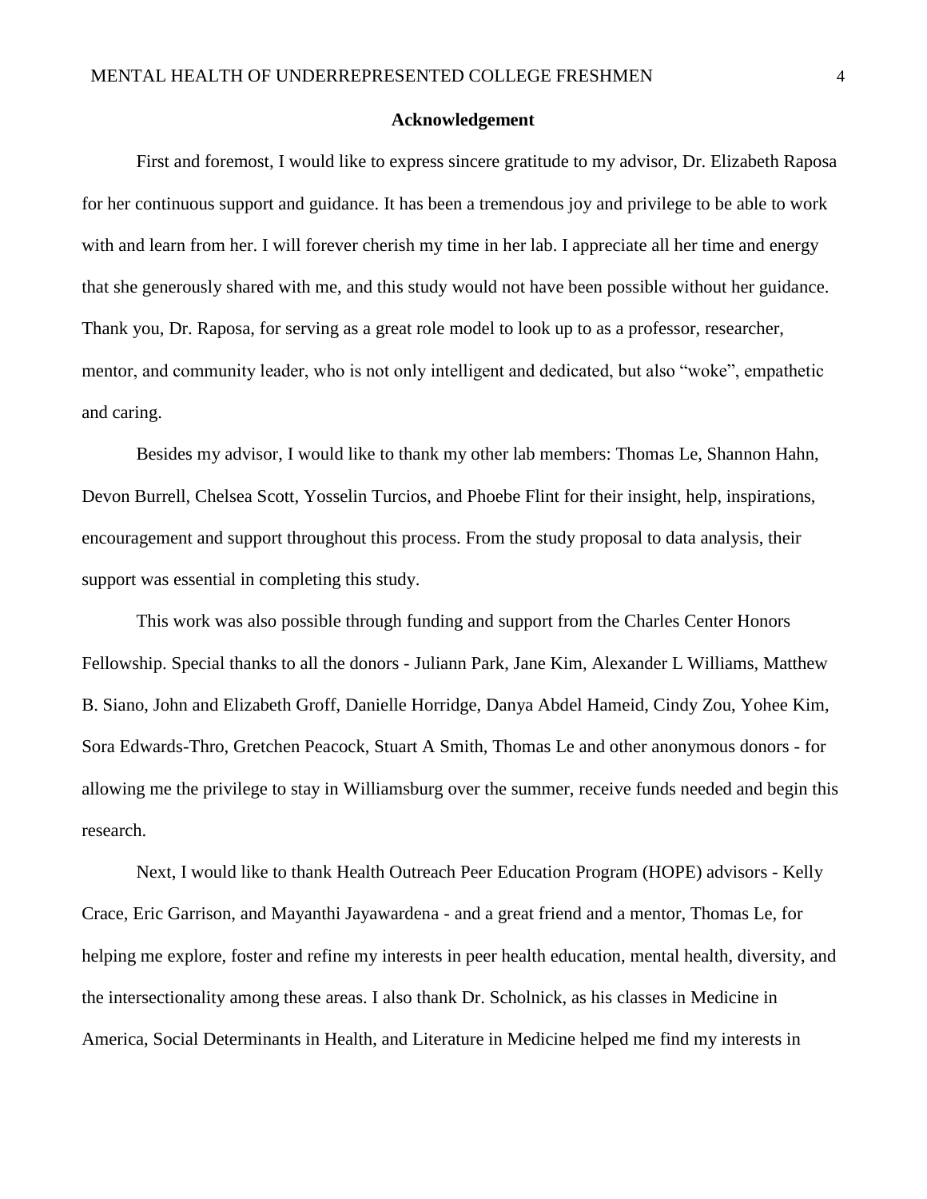## Acknowledgement

First and foremost, I would like to express sincere gratitude to my advisor, Dr. Elizabeth Raposa for her continuous support and guidance. It has been a tremendous joy and privilege to be able to work with and learn from her. I will forever cherish my time in her lab. I appreciate all her time and energy that she generously shared with me, and this study would not have been possible without her guidance. Thank you, Dr. Raposa, for serving as a great role model to look up to as a professor, researcher, mentor, and community leader, who is not only intelligent and dedicated, but also "woke", empathetic and caring.

Besides my advisor, I would like to thank my other lab members: Thomas Le, Shannon Hahn, Devon Burrell, Chelsea Scott, Yosselin Turcios, and Phoebe Flint for their insight, help, inspirations, encouragement and support throughout this process. From the study proposal to data analysis, their support was essential in completing this study.

This work was also possible through funding and support from the Charles Center Honors Fellowship. Special thanks to all the donors - Juliann Park, Jane Kim, Alexander L Williams, Matthew B. Siano, John and Elizabeth Groff, Danielle Horridge, Danya Abdel Hameid, Cindy Zou, Yohee Kim, Sora Edwards-Thro, Gretchen Peacock, Stuart A Smith, Thomas Le and other anonymous donors - for allowing me the privilege to stay in Williamsburg over the summer, receive funds needed and begin this research.

Next, I would like to thank Health Outreach Peer Education Program (HOPE) advisors - Kelly Crace, Eric Garrison, and Mayanthi Jayawardena - and a great friend and a mentor, Thomas Le, for helping me explore, foster and refine my interests in peer health education, mental health, diversity, and the intersectionality among these areas. I also thank Dr. Scholnick, as his classes in Medicine in America, Social Determinants in Health, and Literature in Medicine helped me find my interests in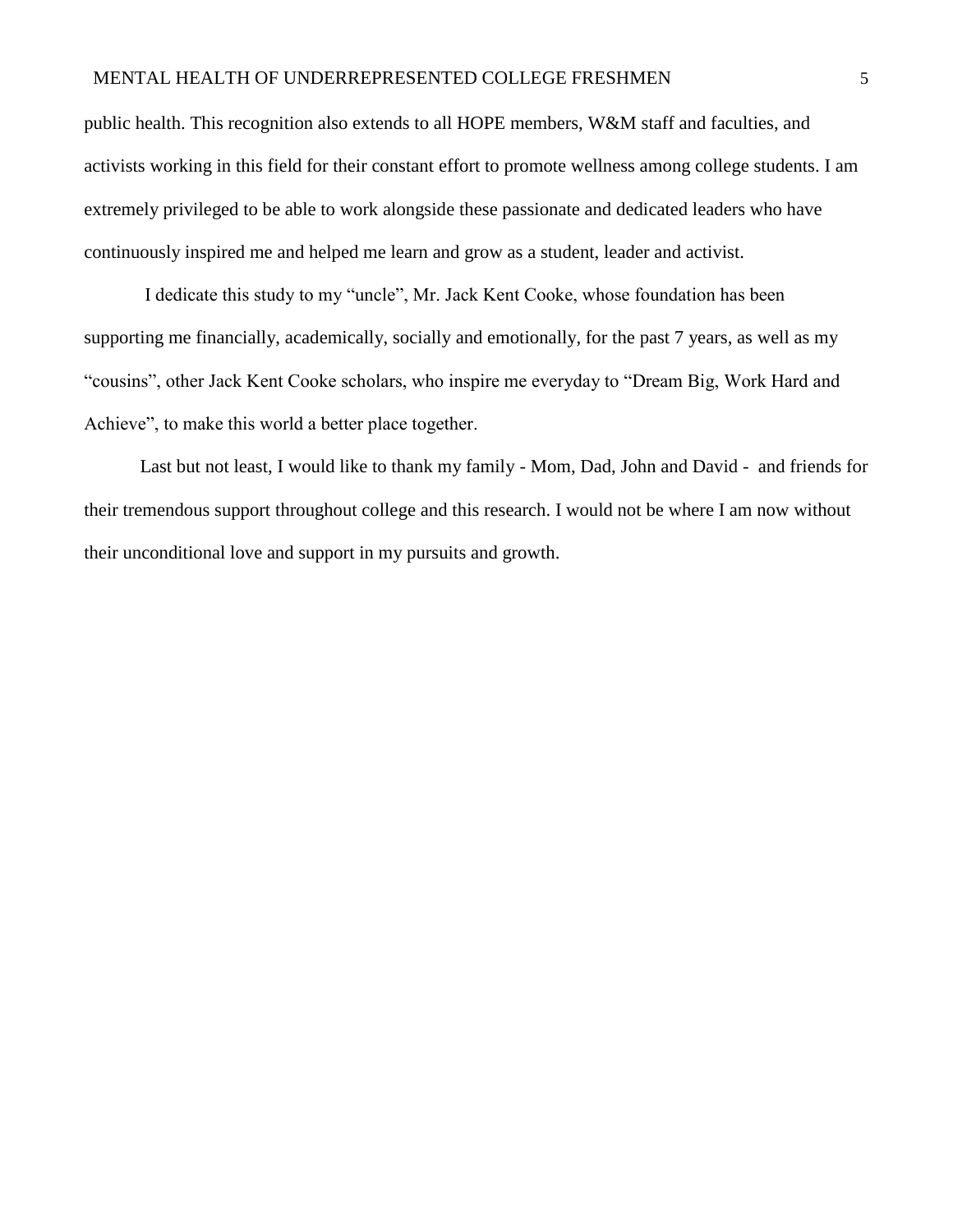public health. This recognition also extends to all HOPE members, W&M staff and faculties, and activists working in this field for their constant effort to promote wellness among college students. I am extremely privileged to be able to work alongside these passionate and dedicated leaders who have continuously inspired me and helped me learn and grow as a student, leader and activist.

I dedicate this study to my "uncle", Mr. Jack Kent Cooke, whose foundation has been supporting me financially, academically, socially and emotionally, for the past 7 years, as well as my "cousins", other Jack Kent Cooke scholars, who inspire me everyday to "Dream Big, Work Hard and Achieve", to make this world a better place together.

Last but not least, I would like to thank my family - Mom, Dad, John and David - and friends for their tremendous support throughout college and this research. I would not be where I am now without their unconditional love and support in my pursuits and growth.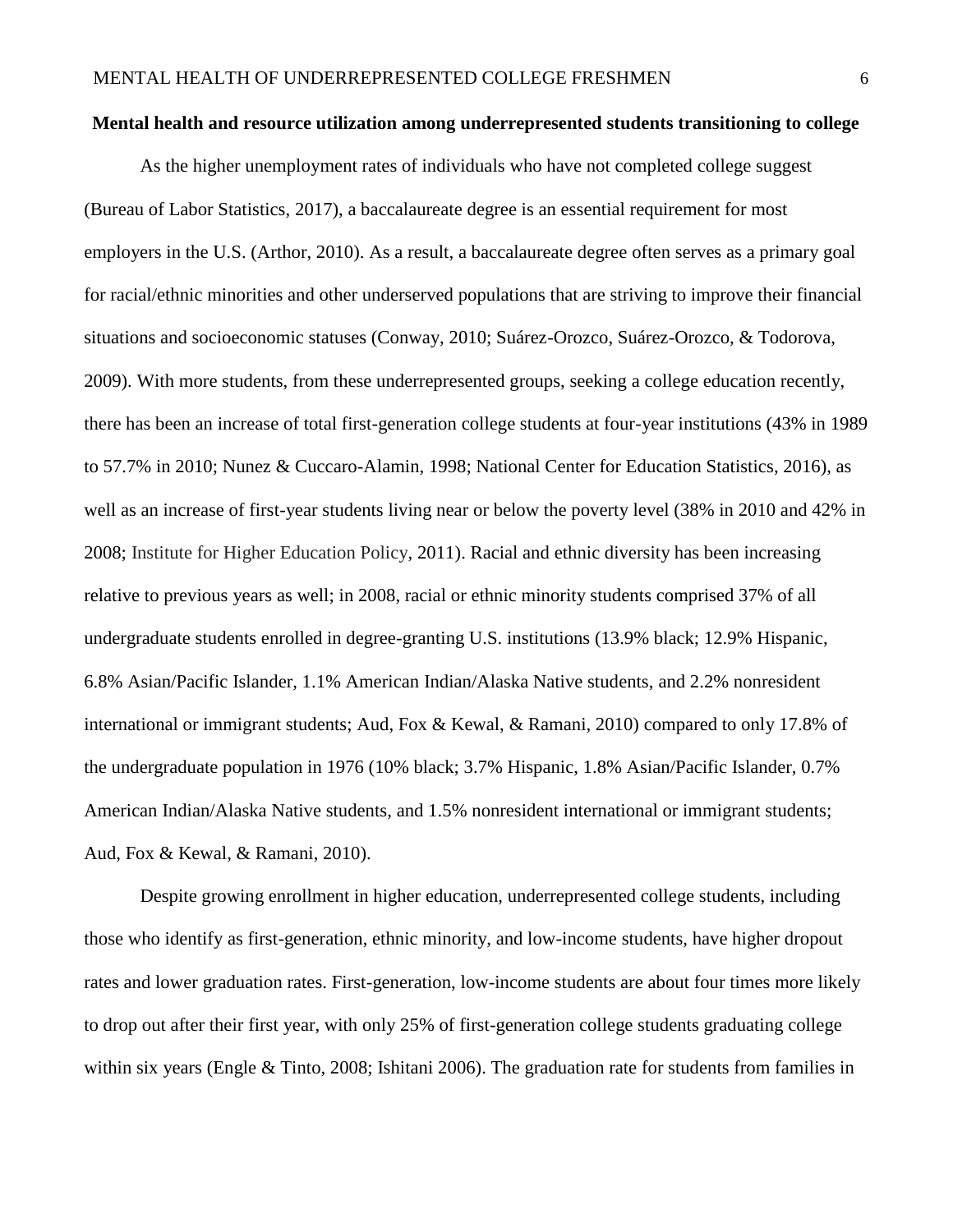**Mental health and resource utilization among underrepresented students transitioning to college**

As the higher unemployment rates of individuals who have not completed college suggest (Bureau of Labor Statistics, 2017), a baccalaureate degree is an essential requirement for most employers in the U.S. (Arthor, 2010). As a result, a baccalaureate degree often serves as a primary goal for racial/ethnic minorities and other underserved populations that are striving to improve their financial situations and socioeconomic statuses (Conway, 2010; Suárez-Orozco, Suárez-Orozco, & Todorova, 2009). With more students, from these underrepresented groups, seeking a college education recently, there has been an increase of total first-generation college students at four-year institutions (43% in 1989 to 57.7% in 2010; Nunez & Cuccaro-Alamin, 1998; National Center for Education Statistics, 2016), as well as an increase of first-year students living near or below the poverty level (38% in 2010 and 42% in 2008; Institute for Higher Education Policy, 2011). Racial and ethnic diversity has been increasing relative to previous years as well; in 2008, racial or ethnic minority students comprised 37% of all undergraduate students enrolled in degree-granting U.S. institutions (13.9% black; 12.9% Hispanic, 6.8% Asian/Pacific Islander, 1.1% American Indian/Alaska Native students, and 2.2% nonresident international or immigrant students; Aud, Fox & Kewal, & Ramani, 2010) compared to only 17.8% of the undergraduate population in 1976 (10% black; 3.7% Hispanic, 1.8% Asian/Pacific Islander, 0.7% American Indian/Alaska Native students, and 1.5% nonresident international or immigrant students; Aud, Fox & Kewal, & Ramani, 2010).

Despite growing enrollment in higher education, underrepresented college students, including those who identify as first-generation, ethnic minority, and low-income students, have higher dropout rates and lower graduation rates. First-generation, low-income students are about four times more likely to drop out after their first year, with only 25% of first-generation college students graduating college within six years (Engle & Tinto, 2008; Ishitani 2006). The graduation rate for students from families in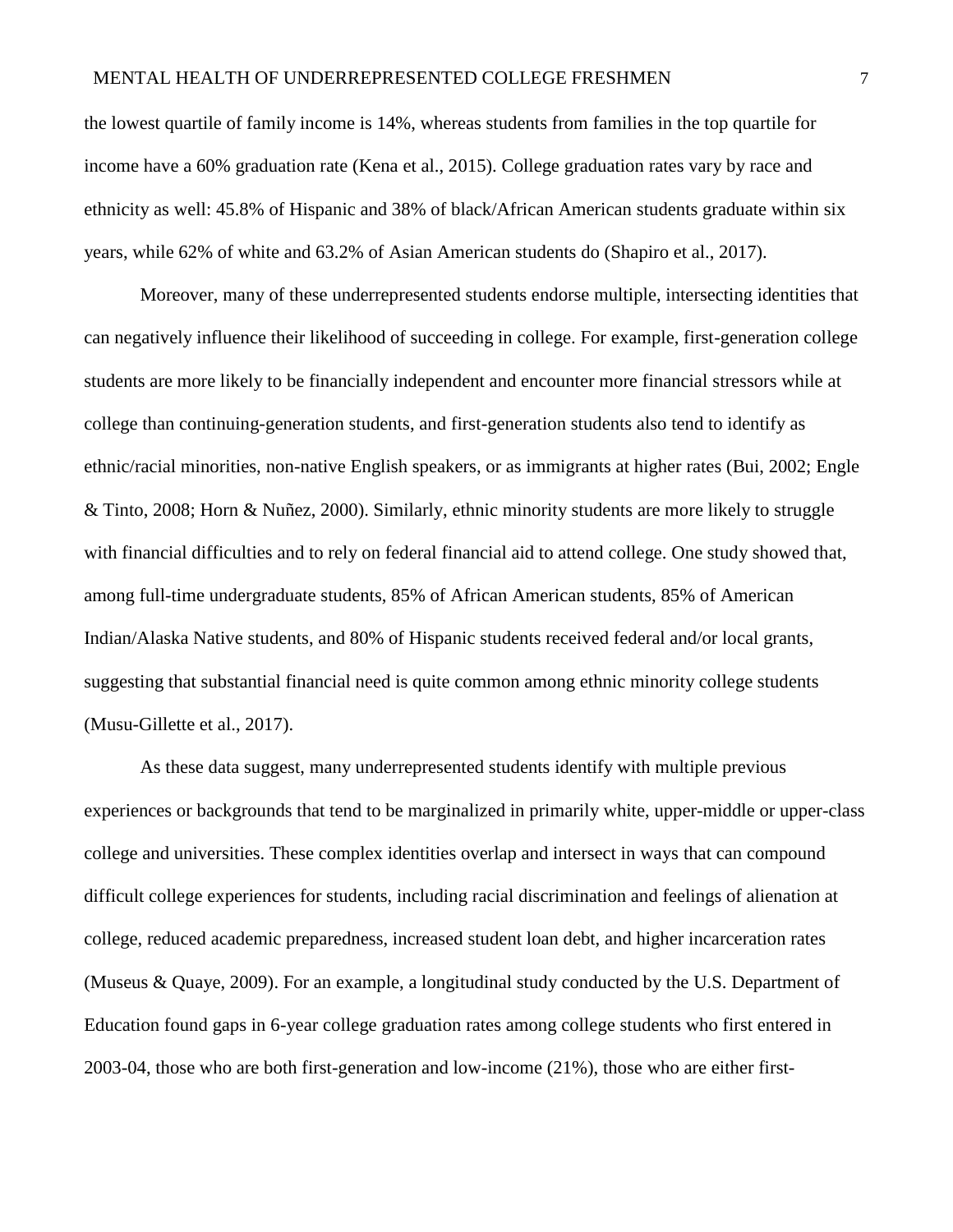the lowest quartile of family income is 14%, whereas students from families in the top quartile for income have a 60% graduation rate (Kena et al., 2015). College graduation rates vary by race and ethnicity as well: 45.8% of Hispanic and 38% of black/African American students graduate within six years, while 62% of white and 63.2% of Asian American students do (Shapiro et al., 2017).

Moreover, many of these underrepresented students endorse multiple, intersecting identities that can negatively influence their likelihood of succeeding in college. For example, first-generation college students are more likely to be financially independent and encounter more financial stressors while at college than continuing-generation students, and first-generation students also tend to identify as ethnic/racial minorities, non-native English speakers, or as immigrants at higher rates (Bui, 2002; Engle & Tinto, 2008; Horn & Nuñez, 2000). Similarly, ethnic minority students are more likely to struggle with financial difficulties and to rely on federal financial aid to attend college. One study showed that, among full-time undergraduate students, 85% of African American students, 85% of American Indian/Alaska Native students, and 80% of Hispanic students received federal and/or local grants, suggesting that substantial financial need is quite common among ethnic minority college students (Musu-Gillette et al., 2017).

As these data suggest, many underrepresented students identify with multiple previous experiences or backgrounds that tend to be marginalized in primarily white, upper-middle or upper-class college and universities. These complex identities overlap and intersect in ways that can compound difficult college experiences for students, including racial discrimination and feelings of alienation at college, reduced academic preparedness, increased student loan debt, and higher incarceration rates (Museus & Quaye, 2009). For an example, a longitudinal study conducted by the U.S. Department of Education found gaps in 6-year college graduation rates among college students who first entered in 2003-04, those who are both first-generation and low-income (21%), those who are either first-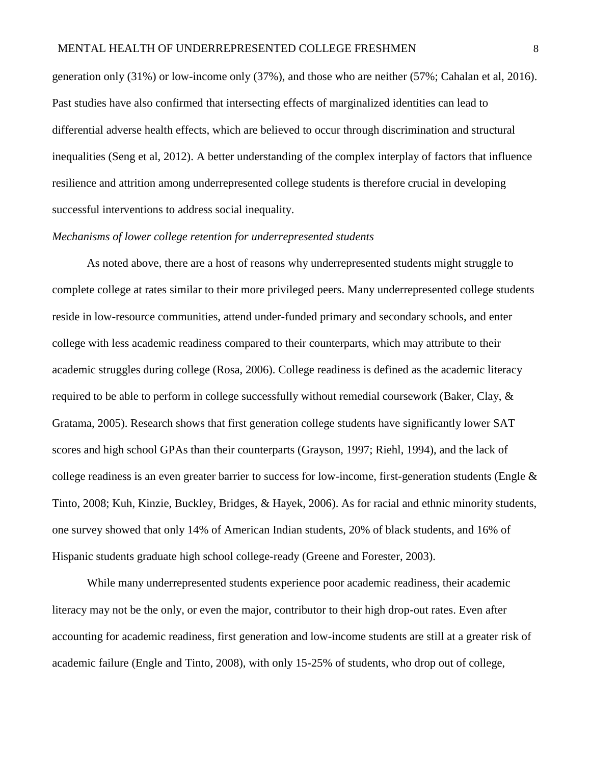generation only (31%) or low-income only (37%), and those who are neither (57%; Cahalan et al, 2016). Past studies have also confirmed that intersecting effects of marginalized identities can lead to differential adverse health effects, which are believed to occur through discrimination and structural inequalities (Seng et al, 2012). A better understanding of the complex interplay of factors that influence resilience and attrition among underrepresented college students is therefore crucial in developing successful interventions to address social inequality.

*Mechanisms of lower college retention for underrepresented students*

As noted above, there are a host of reasons why underrepresented students might struggle to complete college at rates similar to their more privileged peers. Many underrepresented college students reside in low-resource communities, attend under-funded primary and secondary schools, and enter college with less academic readiness compared to their counterparts, which may attribute to their academic struggles during college (Rosa, 2006). College readiness is defined as the academic literacy required to be able to perform in college successfully without remedial coursework (Baker, Clay, & Gratama, 2005). Research shows that first generation college students have significantly lower SAT scores and high school GPAs than their counterparts (Grayson, 1997; Riehl, 1994), and the lack of college readiness is an even greater barrier to success for low-income, first-generation students (Engle & Tinto, 2008; Kuh, Kinzie, Buckley, Bridges, & Hayek, 2006). As for racial and ethnic minority students, one survey showed that only 14% of American Indian students, 20% of black students, and 16% of Hispanic students graduate high school college-ready (Greene and Forester, 2003).

While many underrepresented students experience poor academic readiness, their academic literacy may not be the only, or even the major, contributor to their high drop-out rates. Even after accounting for academic readiness, first generation and low-income students are still at a greater risk of academic failure (Engle and Tinto, 2008), with only 15-25% of students, who drop out of college,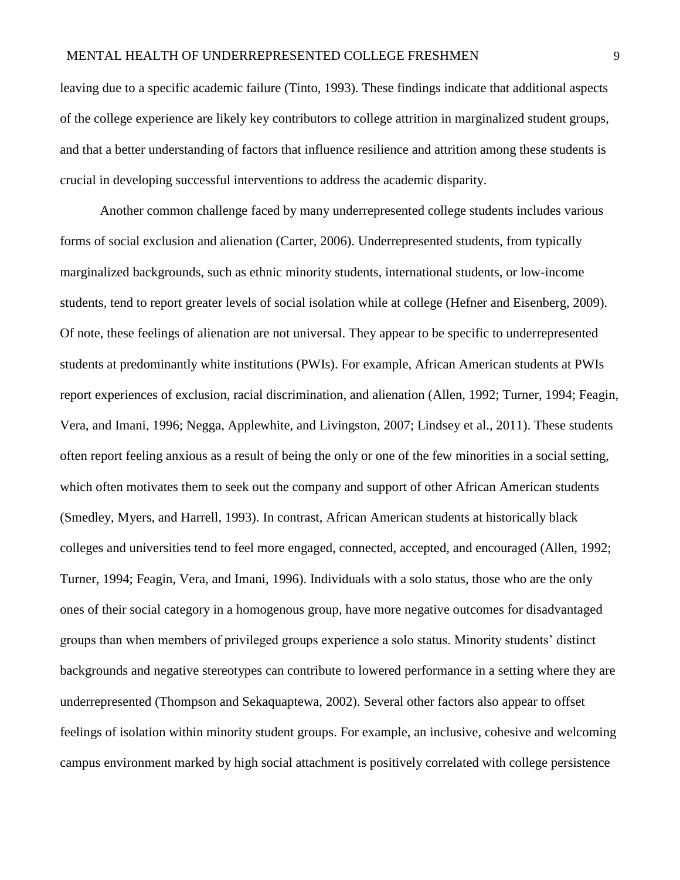leaving due to a specific academic failure (Tinto, 1993). These findings indicate that additional aspects of the college experience are likely key contributors to college attrition in marginalized student groups, and that a better understanding of factors that influence resilience and attrition among these students is crucial in developing successful interventions to address the academic disparity.

Another common challenge faced by many underrepresented college students includes various forms of social exclusion and alienation (Carter, 2006). Underrepresented students, from typically marginalized backgrounds, such as ethnic minority students, international students, or low-income students, tend to report greater levels of social isolation while at college (Hefner and Eisenberg, 2009). Of note, these feelings of alienation are not universal. They appear to be specific to underrepresented students at predominantly white institutions (PWIs). For example, African American students at PWIs report experiences of exclusion, racial discrimination, and alienation (Allen, 1992; Turner, 1994; Feagin, Vera, and Imani, 1996; Negga, Applewhite, and Livingston, 2007; Lindsey et al., 2011). These students often report feeling anxious as a result of being the only or one of the few minorities in a social setting, which often motivates them to seek out the company and support of other African American students (Smedley, Myers, and Harrell, 1993). In contrast, African American students at historically black colleges and universities tend to feel more engaged, connected, accepted, and encouraged (Allen, 1992; Turner, 1994; Feagin, Vera, and Imani, 1996). Individuals with a solo status, those who are the only ones of their social category in a homogenous group, have more negative outcomes for disadvantaged groups than when members of privileged groups experience a solo status. Minority students' distinct backgrounds and negative stereotypes can contribute to lowered performance in a setting where they are underrepresented (Thompson and Sekaquaptewa, 2002). Several other factors also appear to offset feelings of isolation within minority student groups. For example, an inclusive, cohesive and welcoming campus environment marked by high social attachment is positively correlated with college persistence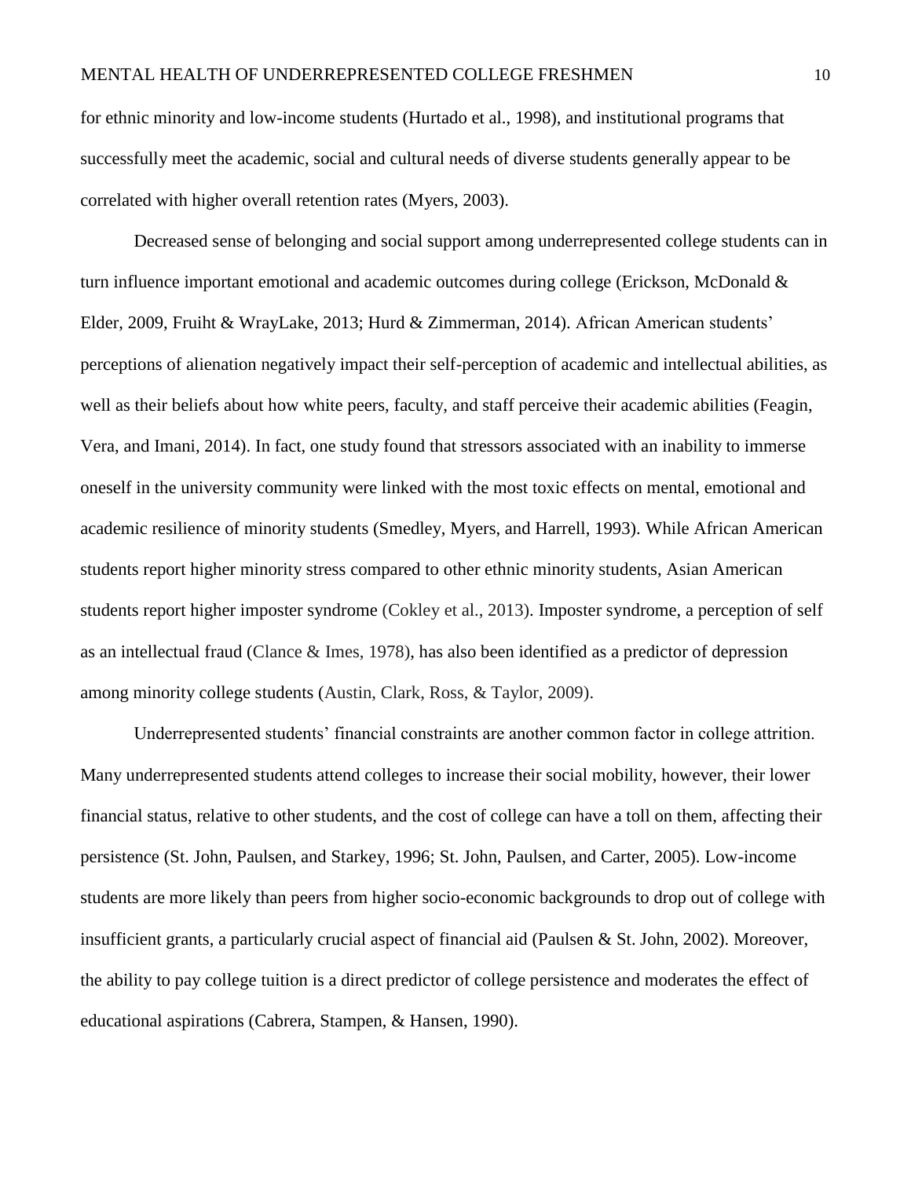for ethnic minority and low-income students (Hurtado et al., 1998), and institutional programs that successfully meet the academic, social and cultural needs of diverse students generally appear to be correlated with higher overall retention rates (Myers, 2003).

Decreased sense of belonging and social support among underrepresented college students can in turn influence important emotional and academic outcomes during college (Erickson, McDonald & Elder, 2009, Fruiht & WrayLake, 2013; Hurd & Zimmerman, 2014). African American students' perceptions of alienation negatively impact their self-perception of academic and intellectual abilities, as well as their beliefs about how white peers, faculty, and staff perceive their academic abilities (Feagin, Vera, and Imani, 2014). In fact, one study found that stressors associated with an inability to immerse oneself in the university community were linked with the most toxic effects on mental, emotional and academic resilience of minority students (Smedley, Myers, and Harrell, 1993). While African American students report higher minority stress compared to other ethnic minority students, Asian American students report higher imposter syndrome (Cokley et al., 2013). Imposter syndrome, a perception of self as an intellectual fraud (Clance & Imes, 1978), has also been identified as a predictor of depression among minority college students (Austin, Clark, Ross, & Taylor, 2009).

Underrepresented students' financial constraints are another common factor in college attrition. Many underrepresented students attend colleges to increase their social mobility, however, their lower financial status, relative to other students, and the cost of college can have a toll on them, affecting their persistence (St. John, Paulsen, and Starkey, 1996; St. John, Paulsen, and Carter, 2005). Low-income students are more likely than peers from higher socio-economic backgrounds to drop out of college with insufficient grants, a particularly crucial aspect of financial aid (Paulsen & St. John, 2002). Moreover, the ability to pay college tuition is a direct predictor of college persistence and moderates the effect of educational aspirations (Cabrera, Stampen, & Hansen, 1990).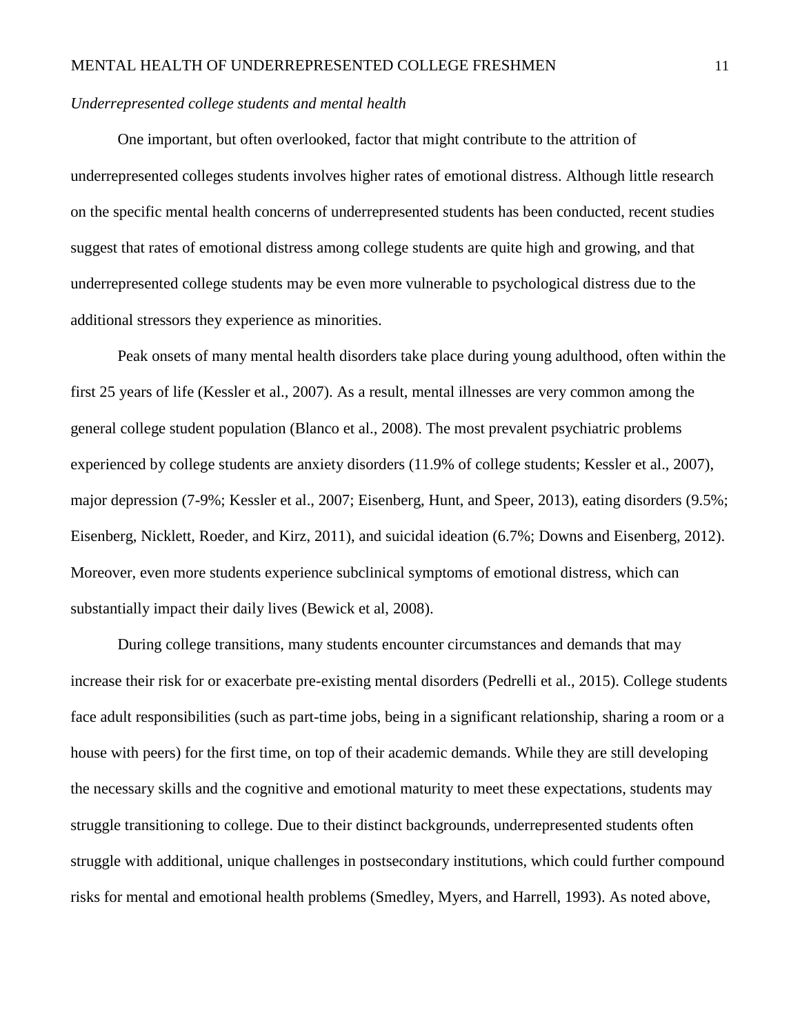*Underrepresented college students and mental health*

One important, but often overlooked, factor that might contribute to the attrition of underrepresented colleges students involves higher rates of emotional distress. Although little research on the specific mental health concerns of underrepresented students has been conducted, recent studies suggest that rates of emotional distress among college students are quite high and growing, and that underrepresented college students may be even more vulnerable to psychological distress due to the additional stressors they experience as minorities.

Peak onsets of many mental health disorders take place during young adulthood, often within the first 25 years of life (Kessler et al., 2007). As a result, mental illnesses are very common among the general college student population (Blanco et al., 2008). The most prevalent psychiatric problems experienced by college students are anxiety disorders (11.9% of college students; Kessler et al., 2007), major depression (7-9%; Kessler et al., 2007; Eisenberg, Hunt, and Speer, 2013), eating disorders (9.5%; Eisenberg, Nicklett, Roeder, and Kirz, 2011), and suicidal ideation (6.7%; Downs and Eisenberg, 2012). Moreover, even more students experience subclinical symptoms of emotional distress, which can substantially impact their daily lives (Bewick et al, 2008).

During college transitions, many students encounter circumstances and demands that may increase their risk for or exacerbate pre-existing mental disorders (Pedrelli et al., 2015). College students face adult responsibilities (such as part-time jobs, being in a significant relationship, sharing a room or a house with peers) for the first time, on top of their academic demands. While they are still developing the necessary skills and the cognitive and emotional maturity to meet these expectations, students may struggle transitioning to college. Due to their distinct backgrounds, underrepresented students often struggle with additional, unique challenges in postsecondary institutions, which could further compound risks for mental and emotional health problems (Smedley, Myers, and Harrell, 1993). As noted above,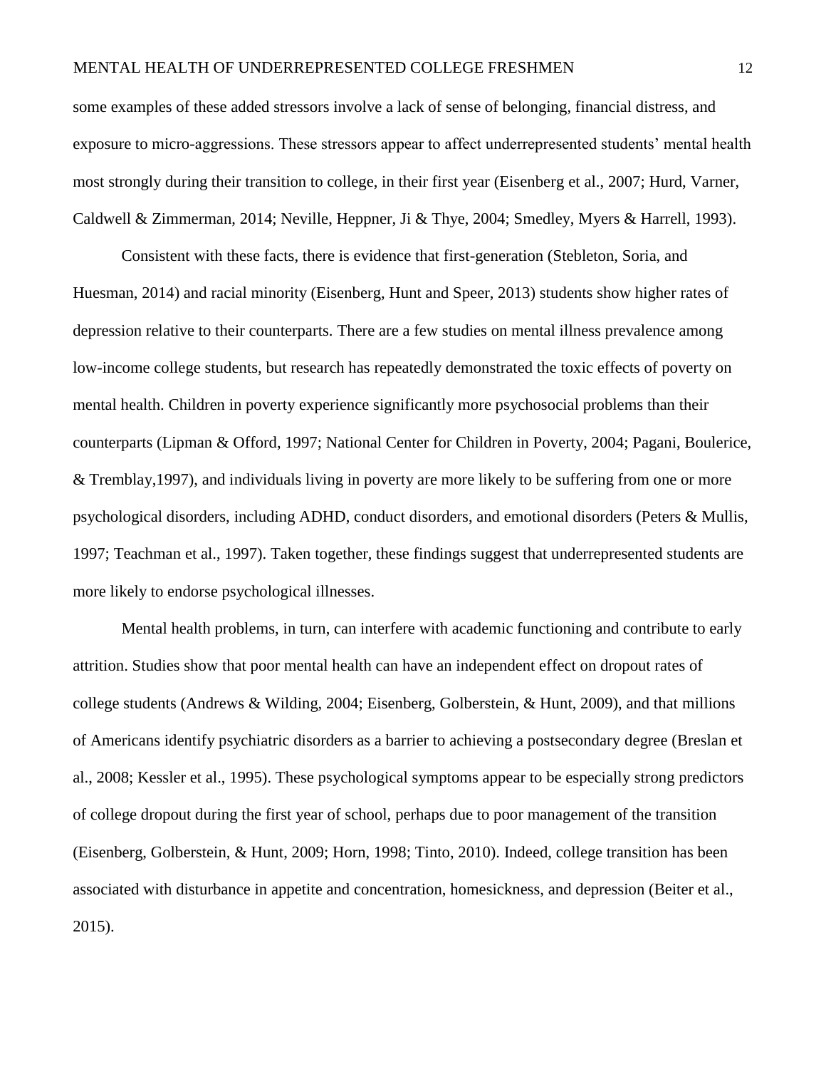some examples of these added stressors involve a lack of sense of belonging, financial distress, and exposure to micro-aggressions. These stressors appear to affect underrepresented students' mental health most strongly during their transition to college, in their first year (Eisenberg et al., 2007; Hurd, Varner, Caldwell & Zimmerman, 2014; Neville, Heppner, Ji & Thye, 2004; Smedley, Myers & Harrell, 1993).

Consistent with these facts, there is evidence that first-generation (Stebleton, Soria, and Huesman, 2014) and racial minority (Eisenberg, Hunt and Speer, 2013) students show higher rates of depression relative to their counterparts. There are a few studies on mental illness prevalence among low-income college students, but research has repeatedly demonstrated the toxic effects of poverty on mental health. Children in poverty experience significantly more psychosocial problems than their counterparts (Lipman & Offord, 1997; National Center for Children in Poverty, 2004; Pagani, Boulerice, & Tremblay,1997), and individuals living in poverty are more likely to be suffering from one or more psychological disorders, including ADHD, conduct disorders, and emotional disorders (Peters & Mullis, 1997; Teachman et al., 1997). Taken together, these findings suggest that underrepresented students are more likely to endorse psychological illnesses.

Mental health problems, in turn, can interfere with academic functioning and contribute to early attrition. Studies show that poor mental health can have an independent effect on dropout rates of college students (Andrews & Wilding, 2004; Eisenberg, Golberstein, & Hunt, 2009), and that millions of Americans identify psychiatric disorders as a barrier to achieving a postsecondary degree (Breslan et al., 2008; Kessler et al., 1995). These psychological symptoms appear to be especially strong predictors of college dropout during the first year of school, perhaps due to poor management of the transition (Eisenberg, Golberstein, & Hunt, 2009; Horn, 1998; Tinto, 2010). Indeed, college transition has been associated with disturbance in appetite and concentration, homesickness, and depression (Beiter et al., 2015).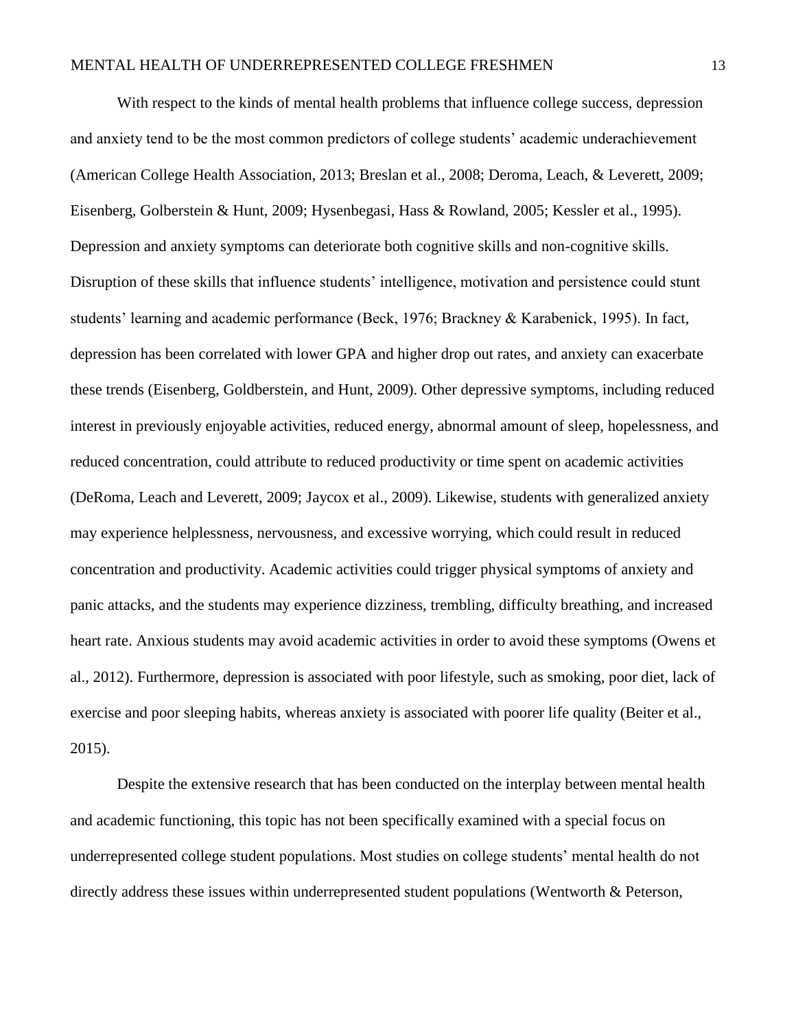With respect to the kinds of mental health problems that influence college success, depression and anxiety tend to be the most common predictors of college students' academic underachievement (American College Health Association, 2013; Breslan et al., 2008; Deroma, Leach, & Leverett, 2009; Eisenberg, Golberstein & Hunt, 2009; Hysenbegasi, Hass & Rowland, 2005; Kessler et al., 1995). Depression and anxiety symptoms can deteriorate both cognitive skills and non-cognitive skills. Disruption of these skills that influence students' intelligence, motivation and persistence could stunt students' learning and academic performance (Beck, 1976; Brackney & Karabenick, 1995). In fact, depression has been correlated with lower GPA and higher drop out rates, and anxiety can exacerbate these trends (Eisenberg, Goldberstein, and Hunt, 2009). Other depressive symptoms, including reduced interest in previously enjoyable activities, reduced energy, abnormal amount of sleep, hopelessness, and reduced concentration, could attribute to reduced productivity or time spent on academic activities (DeRoma, Leach and Leverett, 2009; Jaycox et al., 2009). Likewise, students with generalized anxiety may experience helplessness, nervousness, and excessive worrying, which could result in reduced concentration and productivity. Academic activities could trigger physical symptoms of anxiety and panic attacks, and the students may experience dizziness, trembling, difficulty breathing, and increased heart rate. Anxious students may avoid academic activities in order to avoid these symptoms (Owens et al., 2012). Furthermore, depression is associated with poor lifestyle, such as smoking, poor diet, lack of exercise and poor sleeping habits, whereas anxiety is associated with poorer life quality (Beiter et al., 2015).

Despite the extensive research that has been conducted on the interplay between mental health and academic functioning, this topic has not been specifically examined with a special focus on underrepresented college student populations. Most studies on college students' mental health do not directly address these issues within underrepresented student populations (Wentworth & Peterson,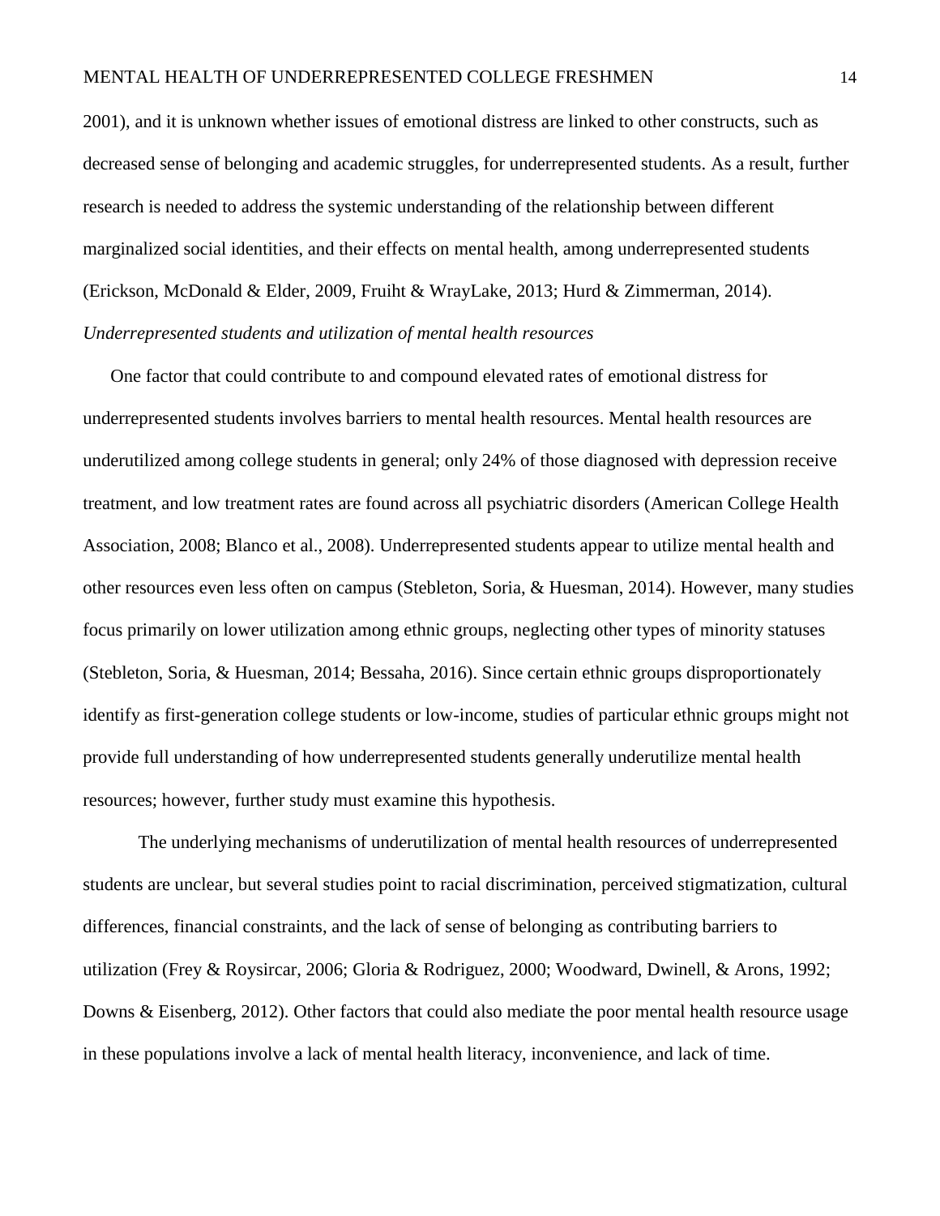2001), and it is unknown whether issues of emotional distress are linked to other constructs, such as decreased sense of belonging and academic struggles, for underrepresented students. As a result, further research is needed to address the systemic understanding of the relationship between different marginalized social identities, and their effects on mental health, among underrepresented students (Erickson, McDonald & Elder, 2009, Fruiht & WrayLake, 2013; Hurd & Zimmerman, 2014).

*Underrepresented students and utilization of mental health resources*

One factor that could contribute to and compound elevated rates of emotional distress for underrepresented students involves barriers to mental health resources. Mental health resources are underutilized among college students in general; only 24% of those diagnosed with depression receive treatment, and low treatment rates are found across all psychiatric disorders (American College Health Association, 2008; Blanco et al., 2008). Underrepresented students appear to utilize mental health and other resources even less often on campus (Stebleton, Soria, & Huesman, 2014). However, many studies focus primarily on lower utilization among ethnic groups, neglecting other types of minority statuses (Stebleton, Soria, & Huesman, 2014; Bessaha, 2016). Since certain ethnic groups disproportionately identify as first-generation college students or low-income, studies of particular ethnic groups might not provide full understanding of how underrepresented students generally underutilize mental health resources; however, further study must examine this hypothesis.

The underlying mechanisms of underutilization of mental health resources of underrepresented students are unclear, but several studies point to racial discrimination, perceived stigmatization, cultural differences, financial constraints, and the lack of sense of belonging as contributing barriers to utilization (Frey & Roysircar, 2006; Gloria & Rodriguez, 2000; Woodward, Dwinell, & Arons, 1992; Downs & Eisenberg, 2012). Other factors that could also mediate the poor mental health resource usage in these populations involve a lack of mental health literacy, inconvenience, and lack of time.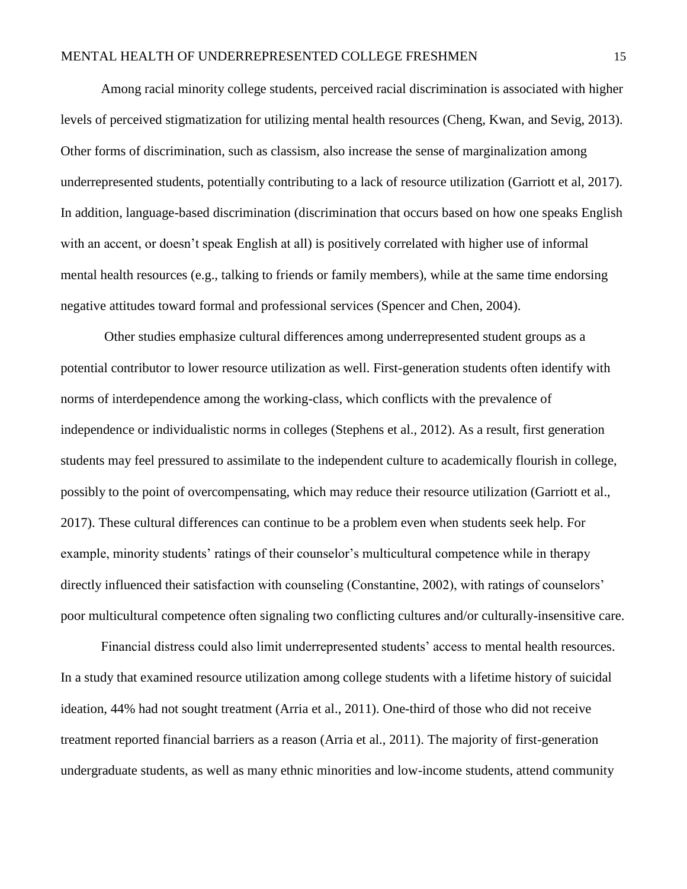Among racial minority college students, perceived racial discrimination is associated with higher levels of perceived stigmatization for utilizing mental health resources (Cheng, Kwan, and Sevig, 2013). Other forms of discrimination, such as classism, also increase the sense of marginalization among underrepresented students, potentially contributing to a lack of resource utilization (Garriott et al, 2017). In addition, language-based discrimination (discrimination that occurs based on how one speaks English with an accent, or doesn't speak English at all) is positively correlated with higher use of informal mental health resources (e.g., talking to friends or family members), while at the same time endorsing negative attitudes toward formal and professional services (Spencer and Chen, 2004).

Other studies emphasize cultural differences among underrepresented student groups as a potential contributor to lower resource utilization as well. First-generation students often identify with norms of interdependence among the working-class, which conflicts with the prevalence of independence or individualistic norms in colleges (Stephens et al., 2012). As a result, first generation students may feel pressured to assimilate to the independent culture to academically flourish in college, possibly to the point of overcompensating, which may reduce their resource utilization (Garriott et al., 2017). These cultural differences can continue to be a problem even when students seek help. For example, minority students' ratings of their counselor's multicultural competence while in therapy directly influenced their satisfaction with counseling (Constantine, 2002), with ratings of counselors' poor multicultural competence often signaling two conflicting cultures and/or culturally-insensitive care.

Financial distress could also limit underrepresented students' access to mental health resources. In a study that examined resource utilization among college students with a lifetime history of suicidal ideation, 44% had not sought treatment (Arria et al., 2011). One-third of those who did not receive treatment reported financial barriers as a reason (Arria et al., 2011). The majority of first-generation undergraduate students, as well as many ethnic minorities and low-income students, attend community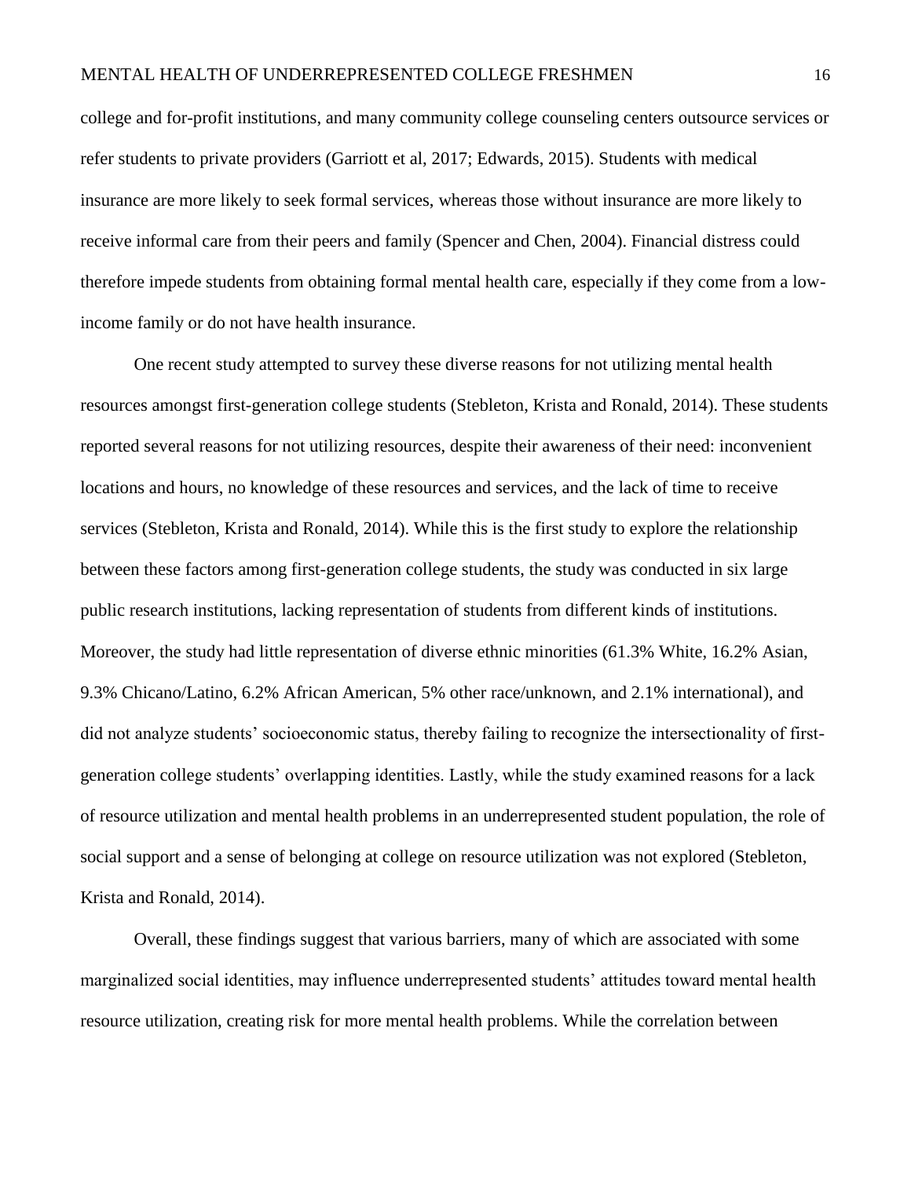college and for-profit institutions, and many community college counseling centers outsource services or refer students to private providers (Garriott et al, 2017; Edwards, 2015). Students with medical insurance are more likely to seek formal services, whereas those without insurance are more likely to receive informal care from their peers and family (Spencer and Chen, 2004). Financial distress could therefore impede students from obtaining formal mental health care, especially if they come from a low-income family or do not have health insurance.

One recent study attempted to survey these diverse reasons for not utilizing mental health resources amongst first-generation college students (Stebleton, Krista and Ronald, 2014). These students reported several reasons for not utilizing resources, despite their awareness of their need: inconvenient locations and hours, no knowledge of these resources and services, and the lack of time to receive services (Stebleton, Krista and Ronald, 2014). While this is the first study to explore the relationship between these factors among first-generation college students, the study was conducted in six large public research institutions, lacking representation of students from different kinds of institutions. Moreover, the study had little representation of diverse ethnic minorities (61.3% White, 16.2% Asian, 9.3% Chicano/Latino, 6.2% African American, 5% other race/unknown, and 2.1% international), and did not analyze students' socioeconomic status, thereby failing to recognize the intersectionality of first-generation college students' overlapping identities. Lastly, while the study examined reasons for a lack of resource utilization and mental health problems in an underrepresented student population, the role of social support and a sense of belonging at college on resource utilization was not explored (Stebleton, Krista and Ronald, 2014).

Overall, these findings suggest that various barriers, many of which are associated with some marginalized social identities, may influence underrepresented students' attitudes toward mental health resource utilization, creating risk for more mental health problems. While the correlation between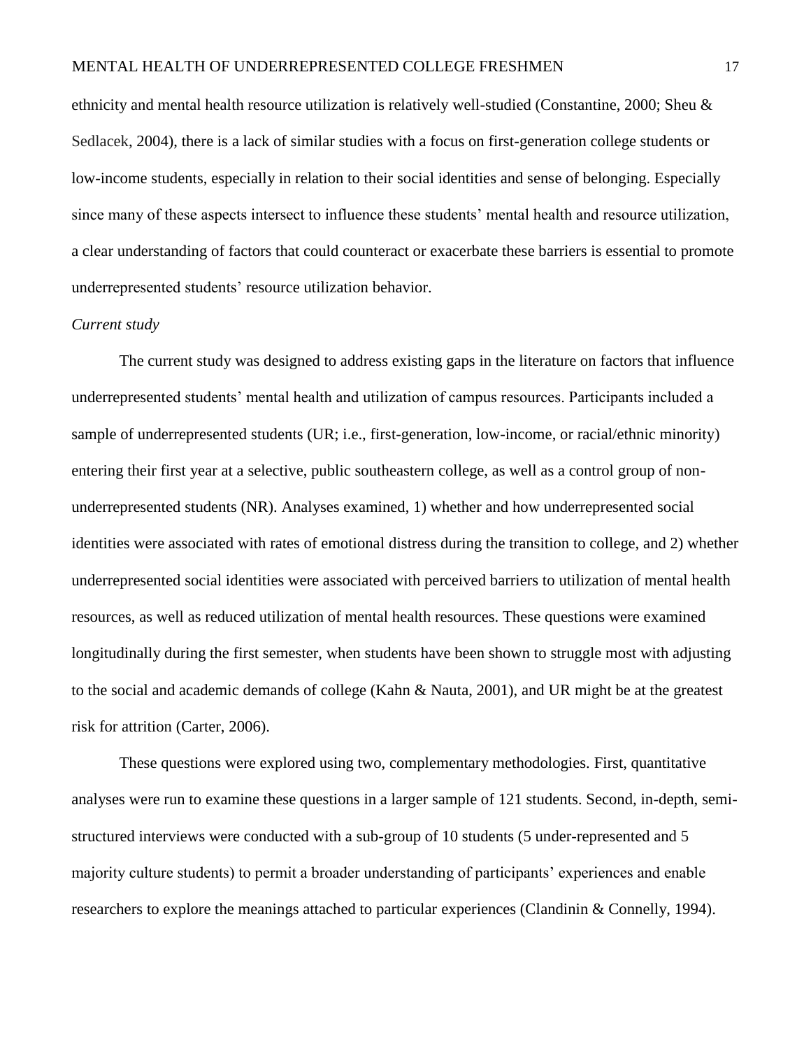ethnicity and mental health resource utilization is relatively well-studied (Constantine, 2000; Sheu & Sedlacek, 2004), there is a lack of similar studies with a focus on first-generation college students or low-income students, especially in relation to their social identities and sense of belonging. Especially since many of these aspects intersect to influence these students' mental health and resource utilization, a clear understanding of factors that could counteract or exacerbate these barriers is essential to promote underrepresented students' resource utilization behavior.

*Current study*

The current study was designed to address existing gaps in the literature on factors that influence underrepresented students' mental health and utilization of campus resources. Participants included a sample of underrepresented students (UR; i.e., first-generation, low-income, or racial/ethnic minority) entering their first year at a selective, public southeastern college, as well as a control group of non-underrepresented students (NR). Analyses examined, 1) whether and how underrepresented social identities were associated with rates of emotional distress during the transition to college, and 2) whether underrepresented social identities were associated with perceived barriers to utilization of mental health resources, as well as reduced utilization of mental health resources. These questions were examined longitudinally during the first semester, when students have been shown to struggle most with adjusting to the social and academic demands of college (Kahn & Nauta, 2001), and UR might be at the greatest risk for attrition (Carter, 2006).

These questions were explored using two, complementary methodologies. First, quantitative analyses were run to examine these questions in a larger sample of 121 students. Second, in-depth, semi-structured interviews were conducted with a sub-group of 10 students (5 under-represented and 5 majority culture students) to permit a broader understanding of participants' experiences and enable researchers to explore the meanings attached to particular experiences (Clandinin & Connelly, 1994).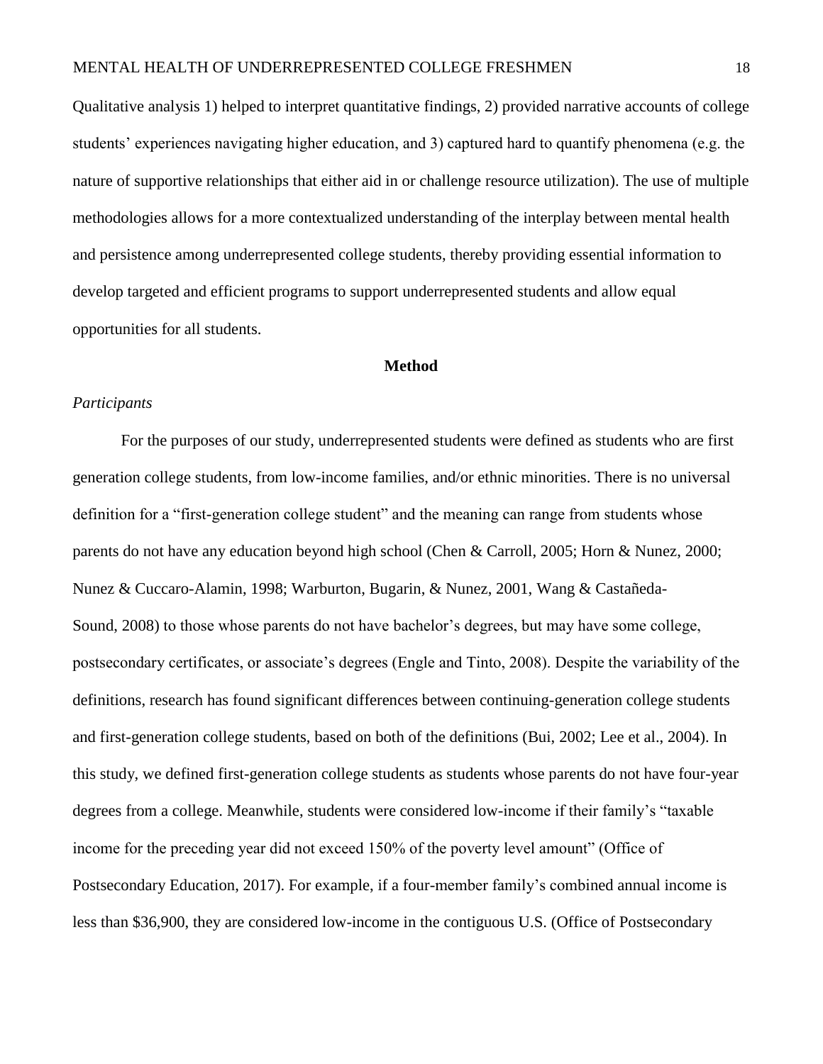Qualitative analysis 1) helped to interpret quantitative findings, 2) provided narrative accounts of college students' experiences navigating higher education, and 3) captured hard to quantify phenomena (e.g. the nature of supportive relationships that either aid in or challenge resource utilization). The use of multiple methodologies allows for a more contextualized understanding of the interplay between mental health and persistence among underrepresented college students, thereby providing essential information to develop targeted and efficient programs to support underrepresented students and allow equal opportunities for all students.

## Method

### *Participants*

For the purposes of our study, underrepresented students were defined as students who are first generation college students, from low-income families, and/or ethnic minorities. There is no universal definition for a "first-generation college student" and the meaning can range from students whose parents do not have any education beyond high school (Chen & Carroll, 2005; Horn & Nunez, 2000; Nunez & Cuccaro-Alamin, 1998; Warburton, Bugarin, & Nunez, 2001, Wang & Castañeda-Sound, 2008) to those whose parents do not have bachelor's degrees, but may have some college, postsecondary certificates, or associate's degrees (Engle and Tinto, 2008). Despite the variability of the definitions, research has found significant differences between continuing-generation college students and first-generation college students, based on both of the definitions (Bui, 2002; Lee et al., 2004). In this study, we defined first-generation college students as students whose parents do not have four-year degrees from a college. Meanwhile, students were considered low-income if their family's "taxable income for the preceding year did not exceed 150% of the poverty level amount" (Office of Postsecondary Education, 2017). For example, if a four-member family's combined annual income is less than $36,900, they are considered low-income in the contiguous U.S. (Office of Postsecondary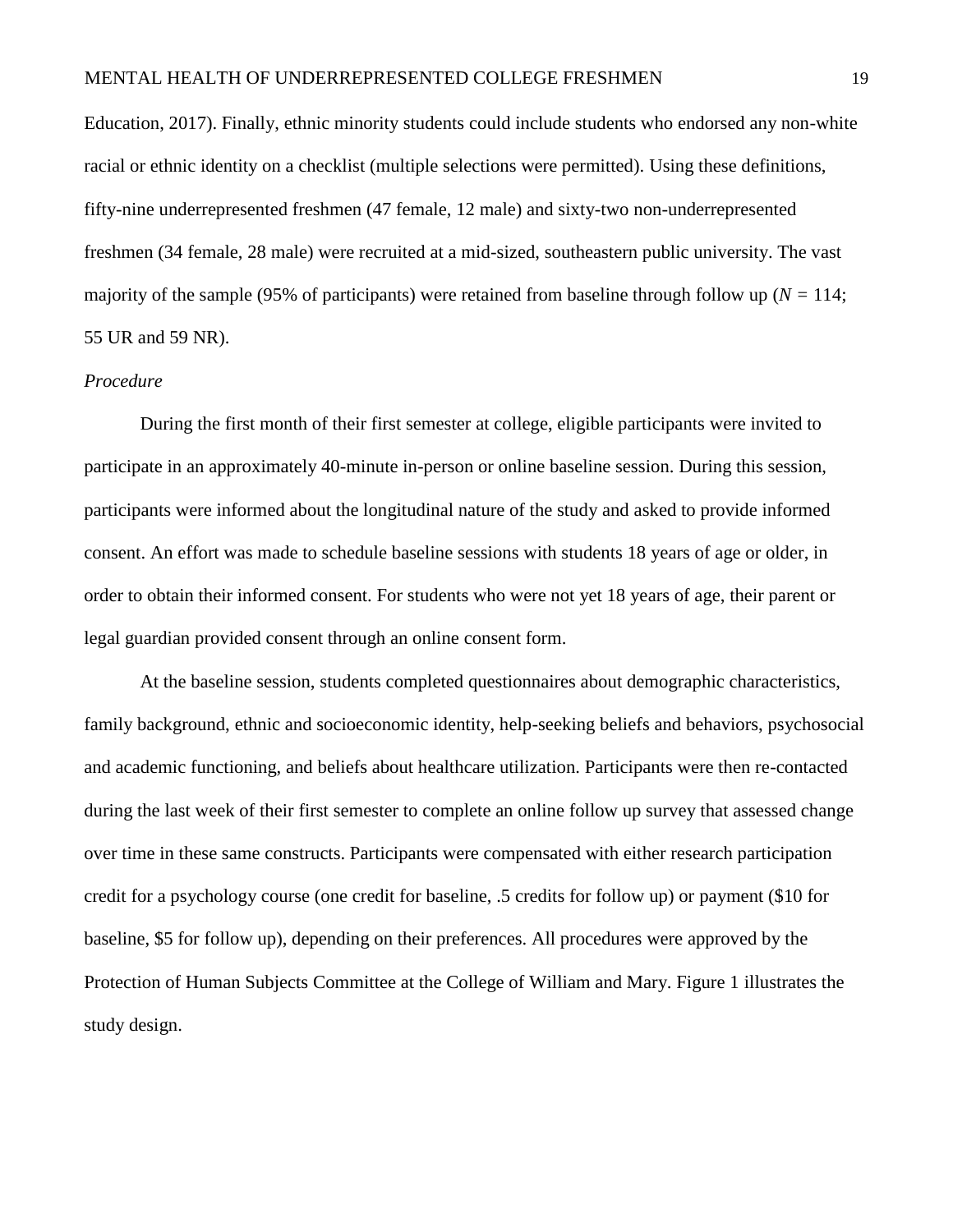Education, 2017). Finally, ethnic minority students could include students who endorsed any non-white racial or ethnic identity on a checklist (multiple selections were permitted). Using these definitions, fifty-nine underrepresented freshmen (47 female, 12 male) and sixty-two non-underrepresented freshmen (34 female, 28 male) were recruited at a mid-sized, southeastern public university. The vast majority of the sample (95% of participants) were retained from baseline through follow up ($N$ = 114; 55 UR and 59 NR).

*Procedure*

During the first month of their first semester at college, eligible participants were invited to participate in an approximately 40-minute in-person or online baseline session. During this session, participants were informed about the longitudinal nature of the study and asked to provide informed consent. An effort was made to schedule baseline sessions with students 18 years of age or older, in order to obtain their informed consent. For students who were not yet 18 years of age, their parent or legal guardian provided consent through an online consent form.

At the baseline session, students completed questionnaires about demographic characteristics, family background, ethnic and socioeconomic identity, help-seeking beliefs and behaviors, psychosocial and academic functioning, and beliefs about healthcare utilization. Participants were then re-contacted during the last week of their first semester to complete an online follow up survey that assessed change over time in these same constructs. Participants were compensated with either research participation credit for a psychology course (one credit for baseline, .5 credits for follow up) or payment ($10 for baseline, $5 for follow up), depending on their preferences. All procedures were approved by the Protection of Human Subjects Committee at the College of William and Mary. Figure 1 illustrates the study design.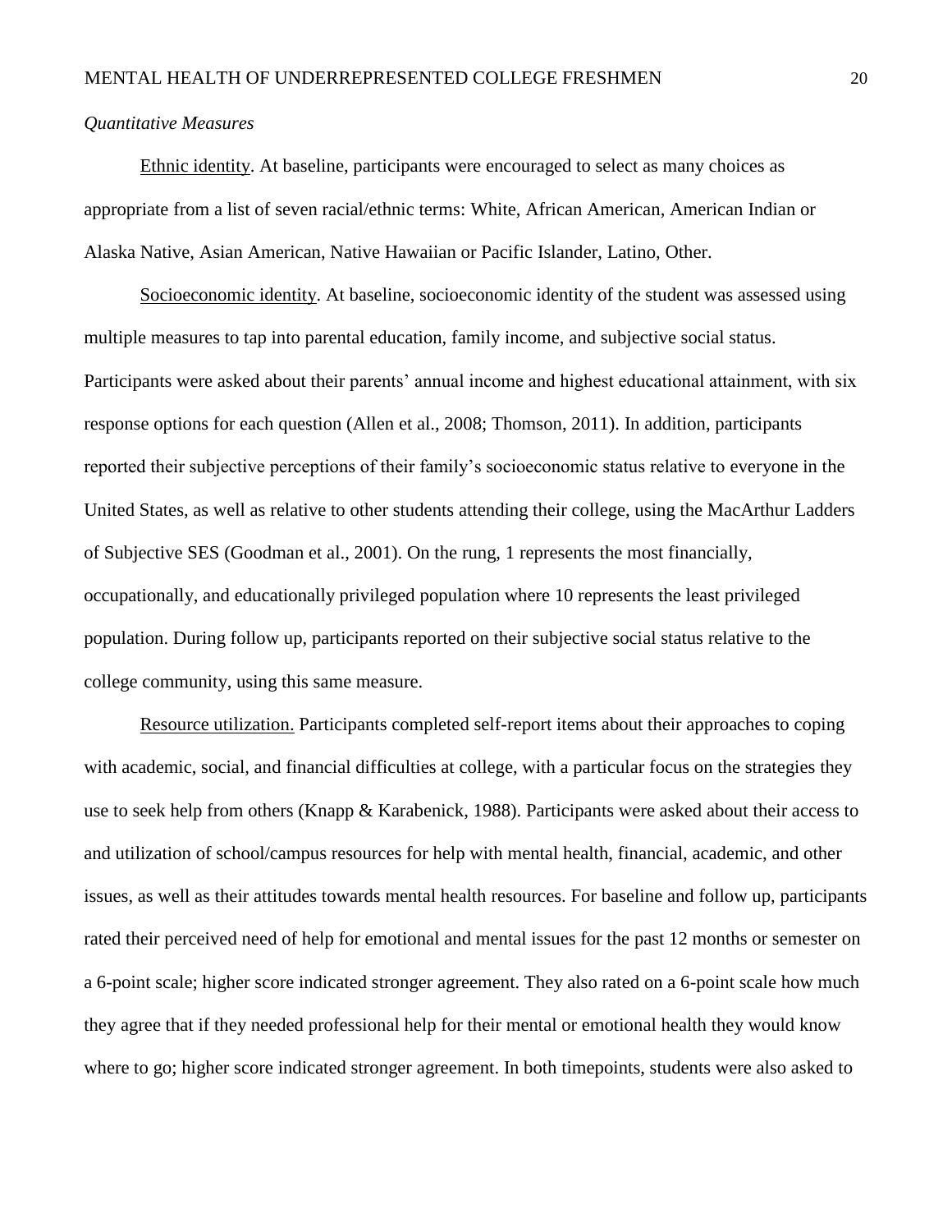*Quantitative Measures*

Ethnic identity. At baseline, participants were encouraged to select as many choices as appropriate from a list of seven racial/ethnic terms: White, African American, American Indian or Alaska Native, Asian American, Native Hawaiian or Pacific Islander, Latino, Other.

Socioeconomic identity. At baseline, socioeconomic identity of the student was assessed using multiple measures to tap into parental education, family income, and subjective social status. Participants were asked about their parents' annual income and highest educational attainment, with six response options for each question (Allen et al., 2008; Thomson, 2011). In addition, participants reported their subjective perceptions of their family's socioeconomic status relative to everyone in the United States, as well as relative to other students attending their college, using the MacArthur Ladders of Subjective SES (Goodman et al., 2001). On the rung, 1 represents the most financially, occupationally, and educationally privileged population where 10 represents the least privileged population. During follow up, participants reported on their subjective social status relative to the college community, using this same measure.

Resource utilization. Participants completed self-report items about their approaches to coping with academic, social, and financial difficulties at college, with a particular focus on the strategies they use to seek help from others (Knapp & Karabenick, 1988). Participants were asked about their access to and utilization of school/campus resources for help with mental health, financial, academic, and other issues, as well as their attitudes towards mental health resources. For baseline and follow up, participants rated their perceived need of help for emotional and mental issues for the past 12 months or semester on a 6-point scale; higher score indicated stronger agreement. They also rated on a 6-point scale how much they agree that if they needed professional help for their mental or emotional health they would know where to go; higher score indicated stronger agreement. In both timepoints, students were also asked to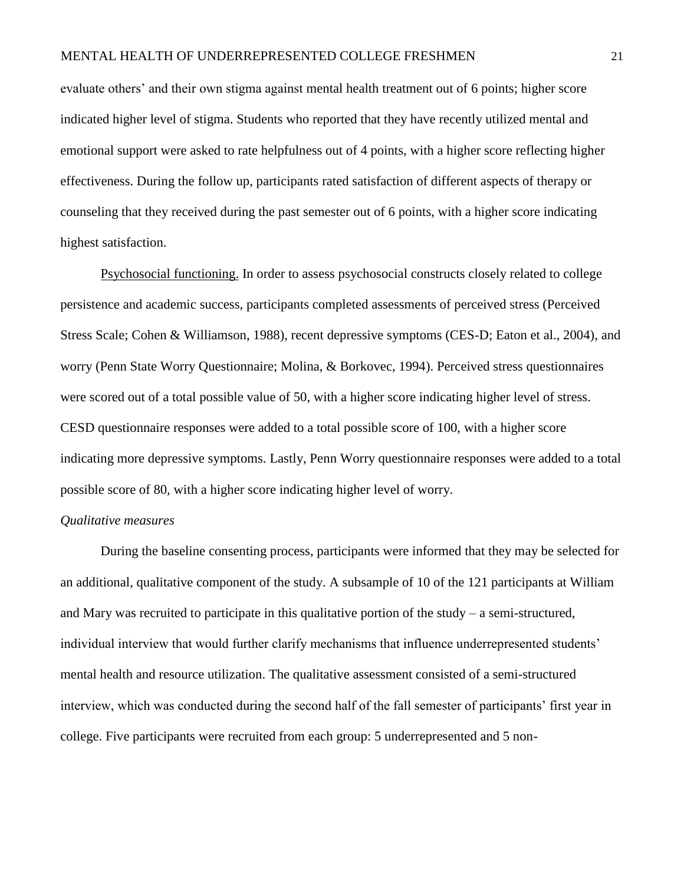evaluate others' and their own stigma against mental health treatment out of 6 points; higher score indicated higher level of stigma. Students who reported that they have recently utilized mental and emotional support were asked to rate helpfulness out of 4 points, with a higher score reflecting higher effectiveness. During the follow up, participants rated satisfaction of different aspects of therapy or counseling that they received during the past semester out of 6 points, with a higher score indicating highest satisfaction.

Psychosocial functioning. In order to assess psychosocial constructs closely related to college persistence and academic success, participants completed assessments of perceived stress (Perceived Stress Scale; Cohen & Williamson, 1988), recent depressive symptoms (CES-D; Eaton et al., 2004), and worry (Penn State Worry Questionnaire; Molina, & Borkovec, 1994). Perceived stress questionnaires were scored out of a total possible value of 50, with a higher score indicating higher level of stress. CESD questionnaire responses were added to a total possible score of 100, with a higher score indicating more depressive symptoms. Lastly, Penn Worry questionnaire responses were added to a total possible score of 80, with a higher score indicating higher level of worry.

*Qualitative measures*

During the baseline consenting process, participants were informed that they may be selected for an additional, qualitative component of the study. A subsample of 10 of the 121 participants at William and Mary was recruited to participate in this qualitative portion of the study – a semi-structured, individual interview that would further clarify mechanisms that influence underrepresented students' mental health and resource utilization. The qualitative assessment consisted of a semi-structured interview, which was conducted during the second half of the fall semester of participants' first year in college. Five participants were recruited from each group: 5 underrepresented and 5 non-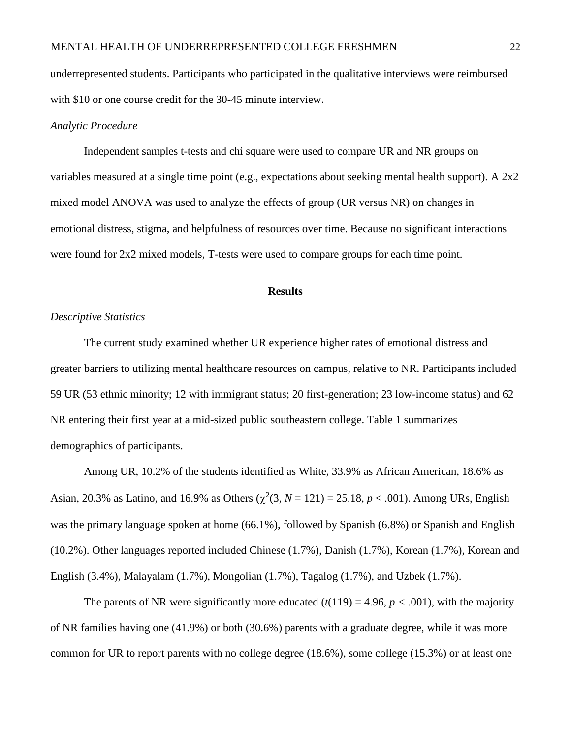underrepresented students. Participants who participated in the qualitative interviews were reimbursed with $10 or one course credit for the 30-45 minute interview.

*Analytic Procedure*

Independent samples t-tests and chi square were used to compare UR and NR groups on variables measured at a single time point (e.g., expectations about seeking mental health support). A 2x2 mixed model ANOVA was used to analyze the effects of group (UR versus NR) on changes in emotional distress, stigma, and helpfulness of resources over time. Because no significant interactions were found for 2x2 mixed models, T-tests were used to compare groups for each time point.

## Results

*Descriptive Statistics*

The current study examined whether UR experience higher rates of emotional distress and greater barriers to utilizing mental healthcare resources on campus, relative to NR. Participants included 59 UR (53 ethnic minority; 12 with immigrant status; 20 first-generation; 23 low-income status) and 62 NR entering their first year at a mid-sized public southeastern college. Table 1 summarizes demographics of participants.

Among UR, 10.2% of the students identified as White, 33.9% as African American, 18.6% as Asian, 20.3% as Latino, and 16.9% as Others ($\chi^2(3, N = 121) = 25.18, p < .001$). Among URs, English was the primary language spoken at home (66.1%), followed by Spanish (6.8%) or Spanish and English (10.2%). Other languages reported included Chinese (1.7%), Danish (1.7%), Korean (1.7%), Korean and English (3.4%), Malayalam (1.7%), Mongolian (1.7%), Tagalog (1.7%), and Uzbek (1.7%).

The parents of NR were significantly more educated ($t(119) = 4.96, p < .001$), with the majority of NR families having one (41.9%) or both (30.6%) parents with a graduate degree, while it was more common for UR to report parents with no college degree (18.6%), some college (15.3%) or at least one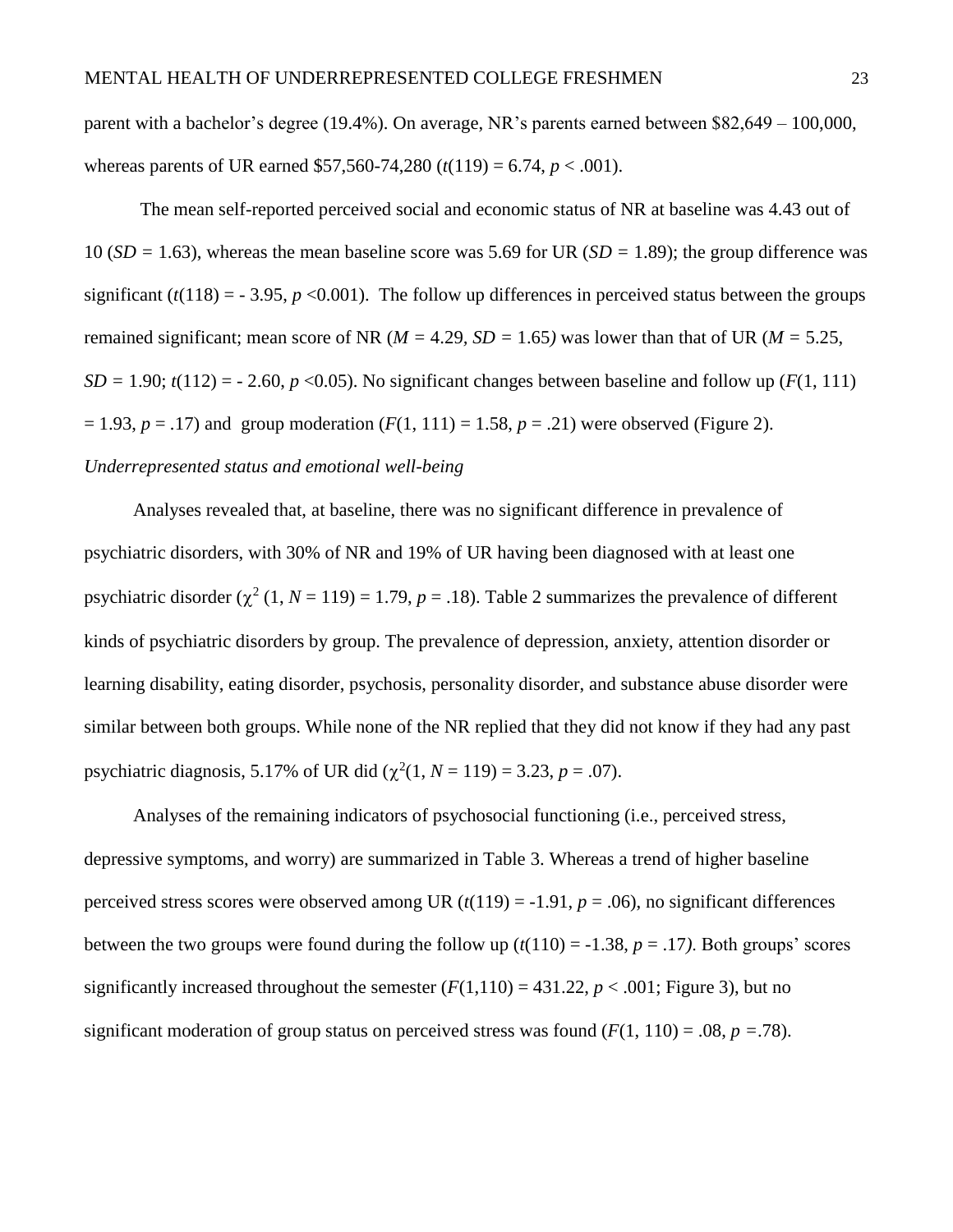parent with a bachelor's degree (19.4%). On average, NR's parents earned between \$82,649 – 100,000, whereas parents of UR earned \$57,560-74,280 ($t(119) = 6.74$, $p < .001$).

The mean self-reported perceived social and economic status of NR at baseline was 4.43 out of 10 ($SD = 1.63$), whereas the mean baseline score was 5.69 for UR ($SD = 1.89$); the group difference was significant ($t(118) = -3.95$, $p < 0.001$). The follow up differences in perceived status between the groups remained significant; mean score of NR ($M = 4.29$, $SD = 1.65$) was lower than that of UR ($M = 5.25$, $SD = 1.90$; $t(112) = -2.60$, $p < 0.05$). No significant changes between baseline and follow up ($F(1, 111) = 1.93$, $p = .17$) and group moderation ($F(1, 111) = 1.58$, $p = .21$) were observed (Figure 2).

*Underrepresented status and emotional well-being*

Analyses revealed that, at baseline, there was no significant difference in prevalence of psychiatric disorders, with 30% of NR and 19% of UR having been diagnosed with at least one psychiatric disorder ($\chi^2$ (1, $N = 119$) = 1.79, $p = .18$). Table 2 summarizes the prevalence of different kinds of psychiatric disorders by group. The prevalence of depression, anxiety, attention disorder or learning disability, eating disorder, psychosis, personality disorder, and substance abuse disorder were similar between both groups. While none of the NR replied that they did not know if they had any past psychiatric diagnosis, 5.17% of UR did ($\chi^2(1, N = 119) = 3.23$, $p = .07$).

Analyses of the remaining indicators of psychosocial functioning (i.e., perceived stress, depressive symptoms, and worry) are summarized in Table 3. Whereas a trend of higher baseline perceived stress scores were observed among UR ($t(119) = -1.91$, $p = .06$), no significant differences between the two groups were found during the follow up ($t(110) = -1.38$, $p = .17$). Both groups' scores significantly increased throughout the semester ($F(1,110) = 431.22$, $p < .001$; Figure 3), but no significant moderation of group status on perceived stress was found ($F(1, 110) = .08$, $p = .78$).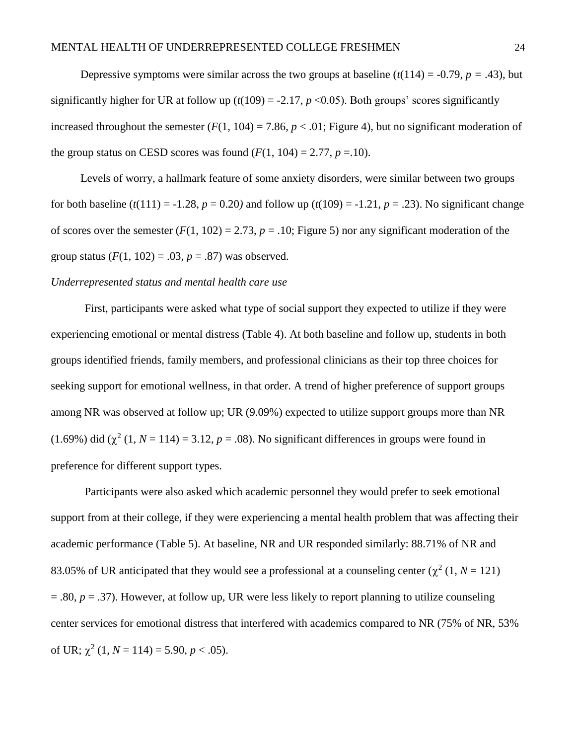Depressive symptoms were similar across the two groups at baseline ($t(114) = -0.79$, $p = .43$), but significantly higher for UR at follow up ($t(109) = -2.17$, $p < 0.05$). Both groups' scores significantly increased throughout the semester ($F(1, 104) = 7.86$, $p < .01$; Figure 4), but no significant moderation of the group status on CESD scores was found ($F(1, 104) = 2.77$, $p = .10$).

Levels of worry, a hallmark feature of some anxiety disorders, were similar between two groups for both baseline ($t(111) = -1.28$, $p = 0.20$) and follow up ($t(109) = -1.21$, $p = .23$). No significant change of scores over the semester ($F(1, 102) = 2.73$, $p = .10$; Figure 5) nor any significant moderation of the group status ($F(1, 102) = .03$, $p = .87$) was observed.

*Underrepresented status and mental health care use*

First, participants were asked what type of social support they expected to utilize if they were experiencing emotional or mental distress (Table 4). At both baseline and follow up, students in both groups identified friends, family members, and professional clinicians as their top three choices for seeking support for emotional wellness, in that order. A trend of higher preference of support groups among NR was observed at follow up; UR (9.09%) expected to utilize support groups more than NR (1.69%) did ($\chi^2$ (1, $N = 114$) = 3.12, $p = .08$). No significant differences in groups were found in preference for different support types.

Participants were also asked which academic personnel they would prefer to seek emotional support from at their college, if they were experiencing a mental health problem that was affecting their academic performance (Table 5). At baseline, NR and UR responded similarly: 88.71% of NR and 83.05% of UR anticipated that they would see a professional at a counseling center ($\chi^2$ (1, $N = 121$) = .80, $p = .37$). However, at follow up, UR were less likely to report planning to utilize counseling center services for emotional distress that interfered with academics compared to NR (75% of NR, 53% of UR; $\chi^2$ (1, $N = 114$) = 5.90, $p < .05$).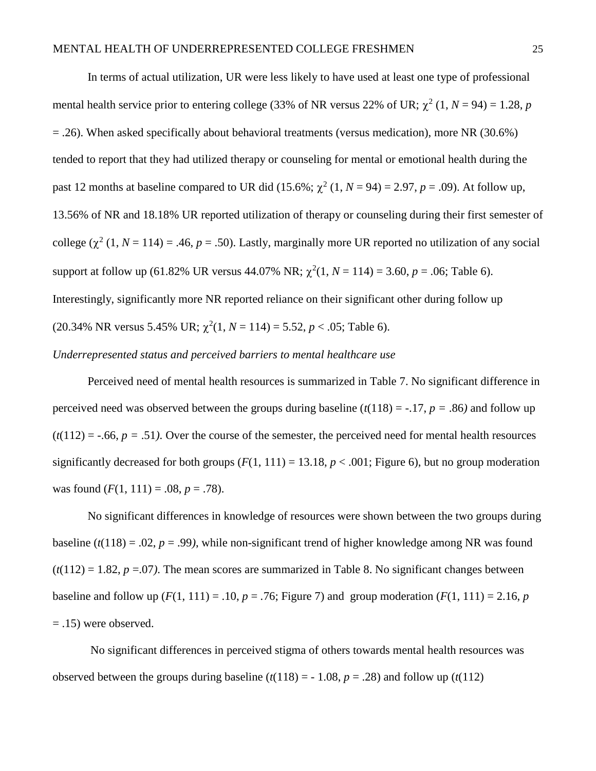In terms of actual utilization, UR were less likely to have used at least one type of professional mental health service prior to entering college (33% of NR versus 22% of UR; $\chi^2$ (1, $N$ = 94) = 1.28, $p$ = .26). When asked specifically about behavioral treatments (versus medication), more NR (30.6%) tended to report that they had utilized therapy or counseling for mental or emotional health during the past 12 months at baseline compared to UR did (15.6%; $\chi^2$ (1, $N$ = 94) = 2.97, $p$ = .09). At follow up, 13.56% of NR and 18.18% UR reported utilization of therapy or counseling during their first semester of college ($\chi^2$ (1, $N$ = 114) = .46, $p$ = .50). Lastly, marginally more UR reported no utilization of any social support at follow up (61.82% UR versus 44.07% NR; $\chi^2$(1, $N$ = 114) = 3.60, $p$ = .06; Table 6). Interestingly, significantly more NR reported reliance on their significant other during follow up (20.34% NR versus 5.45% UR; $\chi^2$(1, $N$ = 114) = 5.52, $p$ < .05; Table 6).

*Underrepresented status and perceived barriers to mental healthcare use*

Perceived need of mental health resources is summarized in Table 7. No significant difference in perceived need was observed between the groups during baseline ($t$(118) = -.17, $p$ = .86) and follow up ($t$(112) = -.66, $p$ = .51). Over the course of the semester, the perceived need for mental health resources significantly decreased for both groups ($F$(1, 111) = 13.18, $p$ < .001; Figure 6), but no group moderation was found ($F$(1, 111) = .08, $p$ = .78).

No significant differences in knowledge of resources were shown between the two groups during baseline ($t$(118) = .02, $p$ = .99), while non-significant trend of higher knowledge among NR was found ($t$(112) = 1.82, $p$ =.07). The mean scores are summarized in Table 8. No significant changes between baseline and follow up ($F$(1, 111) = .10, $p$ = .76; Figure 7) and group moderation ($F$(1, 111) = 2.16, $p$ = .15) were observed.

No significant differences in perceived stigma of others towards mental health resources was observed between the groups during baseline ($t$(118) = - 1.08, $p$ = .28) and follow up ($t$(112)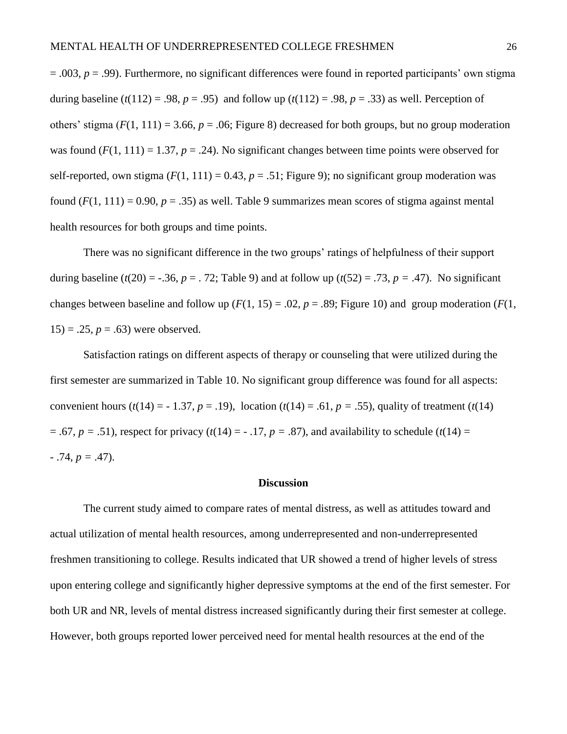= .003, $p$ = .99). Furthermore, no significant differences were found in reported participants' own stigma during baseline ($t(112)$ = .98, $p$ = .95) and follow up ($t(112)$ = .98, $p$ = .33) as well. Perception of others' stigma ($F(1, 111)$ = 3.66, $p$ = .06; Figure 8) decreased for both groups, but no group moderation was found ($F(1, 111)$ = 1.37, $p$ = .24). No significant changes between time points were observed for self-reported, own stigma ($F(1, 111)$ = 0.43, $p$ = .51; Figure 9); no significant group moderation was found ($F(1, 111)$ = 0.90, $p$ = .35) as well. Table 9 summarizes mean scores of stigma against mental health resources for both groups and time points.

There was no significant difference in the two groups' ratings of helpfulness of their support during baseline ($t(20)$ = -.36, $p$ = . 72; Table 9) and at follow up ($t(52)$ = .73, $p$ = .47). No significant changes between baseline and follow up ($F(1, 15)$ = .02, $p$ = .89; Figure 10) and group moderation ($F(1, 15)$ = .25, $p$ = .63) were observed.

Satisfaction ratings on different aspects of therapy or counseling that were utilized during the first semester are summarized in Table 10. No significant group difference was found for all aspects: convenient hours ($t(14)$ = - 1.37, $p$ = .19), location ($t(14)$ = .61, $p$ = .55), quality of treatment ($t(14)$ = .67, $p$ = .51), respect for privacy ($t(14)$ = - .17, $p$ = .87), and availability to schedule ($t(14)$ = - .74, $p$ = .47).

## Discussion

The current study aimed to compare rates of mental distress, as well as attitudes toward and actual utilization of mental health resources, among underrepresented and non-underrepresented freshmen transitioning to college. Results indicated that UR showed a trend of higher levels of stress upon entering college and significantly higher depressive symptoms at the end of the first semester. For both UR and NR, levels of mental distress increased significantly during their first semester at college. However, both groups reported lower perceived need for mental health resources at the end of the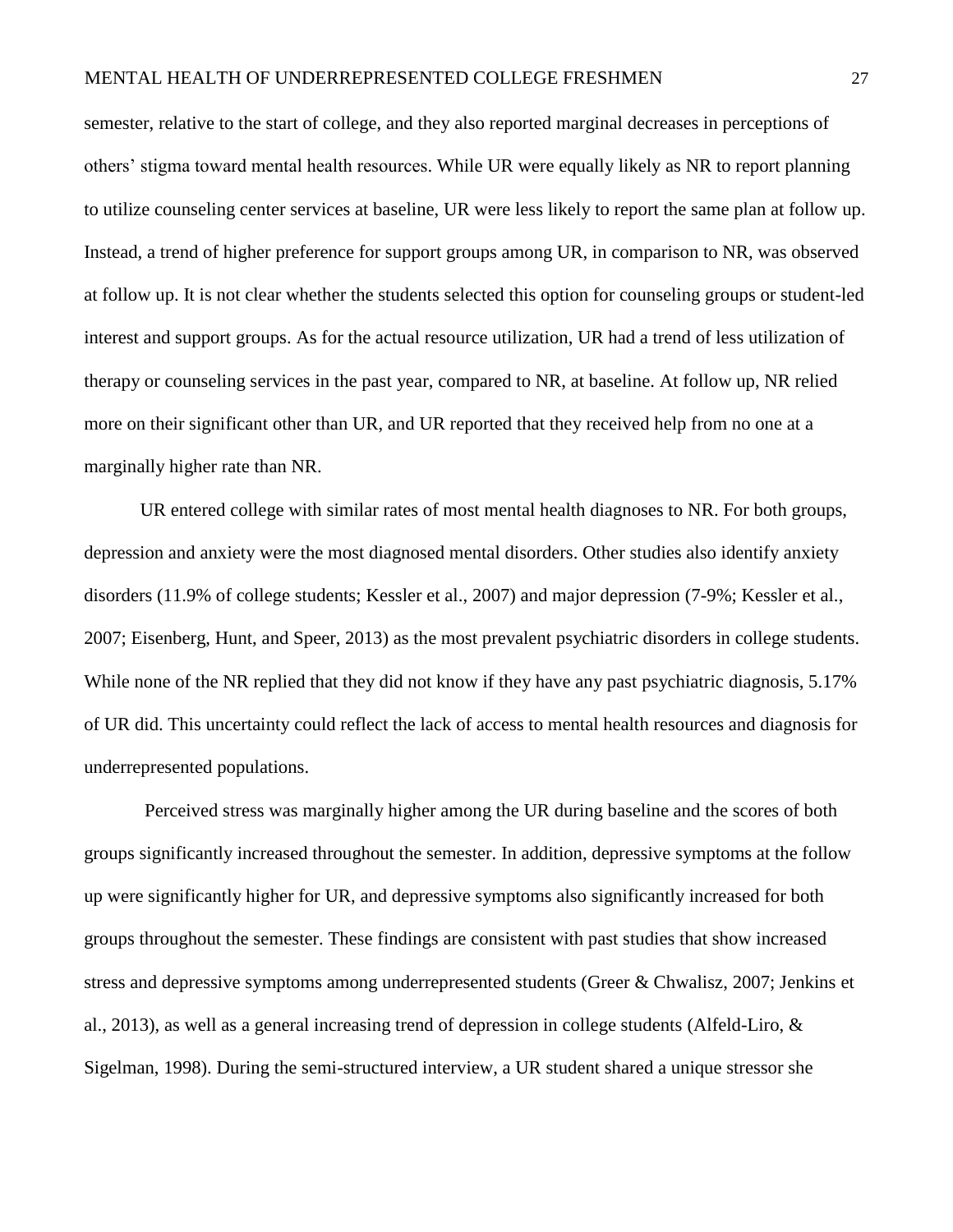semester, relative to the start of college, and they also reported marginal decreases in perceptions of others' stigma toward mental health resources. While UR were equally likely as NR to report planning to utilize counseling center services at baseline, UR were less likely to report the same plan at follow up. Instead, a trend of higher preference for support groups among UR, in comparison to NR, was observed at follow up. It is not clear whether the students selected this option for counseling groups or student-led interest and support groups. As for the actual resource utilization, UR had a trend of less utilization of therapy or counseling services in the past year, compared to NR, at baseline. At follow up, NR relied more on their significant other than UR, and UR reported that they received help from no one at a marginally higher rate than NR.

UR entered college with similar rates of most mental health diagnoses to NR. For both groups, depression and anxiety were the most diagnosed mental disorders. Other studies also identify anxiety disorders (11.9% of college students; Kessler et al., 2007) and major depression (7-9%; Kessler et al., 2007; Eisenberg, Hunt, and Speer, 2013) as the most prevalent psychiatric disorders in college students. While none of the NR replied that they did not know if they have any past psychiatric diagnosis, 5.17% of UR did. This uncertainty could reflect the lack of access to mental health resources and diagnosis for underrepresented populations.

Perceived stress was marginally higher among the UR during baseline and the scores of both groups significantly increased throughout the semester. In addition, depressive symptoms at the follow up were significantly higher for UR, and depressive symptoms also significantly increased for both groups throughout the semester. These findings are consistent with past studies that show increased stress and depressive symptoms among underrepresented students (Greer & Chwalisz, 2007; Jenkins et al., 2013), as well as a general increasing trend of depression in college students (Alfeld-Liro, & Sigelman, 1998). During the semi-structured interview, a UR student shared a unique stressor she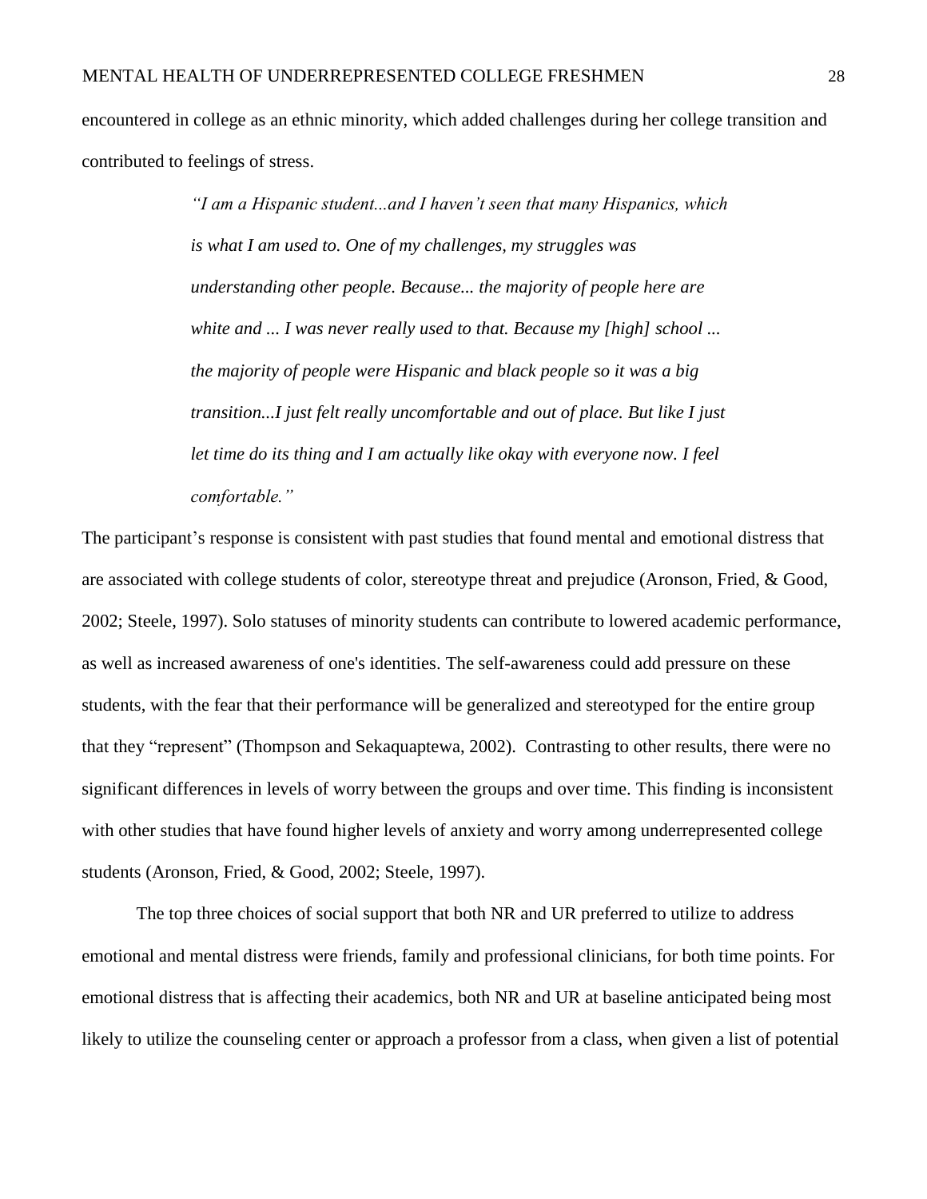encountered in college as an ethnic minority, which added challenges during her college transition and contributed to feelings of stress.

> *"I am a Hispanic student...and I haven't seen that many Hispanics, which is what I am used to. One of my challenges, my struggles was understanding other people. Because... the majority of people here are white and ... I was never really used to that. Because my [high] school ... the majority of people were Hispanic and black people so it was a big transition...I just felt really uncomfortable and out of place. But like I just let time do its thing and I am actually like okay with everyone now. I feel comfortable."*

The participant's response is consistent with past studies that found mental and emotional distress that are associated with college students of color, stereotype threat and prejudice (Aronson, Fried, & Good, 2002; Steele, 1997). Solo statuses of minority students can contribute to lowered academic performance, as well as increased awareness of one's identities. The self-awareness could add pressure on these students, with the fear that their performance will be generalized and stereotyped for the entire group that they "represent" (Thompson and Sekaquaptewa, 2002). Contrasting to other results, there were no significant differences in levels of worry between the groups and over time. This finding is inconsistent with other studies that have found higher levels of anxiety and worry among underrepresented college students (Aronson, Fried, & Good, 2002; Steele, 1997).

The top three choices of social support that both NR and UR preferred to utilize to address emotional and mental distress were friends, family and professional clinicians, for both time points. For emotional distress that is affecting their academics, both NR and UR at baseline anticipated being most likely to utilize the counseling center or approach a professor from a class, when given a list of potential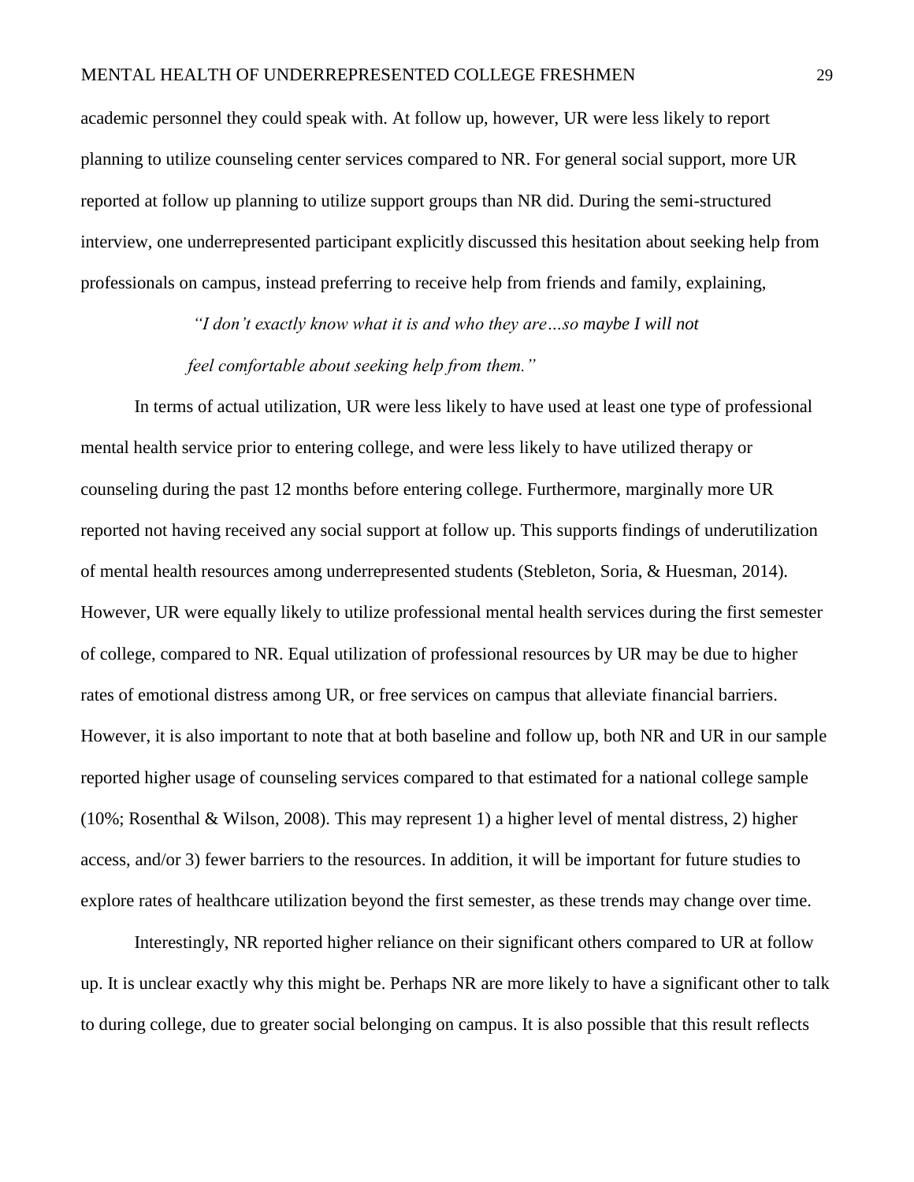academic personnel they could speak with. At follow up, however, UR were less likely to report planning to utilize counseling center services compared to NR. For general social support, more UR reported at follow up planning to utilize support groups than NR did. During the semi-structured interview, one underrepresented participant explicitly discussed this hesitation about seeking help from professionals on campus, instead preferring to receive help from friends and family, explaining,

> *"I don't exactly know what it is and who they are…so maybe I will not feel comfortable about seeking help from them."*

In terms of actual utilization, UR were less likely to have used at least one type of professional mental health service prior to entering college, and were less likely to have utilized therapy or counseling during the past 12 months before entering college. Furthermore, marginally more UR reported not having received any social support at follow up. This supports findings of underutilization of mental health resources among underrepresented students (Stebleton, Soria, & Huesman, 2014). However, UR were equally likely to utilize professional mental health services during the first semester of college, compared to NR. Equal utilization of professional resources by UR may be due to higher rates of emotional distress among UR, or free services on campus that alleviate financial barriers. However, it is also important to note that at both baseline and follow up, both NR and UR in our sample reported higher usage of counseling services compared to that estimated for a national college sample (10%; Rosenthal & Wilson, 2008). This may represent 1) a higher level of mental distress, 2) higher access, and/or 3) fewer barriers to the resources. In addition, it will be important for future studies to explore rates of healthcare utilization beyond the first semester, as these trends may change over time.

Interestingly, NR reported higher reliance on their significant others compared to UR at follow up. It is unclear exactly why this might be. Perhaps NR are more likely to have a significant other to talk to during college, due to greater social belonging on campus. It is also possible that this result reflects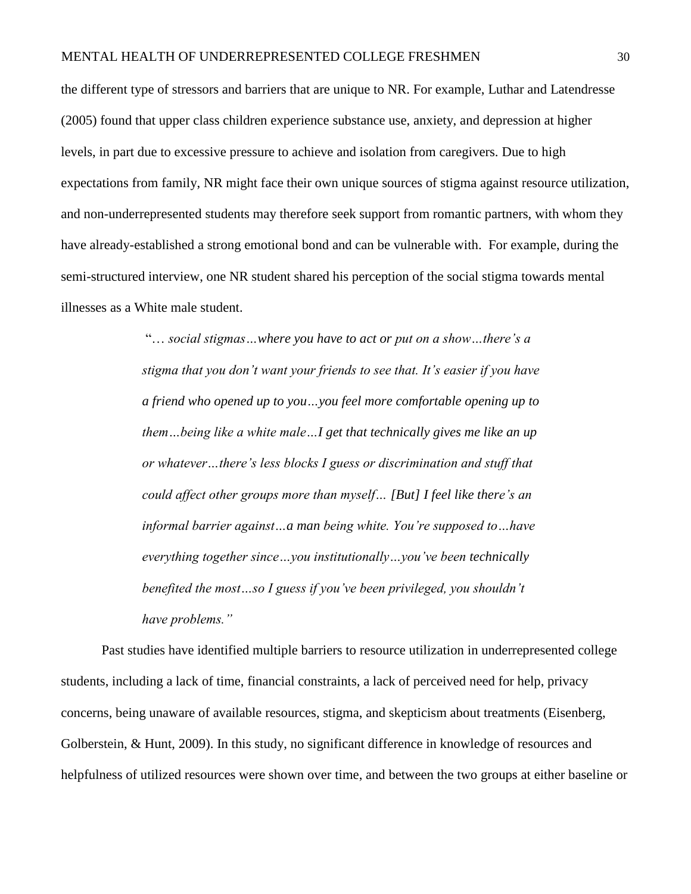the different type of stressors and barriers that are unique to NR. For example, Luthar and Latendresse (2005) found that upper class children experience substance use, anxiety, and depression at higher levels, in part due to excessive pressure to achieve and isolation from caregivers. Due to high expectations from family, NR might face their own unique sources of stigma against resource utilization, and non-underrepresented students may therefore seek support from romantic partners, with whom they have already-established a strong emotional bond and can be vulnerable with. For example, during the semi-structured interview, one NR student shared his perception of the social stigma towards mental illnesses as a White male student.

> "*… social stigmas…where you have to act or put on a show…there's a stigma that you don't want your friends to see that. It's easier if you have a friend who opened up to you…you feel more comfortable opening up to them…being like a white male…I get that technically gives me like an up or whatever…there's less blocks I guess or discrimination and stuff that could affect other groups more than myself… [But] I feel like there's an informal barrier against…a man being white. You're supposed to…have everything together since…you institutionally…you've been technically benefited the most…so I guess if you've been privileged, you shouldn't have problems.*"

Past studies have identified multiple barriers to resource utilization in underrepresented college students, including a lack of time, financial constraints, a lack of perceived need for help, privacy concerns, being unaware of available resources, stigma, and skepticism about treatments (Eisenberg, Golberstein, & Hunt, 2009). In this study, no significant difference in knowledge of resources and helpfulness of utilized resources were shown over time, and between the two groups at either baseline or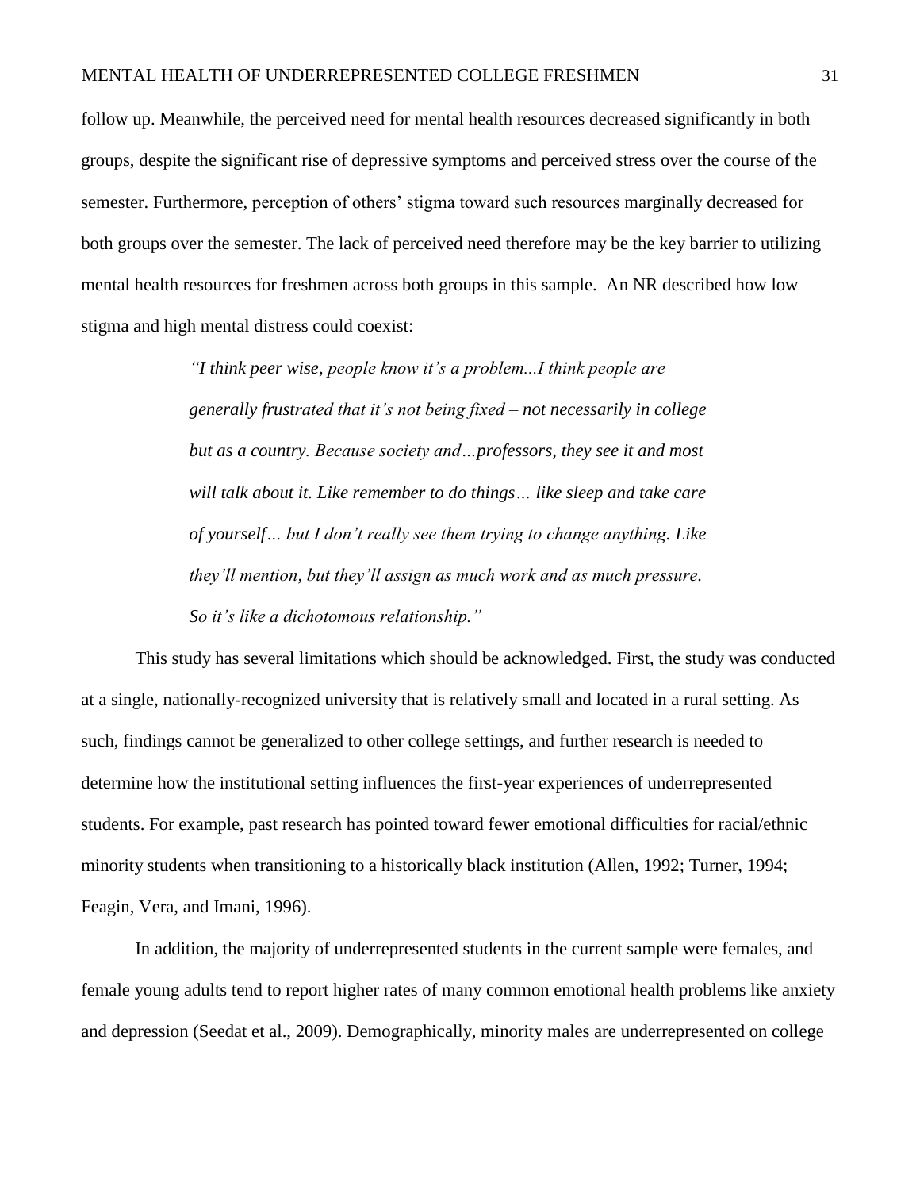follow up. Meanwhile, the perceived need for mental health resources decreased significantly in both groups, despite the significant rise of depressive symptoms and perceived stress over the course of the semester. Furthermore, perception of others' stigma toward such resources marginally decreased for both groups over the semester. The lack of perceived need therefore may be the key barrier to utilizing mental health resources for freshmen across both groups in this sample. An NR described how low stigma and high mental distress could coexist:

> *"I think peer wise, people know it's a problem...I think people are generally frustrated that it's not being fixed – not necessarily in college but as a country. Because society and…professors, they see it and most will talk about it. Like remember to do things… like sleep and take care of yourself… but I don't really see them trying to change anything. Like they'll mention, but they'll assign as much work and as much pressure. So it's like a dichotomous relationship."*

This study has several limitations which should be acknowledged. First, the study was conducted at a single, nationally-recognized university that is relatively small and located in a rural setting. As such, findings cannot be generalized to other college settings, and further research is needed to determine how the institutional setting influences the first-year experiences of underrepresented students. For example, past research has pointed toward fewer emotional difficulties for racial/ethnic minority students when transitioning to a historically black institution (Allen, 1992; Turner, 1994; Feagin, Vera, and Imani, 1996).

In addition, the majority of underrepresented students in the current sample were females, and female young adults tend to report higher rates of many common emotional health problems like anxiety and depression (Seedat et al., 2009). Demographically, minority males are underrepresented on college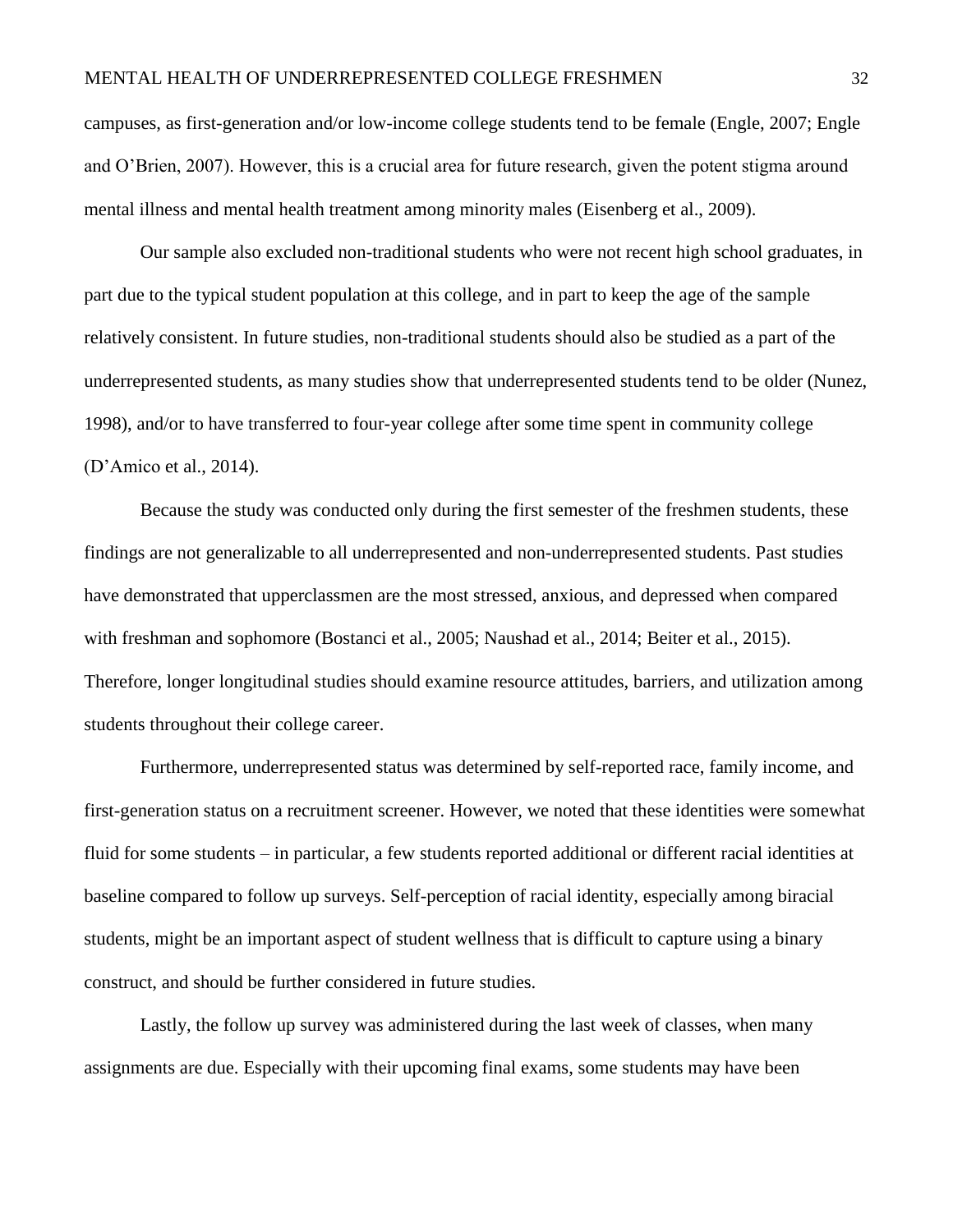campuses, as first-generation and/or low-income college students tend to be female (Engle, 2007; Engle and O'Brien, 2007). However, this is a crucial area for future research, given the potent stigma around mental illness and mental health treatment among minority males (Eisenberg et al., 2009).

Our sample also excluded non-traditional students who were not recent high school graduates, in part due to the typical student population at this college, and in part to keep the age of the sample relatively consistent. In future studies, non-traditional students should also be studied as a part of the underrepresented students, as many studies show that underrepresented students tend to be older (Nunez, 1998), and/or to have transferred to four-year college after some time spent in community college (D'Amico et al., 2014).

Because the study was conducted only during the first semester of the freshmen students, these findings are not generalizable to all underrepresented and non-underrepresented students. Past studies have demonstrated that upperclassmen are the most stressed, anxious, and depressed when compared with freshman and sophomore (Bostanci et al., 2005; Naushad et al., 2014; Beiter et al., 2015). Therefore, longer longitudinal studies should examine resource attitudes, barriers, and utilization among students throughout their college career.

Furthermore, underrepresented status was determined by self-reported race, family income, and first-generation status on a recruitment screener. However, we noted that these identities were somewhat fluid for some students – in particular, a few students reported additional or different racial identities at baseline compared to follow up surveys. Self-perception of racial identity, especially among biracial students, might be an important aspect of student wellness that is difficult to capture using a binary construct, and should be further considered in future studies.

Lastly, the follow up survey was administered during the last week of classes, when many assignments are due. Especially with their upcoming final exams, some students may have been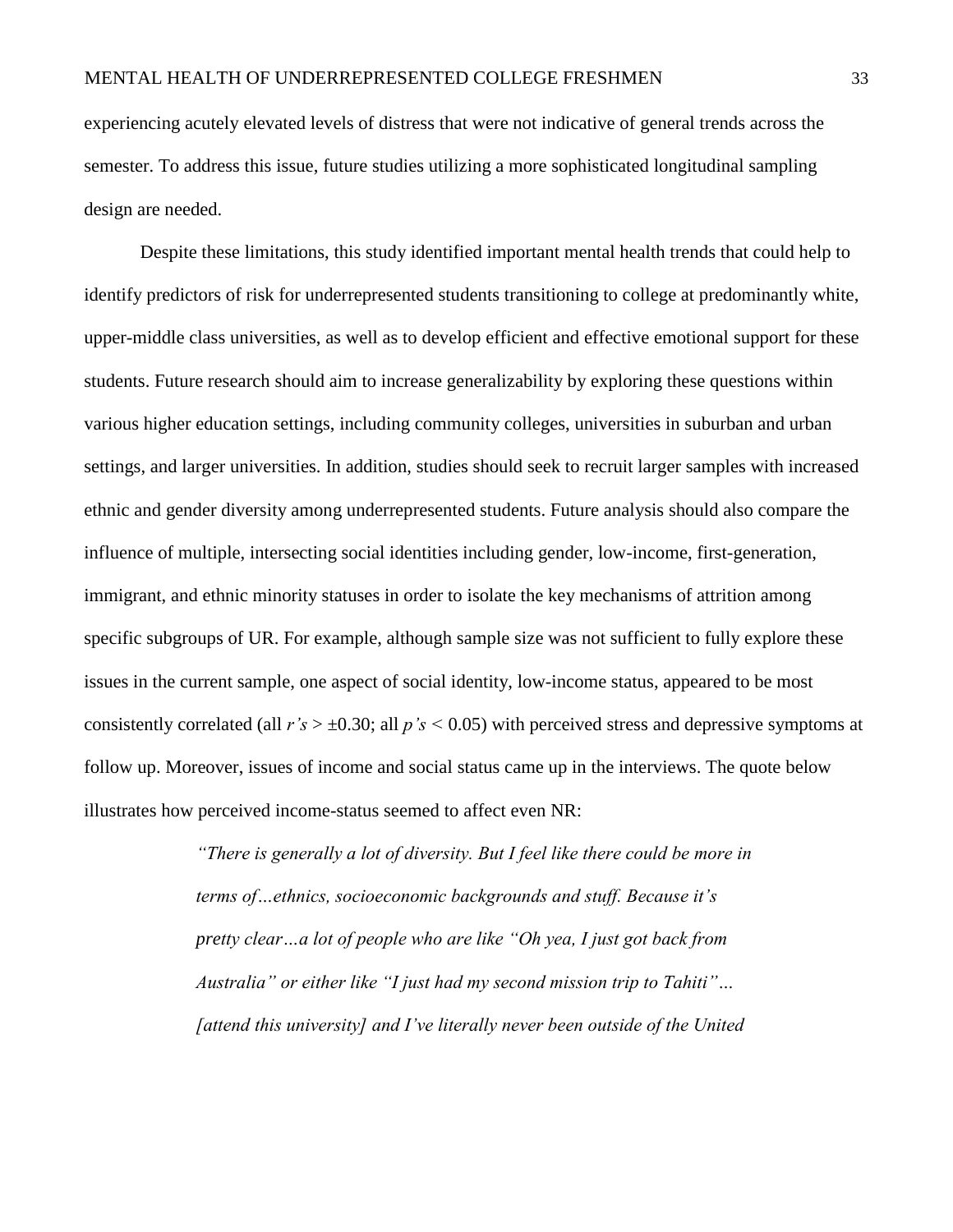experiencing acutely elevated levels of distress that were not indicative of general trends across the semester. To address this issue, future studies utilizing a more sophisticated longitudinal sampling design are needed.

Despite these limitations, this study identified important mental health trends that could help to identify predictors of risk for underrepresented students transitioning to college at predominantly white, upper-middle class universities, as well as to develop efficient and effective emotional support for these students. Future research should aim to increase generalizability by exploring these questions within various higher education settings, including community colleges, universities in suburban and urban settings, and larger universities. In addition, studies should seek to recruit larger samples with increased ethnic and gender diversity among underrepresented students. Future analysis should also compare the influence of multiple, intersecting social identities including gender, low-income, first-generation, immigrant, and ethnic minority statuses in order to isolate the key mechanisms of attrition among specific subgroups of UR. For example, although sample size was not sufficient to fully explore these issues in the current sample, one aspect of social identity, low-income status, appeared to be most consistently correlated (all $r$'s $> \pm 0.30$; all $p$'s $< 0.05$) with perceived stress and depressive symptoms at follow up. Moreover, issues of income and social status came up in the interviews. The quote below illustrates how perceived income-status seemed to affect even NR:

> *"There is generally a lot of diversity. But I feel like there could be more in terms of…ethnics, socioeconomic backgrounds and stuff. Because it's pretty clear…a lot of people who are like "Oh yea, I just got back from Australia" or either like "I just had my second mission trip to Tahiti"… [attend this university] and I've literally never been outside of the United*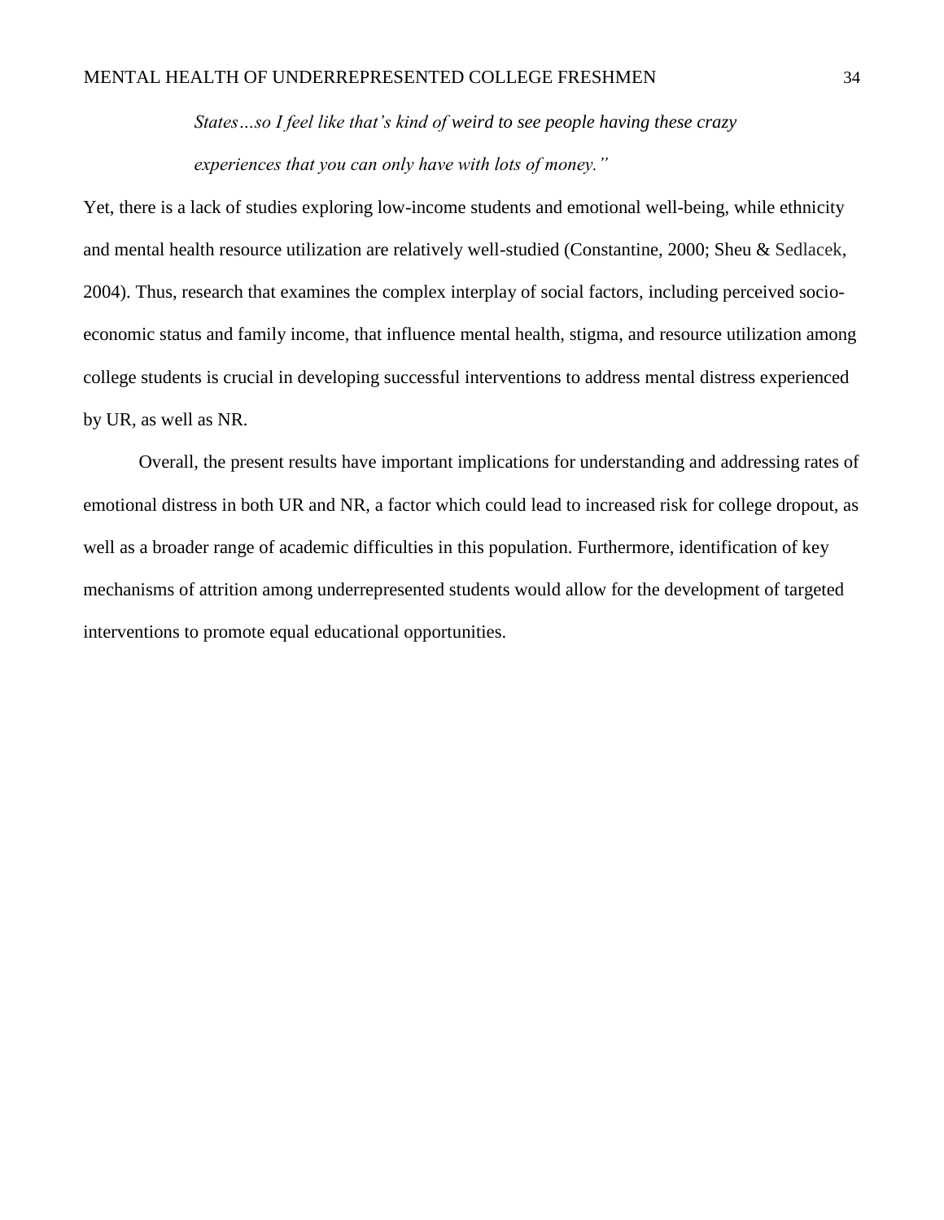> *States…so I feel like that's kind of weird to see people having these crazy experiences that you can only have with lots of money."*

Yet, there is a lack of studies exploring low-income students and emotional well-being, while ethnicity and mental health resource utilization are relatively well-studied (Constantine, 2000; Sheu & Sedlacek, 2004). Thus, research that examines the complex interplay of social factors, including perceived socio-economic status and family income, that influence mental health, stigma, and resource utilization among college students is crucial in developing successful interventions to address mental distress experienced by UR, as well as NR.

Overall, the present results have important implications for understanding and addressing rates of emotional distress in both UR and NR, a factor which could lead to increased risk for college dropout, as well as a broader range of academic difficulties in this population. Furthermore, identification of key mechanisms of attrition among underrepresented students would allow for the development of targeted interventions to promote equal educational opportunities.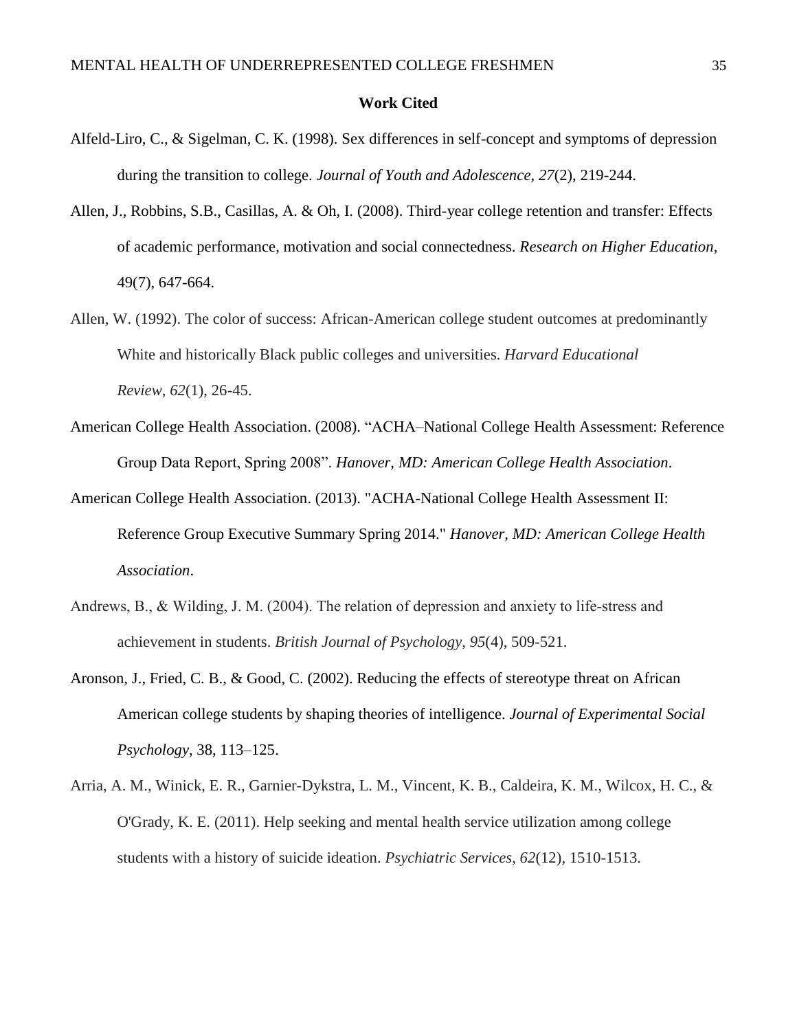**Work Cited**

Alfeld-Liro, C., & Sigelman, C. K. (1998). Sex differences in self-concept and symptoms of depression during the transition to college. *Journal of Youth and Adolescence*, *27*(2), 219-244.

Allen, J., Robbins, S.B., Casillas, A. & Oh, I. (2008). Third-year college retention and transfer: Effects of academic performance, motivation and social connectedness. *Research on Higher Education*, 49(7), 647-664.

Allen, W. (1992). The color of success: African-American college student outcomes at predominantly White and historically Black public colleges and universities. *Harvard Educational Review*, *62*(1), 26-45.

American College Health Association. (2008). "ACHA–National College Health Assessment: Reference Group Data Report, Spring 2008". *Hanover, MD: American College Health Association*.

American College Health Association. (2013). "ACHA-National College Health Assessment II: Reference Group Executive Summary Spring 2014." *Hanover, MD: American College Health Association*.

Andrews, B., & Wilding, J. M. (2004). The relation of depression and anxiety to life-stress and achievement in students. *British Journal of Psychology*, *95*(4), 509-521.

Aronson, J., Fried, C. B., & Good, C. (2002). Reducing the effects of stereotype threat on African American college students by shaping theories of intelligence. *Journal of Experimental Social Psychology*, 38, 113–125.

Arria, A. M., Winick, E. R., Garnier-Dykstra, L. M., Vincent, K. B., Caldeira, K. M., Wilcox, H. C., & O'Grady, K. E. (2011). Help seeking and mental health service utilization among college students with a history of suicide ideation. *Psychiatric Services*, *62*(12), 1510-1513.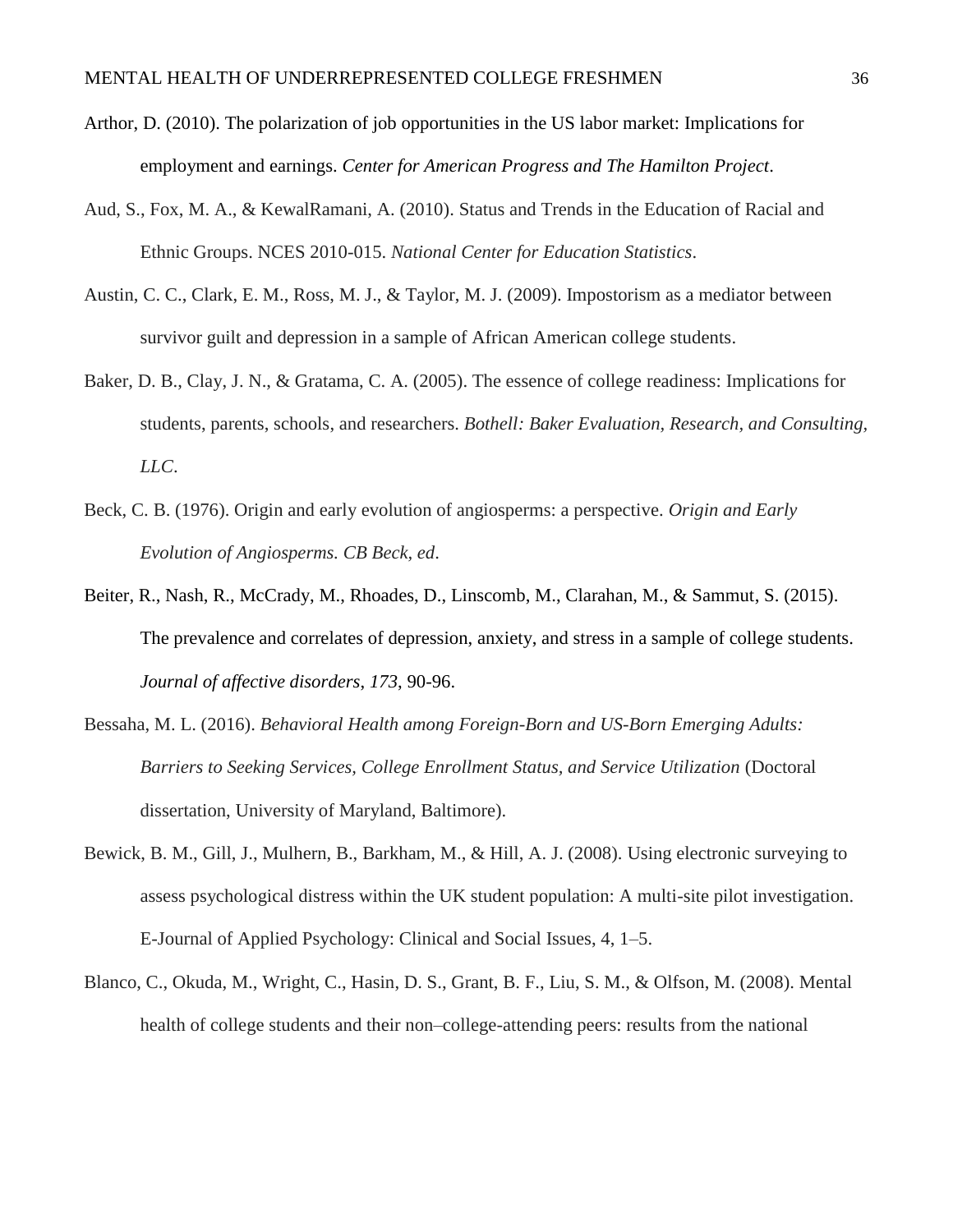Arthor, D. (2010). The polarization of job opportunities in the US labor market: Implications for employment and earnings. *Center for American Progress and The Hamilton Project*.

Aud, S., Fox, M. A., & KewalRamani, A. (2010). Status and Trends in the Education of Racial and Ethnic Groups. NCES 2010-015. *National Center for Education Statistics*.

Austin, C. C., Clark, E. M., Ross, M. J., & Taylor, M. J. (2009). Impostorism as a mediator between survivor guilt and depression in a sample of African American college students.

Baker, D. B., Clay, J. N., & Gratama, C. A. (2005). The essence of college readiness: Implications for students, parents, schools, and researchers. *Bothell: Baker Evaluation, Research, and Consulting, LLC*.

Beck, C. B. (1976). Origin and early evolution of angiosperms: a perspective. *Origin and Early Evolution of Angiosperms. CB Beck, ed*.

Beiter, R., Nash, R., McCrady, M., Rhoades, D., Linscomb, M., Clarahan, M., & Sammut, S. (2015). The prevalence and correlates of depression, anxiety, and stress in a sample of college students. *Journal of affective disorders*, *173*, 90-96.

Bessaha, M. L. (2016). *Behavioral Health among Foreign-Born and US-Born Emerging Adults: Barriers to Seeking Services, College Enrollment Status, and Service Utilization* (Doctoral dissertation, University of Maryland, Baltimore).

Bewick, B. M., Gill, J., Mulhern, B., Barkham, M., & Hill, A. J. (2008). Using electronic surveying to assess psychological distress within the UK student population: A multi-site pilot investigation. E-Journal of Applied Psychology: Clinical and Social Issues, 4, 1–5.

Blanco, C., Okuda, M., Wright, C., Hasin, D. S., Grant, B. F., Liu, S. M., & Olfson, M. (2008). Mental health of college students and their non–college-attending peers: results from the national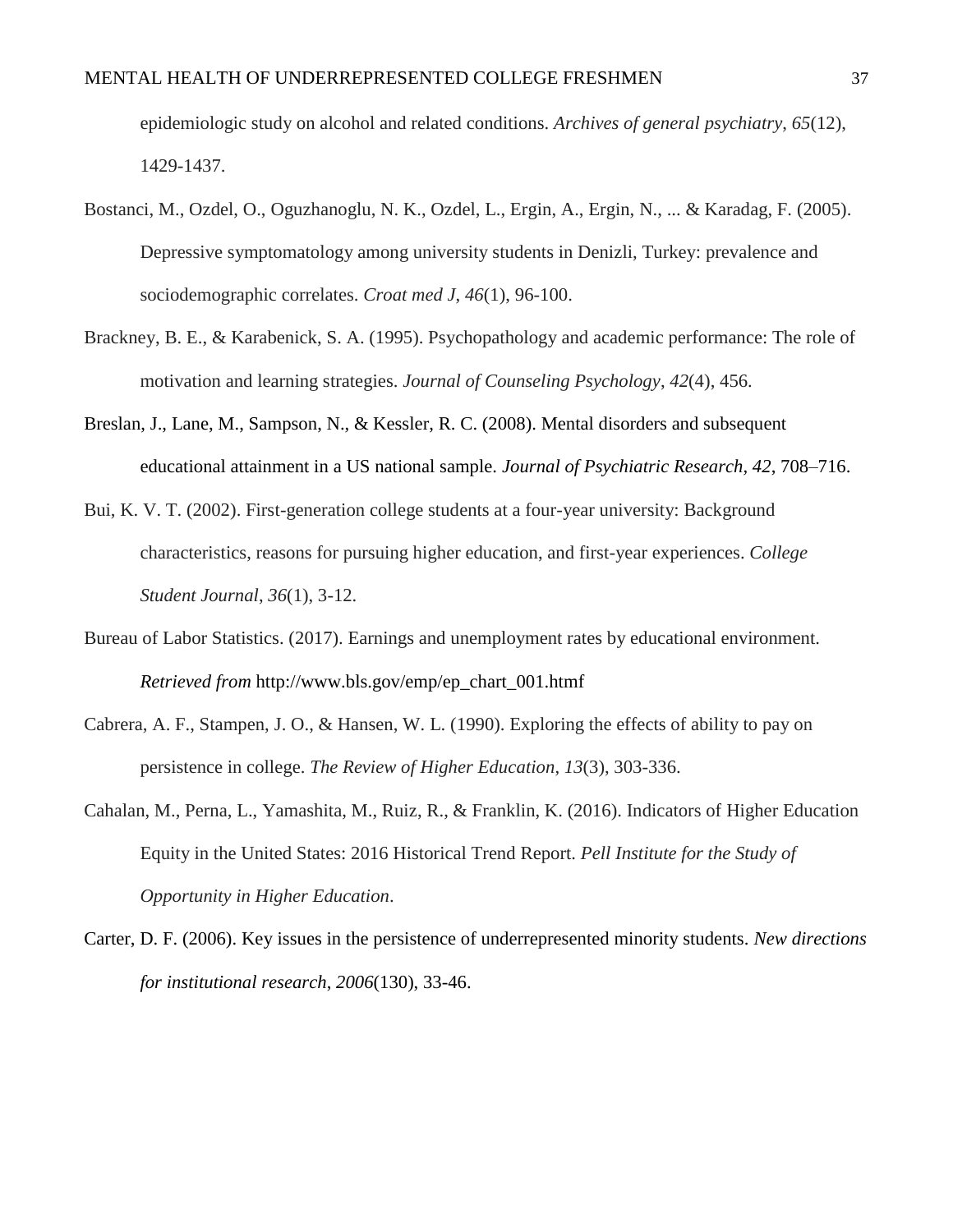epidemiologic study on alcohol and related conditions. *Archives of general psychiatry*, *65*(12), 1429-1437.

Bostanci, M., Ozdel, O., Oguzhanoglu, N. K., Ozdel, L., Ergin, A., Ergin, N., ... & Karadag, F. (2005). Depressive symptomatology among university students in Denizli, Turkey: prevalence and sociodemographic correlates. *Croat med J*, *46*(1), 96-100.

Brackney, B. E., & Karabenick, S. A. (1995). Psychopathology and academic performance: The role of motivation and learning strategies. *Journal of Counseling Psychology*, *42*(4), 456.

Breslan, J., Lane, M., Sampson, N., & Kessler, R. C. (2008). Mental disorders and subsequent educational attainment in a US national sample. *Journal of Psychiatric Research*, *42*, 708–716.

Bui, K. V. T. (2002). First-generation college students at a four-year university: Background characteristics, reasons for pursuing higher education, and first-year experiences. *College Student Journal*, *36*(1), 3-12.

Bureau of Labor Statistics. (2017). Earnings and unemployment rates by educational environment. *Retrieved from* http://www.bls.gov/emp/ep_chart_001.htmf

Cabrera, A. F., Stampen, J. O., & Hansen, W. L. (1990). Exploring the effects of ability to pay on persistence in college. *The Review of Higher Education*, *13*(3), 303-336.

Cahalan, M., Perna, L., Yamashita, M., Ruiz, R., & Franklin, K. (2016). Indicators of Higher Education Equity in the United States: 2016 Historical Trend Report. *Pell Institute for the Study of Opportunity in Higher Education*.

Carter, D. F. (2006). Key issues in the persistence of underrepresented minority students. *New directions for institutional research*, *2006*(130), 33-46.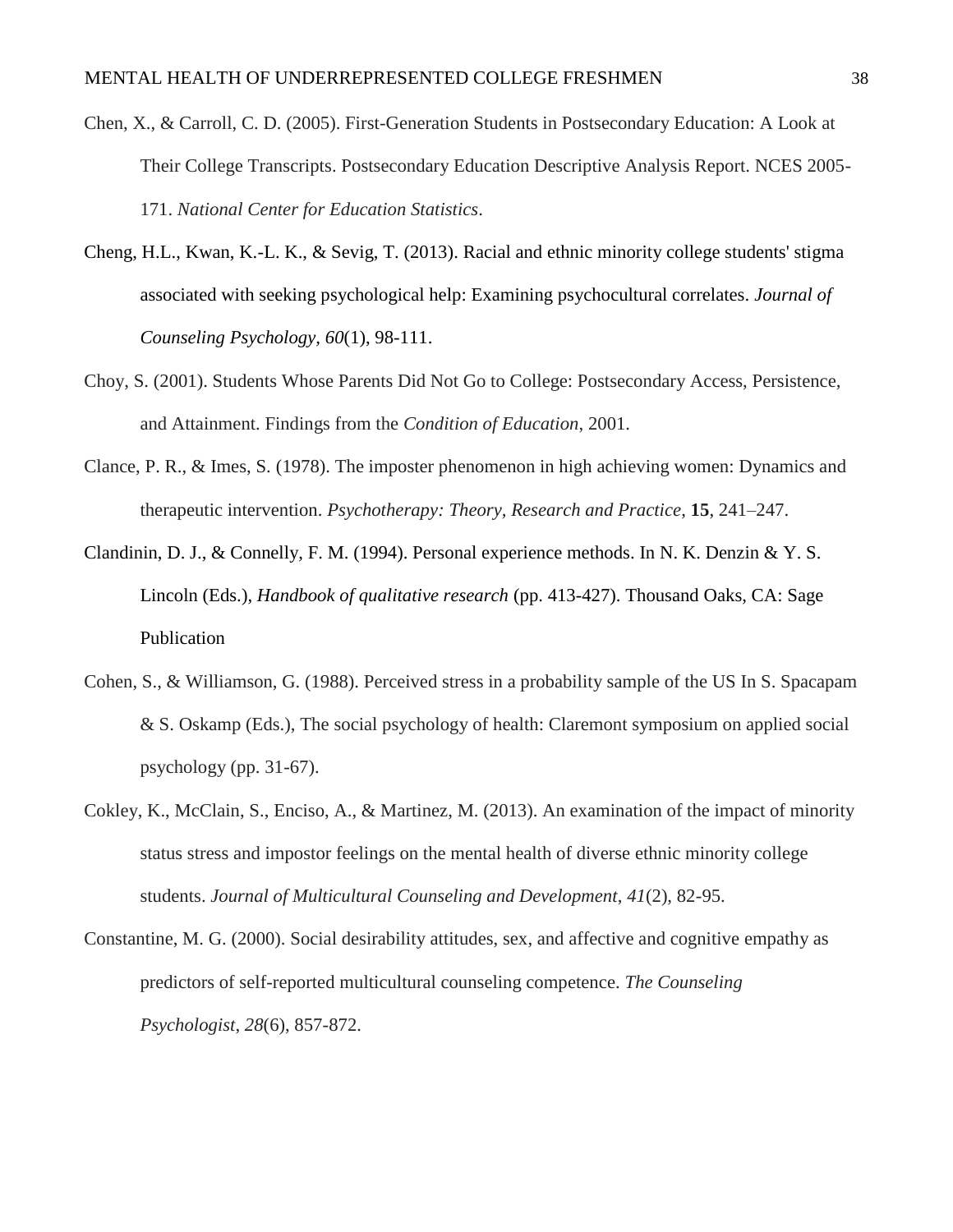Chen, X., & Carroll, C. D. (2005). First-Generation Students in Postsecondary Education: A Look at Their College Transcripts. Postsecondary Education Descriptive Analysis Report. NCES 2005-171. *National Center for Education Statistics*.

Cheng, H.L., Kwan, K.-L. K., & Sevig, T. (2013). Racial and ethnic minority college students' stigma associated with seeking psychological help: Examining psychocultural correlates. *Journal of Counseling Psychology*, *60*(1), 98-111.

Choy, S. (2001). Students Whose Parents Did Not Go to College: Postsecondary Access, Persistence, and Attainment. Findings from the *Condition of Education*, 2001.

Clance, P. R., & Imes, S. (1978). The imposter phenomenon in high achieving women: Dynamics and therapeutic intervention. *Psychotherapy: Theory, Research and Practice*, **15**, 241–247.

Clandinin, D. J., & Connelly, F. M. (1994). Personal experience methods. In N. K. Denzin & Y. S. Lincoln (Eds.), *Handbook of qualitative research* (pp. 413-427). Thousand Oaks, CA: Sage Publication

Cohen, S., & Williamson, G. (1988). Perceived stress in a probability sample of the US In S. Spacapam & S. Oskamp (Eds.), The social psychology of health: Claremont symposium on applied social psychology (pp. 31-67).

Cokley, K., McClain, S., Enciso, A., & Martinez, M. (2013). An examination of the impact of minority status stress and impostor feelings on the mental health of diverse ethnic minority college students. *Journal of Multicultural Counseling and Development*, *41*(2), 82-95.

Constantine, M. G. (2000). Social desirability attitudes, sex, and affective and cognitive empathy as predictors of self-reported multicultural counseling competence. *The Counseling Psychologist*, *28*(6), 857-872.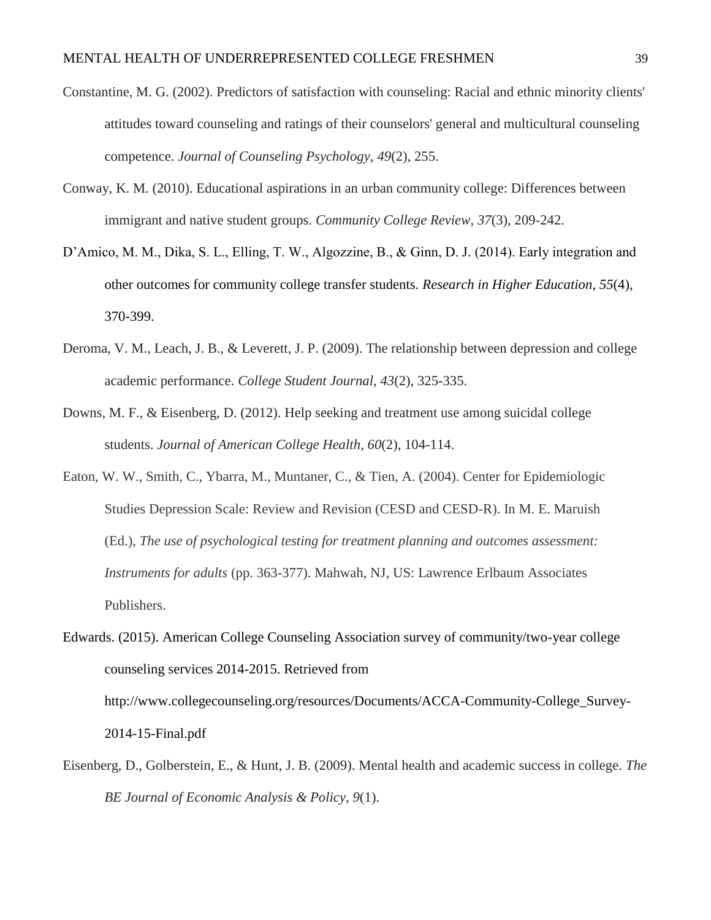Constantine, M. G. (2002). Predictors of satisfaction with counseling: Racial and ethnic minority clients' attitudes toward counseling and ratings of their counselors' general and multicultural counseling competence. *Journal of Counseling Psychology*, *49*(2), 255.

Conway, K. M. (2010). Educational aspirations in an urban community college: Differences between immigrant and native student groups. *Community College Review*, *37*(3), 209-242.

D'Amico, M. M., Dika, S. L., Elling, T. W., Algozzine, B., & Ginn, D. J. (2014). Early integration and other outcomes for community college transfer students. *Research in Higher Education*, *55*(4), 370-399.

Deroma, V. M., Leach, J. B., & Leverett, J. P. (2009). The relationship between depression and college academic performance. *College Student Journal*, *43*(2), 325-335.

Downs, M. F., & Eisenberg, D. (2012). Help seeking and treatment use among suicidal college students. *Journal of American College Health*, *60*(2), 104-114.

Eaton, W. W., Smith, C., Ybarra, M., Muntaner, C., & Tien, A. (2004). Center for Epidemiologic Studies Depression Scale: Review and Revision (CESD and CESD-R). In M. E. Maruish (Ed.), *The use of psychological testing for treatment planning and outcomes assessment: Instruments for adults* (pp. 363-377). Mahwah, NJ, US: Lawrence Erlbaum Associates Publishers.

Edwards. (2015). American College Counseling Association survey of community/two-year college counseling services 2014-2015. Retrieved from http://www.collegecounseling.org/resources/Documents/ACCA-Community-College_Survey-2014-15-Final.pdf

Eisenberg, D., Golberstein, E., & Hunt, J. B. (2009). Mental health and academic success in college. *The BE Journal of Economic Analysis & Policy*, *9*(1).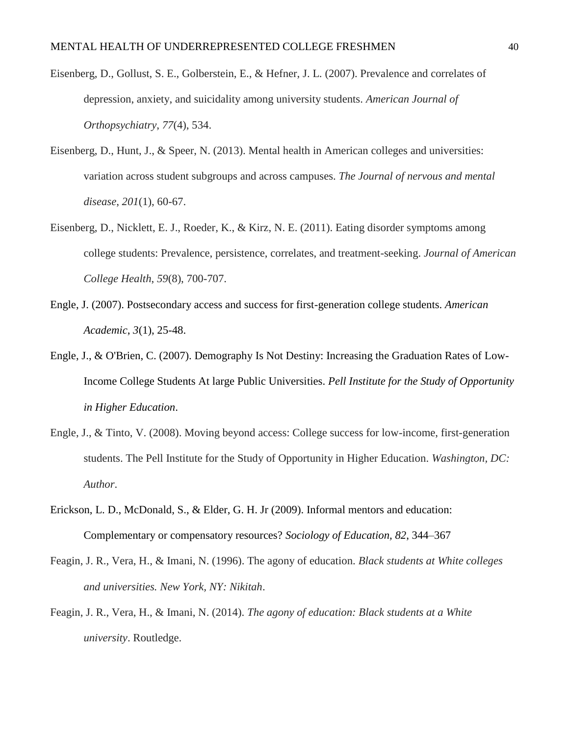Eisenberg, D., Gollust, S. E., Golberstein, E., & Hefner, J. L. (2007). Prevalence and correlates of depression, anxiety, and suicidality among university students. *American Journal of Orthopsychiatry*, *77*(4), 534.

Eisenberg, D., Hunt, J., & Speer, N. (2013). Mental health in American colleges and universities: variation across student subgroups and across campuses. *The Journal of nervous and mental disease*, *201*(1), 60-67.

Eisenberg, D., Nicklett, E. J., Roeder, K., & Kirz, N. E. (2011). Eating disorder symptoms among college students: Prevalence, persistence, correlates, and treatment-seeking. *Journal of American College Health*, *59*(8), 700-707.

Engle, J. (2007). Postsecondary access and success for first-generation college students. *American Academic*, *3*(1), 25-48.

Engle, J., & O'Brien, C. (2007). Demography Is Not Destiny: Increasing the Graduation Rates of Low-Income College Students At large Public Universities. *Pell Institute for the Study of Opportunity in Higher Education*.

Engle, J., & Tinto, V. (2008). Moving beyond access: College success for low-income, first-generation students. The Pell Institute for the Study of Opportunity in Higher Education. *Washington, DC: Author*.

Erickson, L. D., McDonald, S., & Elder, G. H. Jr (2009). Informal mentors and education: Complementary or compensatory resources? *Sociology of Education, 82*, 344–367

Feagin, J. R., Vera, H., & Imani, N. (1996). The agony of education. *Black students at White colleges and universities. New York, NY: Nikitah*.

Feagin, J. R., Vera, H., & Imani, N. (2014). *The agony of education: Black students at a White university*. Routledge.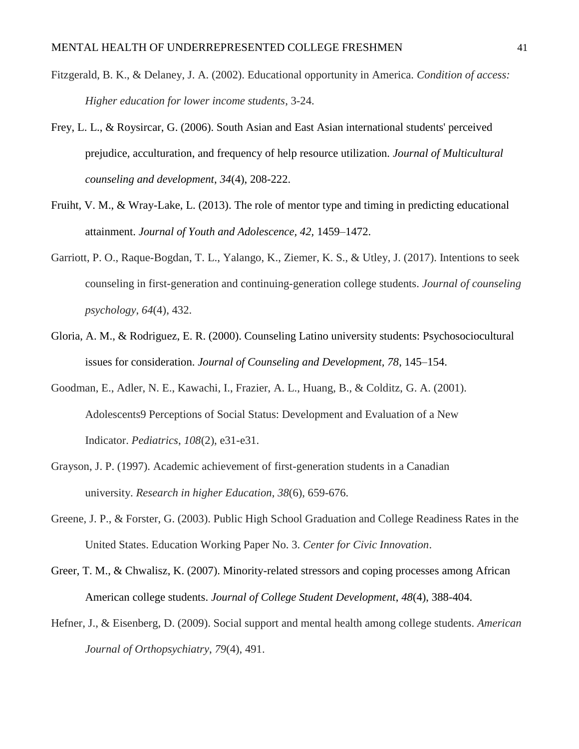Fitzgerald, B. K., & Delaney, J. A. (2002). Educational opportunity in America. *Condition of access: Higher education for lower income students*, 3-24.

Frey, L. L., & Roysircar, G. (2006). South Asian and East Asian international students' perceived prejudice, acculturation, and frequency of help resource utilization. *Journal of Multicultural counseling and development*, *34*(4), 208-222.

Fruiht, V. M., & Wray-Lake, L. (2013). The role of mentor type and timing in predicting educational attainment. *Journal of Youth and Adolescence, 42,* 1459–1472.

Garriott, P. O., Raque-Bogdan, T. L., Yalango, K., Ziemer, K. S., & Utley, J. (2017). Intentions to seek counseling in first-generation and continuing-generation college students. *Journal of counseling psychology*, *64*(4), 432.

Gloria, A. M., & Rodriguez, E. R. (2000). Counseling Latino university students: Psychosociocultural issues for consideration. *Journal of Counseling and Development, 78*, 145–154.

Goodman, E., Adler, N. E., Kawachi, I., Frazier, A. L., Huang, B., & Colditz, G. A. (2001). Adolescents9 Perceptions of Social Status: Development and Evaluation of a New Indicator. *Pediatrics*, *108*(2), e31-e31.

Grayson, J. P. (1997). Academic achievement of first-generation students in a Canadian university. *Research in higher Education*, *38*(6), 659-676.

Greene, J. P., & Forster, G. (2003). Public High School Graduation and College Readiness Rates in the United States. Education Working Paper No. 3. *Center for Civic Innovation*.

Greer, T. M., & Chwalisz, K. (2007). Minority-related stressors and coping processes among African American college students. *Journal of College Student Development*, *48*(4), 388-404.

Hefner, J., & Eisenberg, D. (2009). Social support and mental health among college students. *American Journal of Orthopsychiatry*, *79*(4), 491.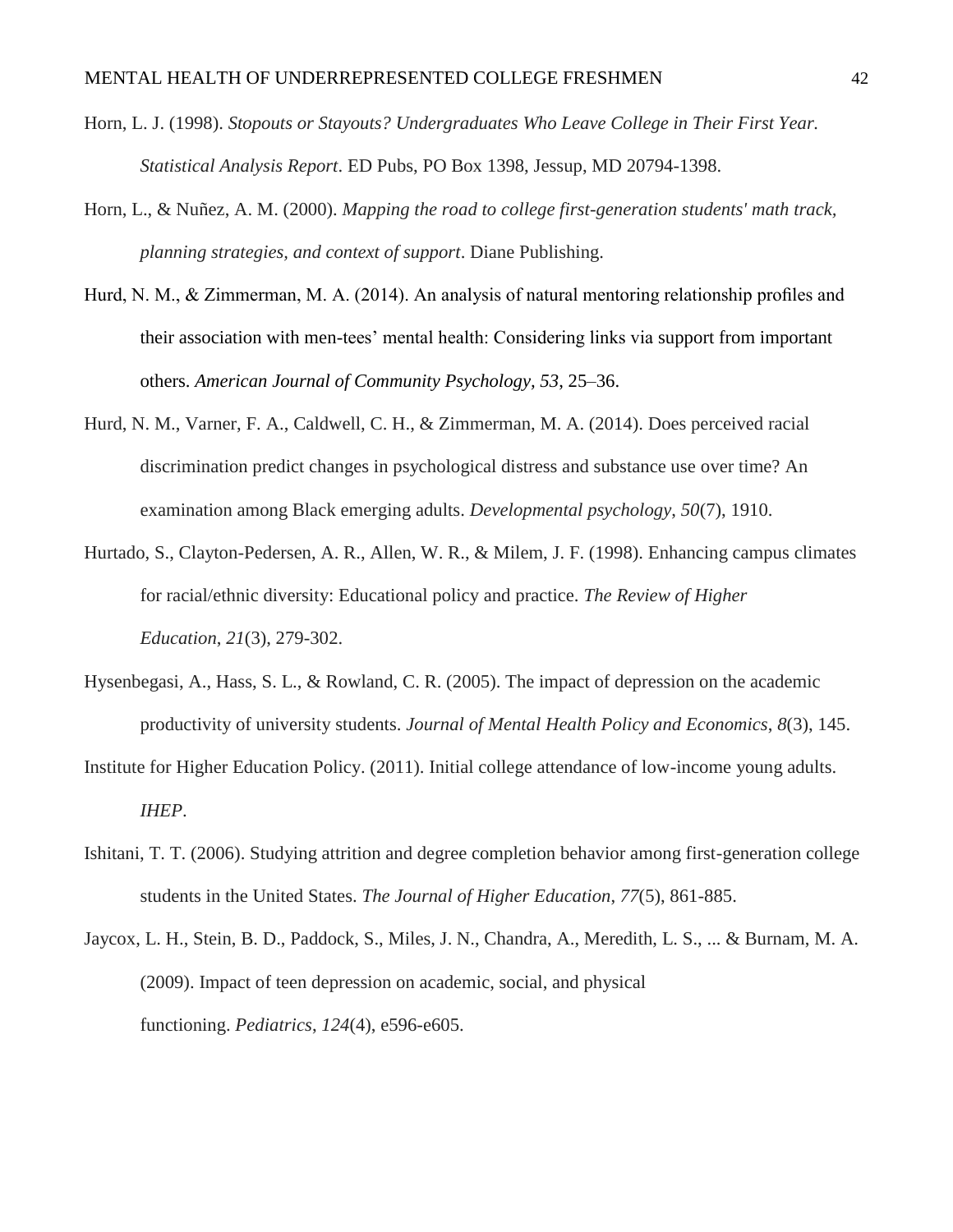Horn, L. J. (1998). *Stopouts or Stayouts? Undergraduates Who Leave College in Their First Year. Statistical Analysis Report*. ED Pubs, PO Box 1398, Jessup, MD 20794-1398.

Horn, L., & Nuñez, A. M. (2000). *Mapping the road to college first-generation students' math track, planning strategies, and context of support*. Diane Publishing.

Hurd, N. M., & Zimmerman, M. A. (2014). An analysis of natural mentoring relationship profiles and their association with men-tees' mental health: Considering links via support from important others. *American Journal of Community Psychology, 53*, 25–36.

Hurd, N. M., Varner, F. A., Caldwell, C. H., & Zimmerman, M. A. (2014). Does perceived racial discrimination predict changes in psychological distress and substance use over time? An examination among Black emerging adults. *Developmental psychology*, *50*(7), 1910.

Hurtado, S., Clayton-Pedersen, A. R., Allen, W. R., & Milem, J. F. (1998). Enhancing campus climates for racial/ethnic diversity: Educational policy and practice. *The Review of Higher Education*, *21*(3), 279-302.

Hysenbegasi, A., Hass, S. L., & Rowland, C. R. (2005). The impact of depression on the academic productivity of university students. *Journal of Mental Health Policy and Economics*, *8*(3), 145.

Institute for Higher Education Policy. (2011). Initial college attendance of low-income young adults. *IHEP*.

Ishitani, T. T. (2006). Studying attrition and degree completion behavior among first-generation college students in the United States. *The Journal of Higher Education*, *77*(5), 861-885.

Jaycox, L. H., Stein, B. D., Paddock, S., Miles, J. N., Chandra, A., Meredith, L. S., ... & Burnam, M. A. (2009). Impact of teen depression on academic, social, and physical functioning. *Pediatrics*, *124*(4), e596-e605.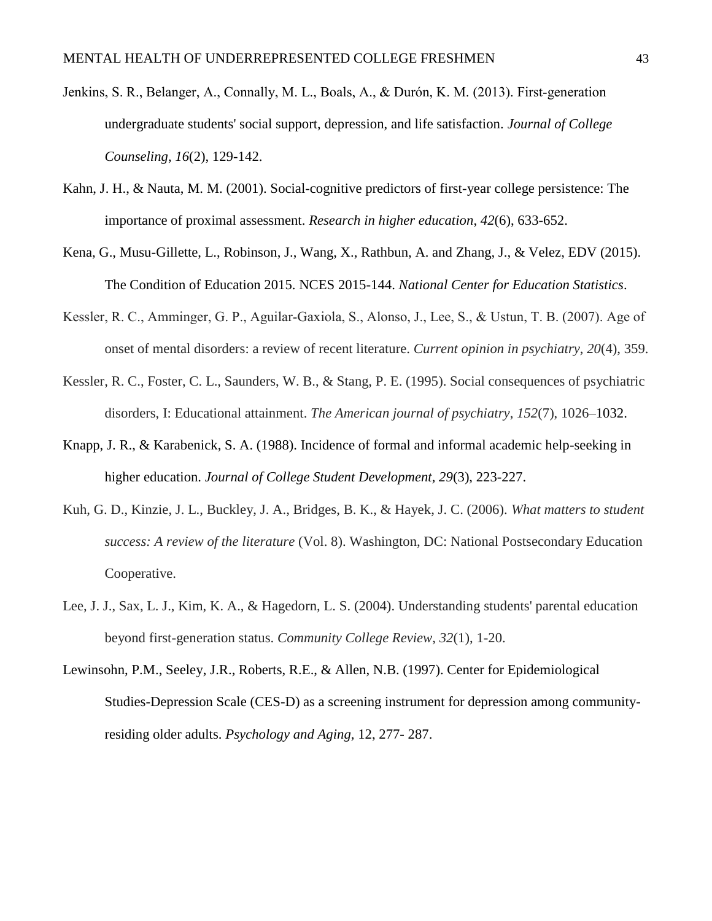Jenkins, S. R., Belanger, A., Connally, M. L., Boals, A., & Durón, K. M. (2013). First-generation undergraduate students' social support, depression, and life satisfaction. *Journal of College Counseling*, *16*(2), 129-142.

Kahn, J. H., & Nauta, M. M. (2001). Social-cognitive predictors of first-year college persistence: The importance of proximal assessment. *Research in higher education*, *42*(6), 633-652.

Kena, G., Musu-Gillette, L., Robinson, J., Wang, X., Rathbun, A. and Zhang, J., & Velez, EDV (2015). The Condition of Education 2015. NCES 2015-144. *National Center for Education Statistics*.

Kessler, R. C., Amminger, G. P., Aguilar‐Gaxiola, S., Alonso, J., Lee, S., & Ustun, T. B. (2007). Age of onset of mental disorders: a review of recent literature. *Current opinion in psychiatry*, *20*(4), 359.

Kessler, R. C., Foster, C. L., Saunders, W. B., & Stang, P. E. (1995). Social consequences of psychiatric disorders, I: Educational attainment. *The American journal of psychiatry*, *152*(7), 1026–1032.

Knapp, J. R., & Karabenick, S. A. (1988). Incidence of formal and informal academic help-seeking in higher education. *Journal of College Student Development, 29*(3), 223-227.

Kuh, G. D., Kinzie, J. L., Buckley, J. A., Bridges, B. K., & Hayek, J. C. (2006). *What matters to student success: A review of the literature* (Vol. 8). Washington, DC: National Postsecondary Education Cooperative.

Lee, J. J., Sax, L. J., Kim, K. A., & Hagedorn, L. S. (2004). Understanding students' parental education beyond first-generation status. *Community College Review*, *32*(1), 1-20.

Lewinsohn, P.M., Seeley, J.R., Roberts, R.E., & Allen, N.B. (1997). Center for Epidemiological Studies-Depression Scale (CES-D) as a screening instrument for depression among community-residing older adults. *Psychology and Aging,* 12, 277- 287.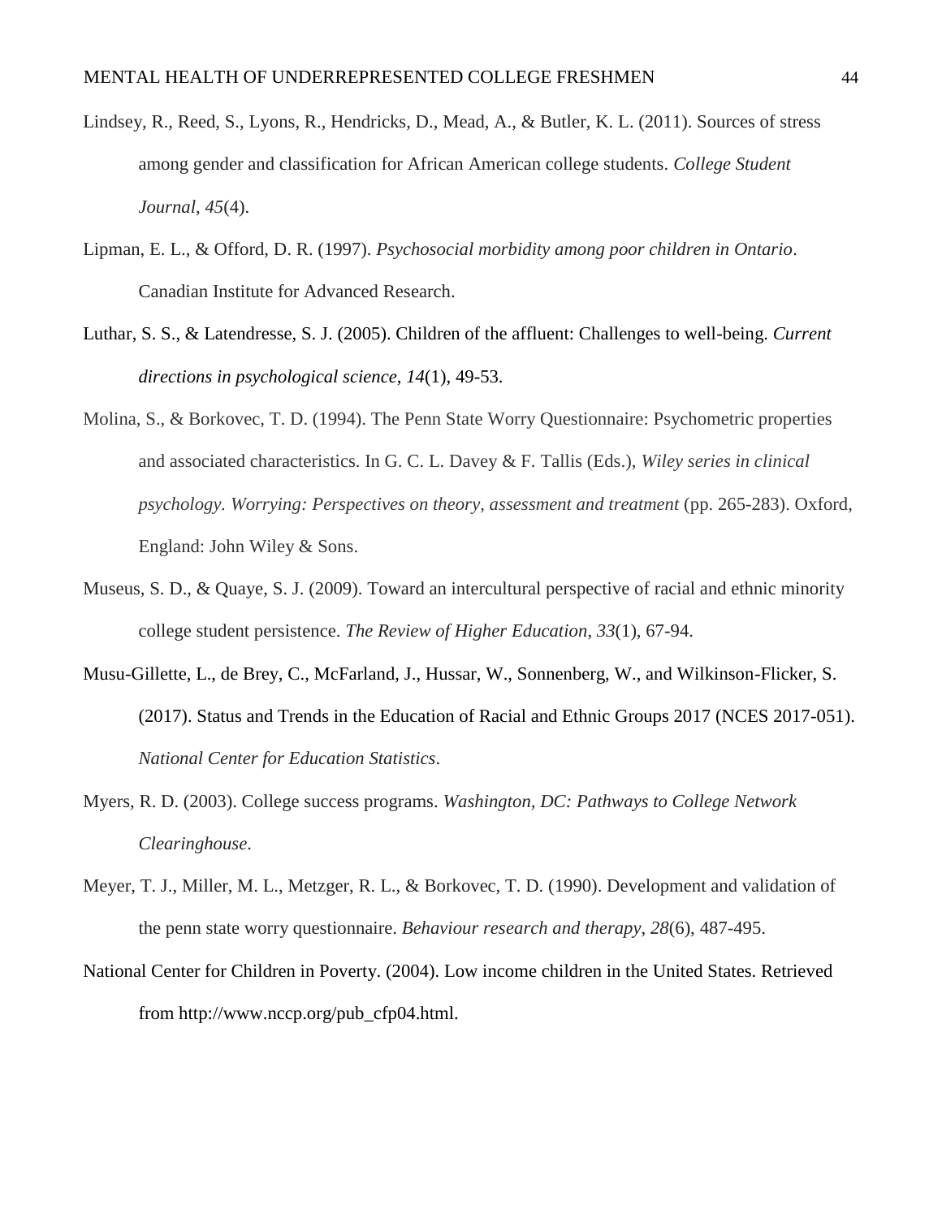Lindsey, R., Reed, S., Lyons, R., Hendricks, D., Mead, A., & Butler, K. L. (2011). Sources of stress among gender and classification for African American college students. *College Student Journal*, *45*(4).

Lipman, E. L., & Offord, D. R. (1997). *Psychosocial morbidity among poor children in Ontario*. Canadian Institute for Advanced Research.

Luthar, S. S., & Latendresse, S. J. (2005). Children of the affluent: Challenges to well-being. *Current directions in psychological science*, *14*(1), 49-53.

Molina, S., & Borkovec, T. D. (1994). The Penn State Worry Questionnaire: Psychometric properties and associated characteristics. In G. C. L. Davey & F. Tallis (Eds.), *Wiley series in clinical psychology. Worrying: Perspectives on theory, assessment and treatment* (pp. 265-283). Oxford, England: John Wiley & Sons.

Museus, S. D., & Quaye, S. J. (2009). Toward an intercultural perspective of racial and ethnic minority college student persistence. *The Review of Higher Education*, *33*(1), 67-94.

Musu-Gillette, L., de Brey, C., McFarland, J., Hussar, W., Sonnenberg, W., and Wilkinson-Flicker, S. (2017). Status and Trends in the Education of Racial and Ethnic Groups 2017 (NCES 2017-051). *National Center for Education Statistics*.

Myers, R. D. (2003). College success programs. *Washington, DC: Pathways to College Network Clearinghouse*.

Meyer, T. J., Miller, M. L., Metzger, R. L., & Borkovec, T. D. (1990). Development and validation of the penn state worry questionnaire. *Behaviour research and therapy*, *28*(6), 487-495.

National Center for Children in Poverty. (2004). Low income children in the United States. Retrieved from http://www.nccp.org/pub_cfp04.html.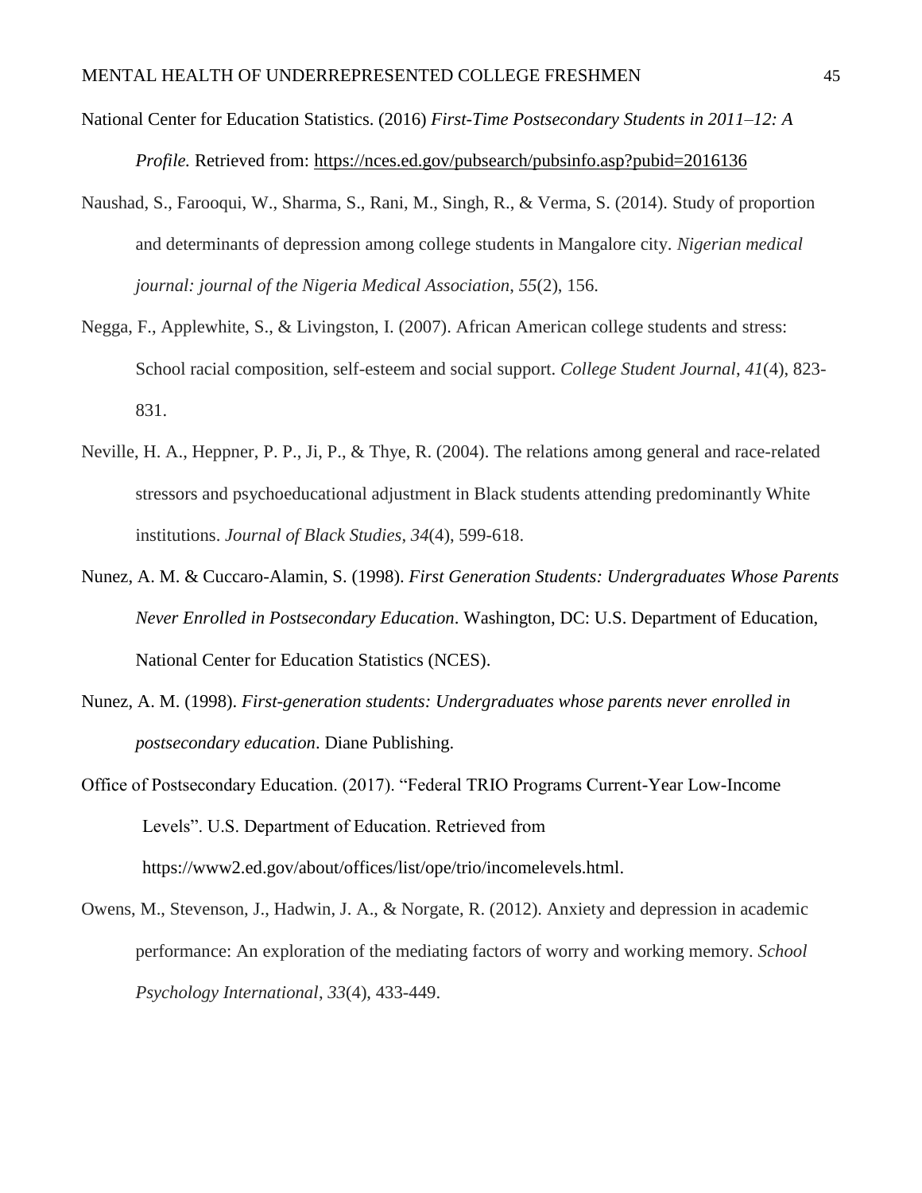National Center for Education Statistics. (2016) *First-Time Postsecondary Students in 2011–12: A Profile.* Retrieved from: https://nces.ed.gov/pubsearch/pubsinfo.asp?pubid=2016136

Naushad, S., Farooqui, W., Sharma, S., Rani, M., Singh, R., & Verma, S. (2014). Study of proportion and determinants of depression among college students in Mangalore city. *Nigerian medical journal: journal of the Nigeria Medical Association*, *55*(2), 156.

Negga, F., Applewhite, S., & Livingston, I. (2007). African American college students and stress: School racial composition, self-esteem and social support. *College Student Journal*, *41*(4), 823-831.

Neville, H. A., Heppner, P. P., Ji, P., & Thye, R. (2004). The relations among general and race-related stressors and psychoeducational adjustment in Black students attending predominantly White institutions. *Journal of Black Studies*, *34*(4), 599-618.

Nunez, A. M. & Cuccaro-Alamin, S. (1998). *First Generation Students: Undergraduates Whose Parents Never Enrolled in Postsecondary Education*. Washington, DC: U.S. Department of Education, National Center for Education Statistics (NCES).

Nunez, A. M. (1998). *First-generation students: Undergraduates whose parents never enrolled in postsecondary education*. Diane Publishing.

Office of Postsecondary Education. (2017). "Federal TRIO Programs Current-Year Low-Income Levels". U.S. Department of Education. Retrieved from https://www2.ed.gov/about/offices/list/ope/trio/incomelevels.html.

Owens, M., Stevenson, J., Hadwin, J. A., & Norgate, R. (2012). Anxiety and depression in academic performance: An exploration of the mediating factors of worry and working memory. *School Psychology International*, *33*(4), 433-449.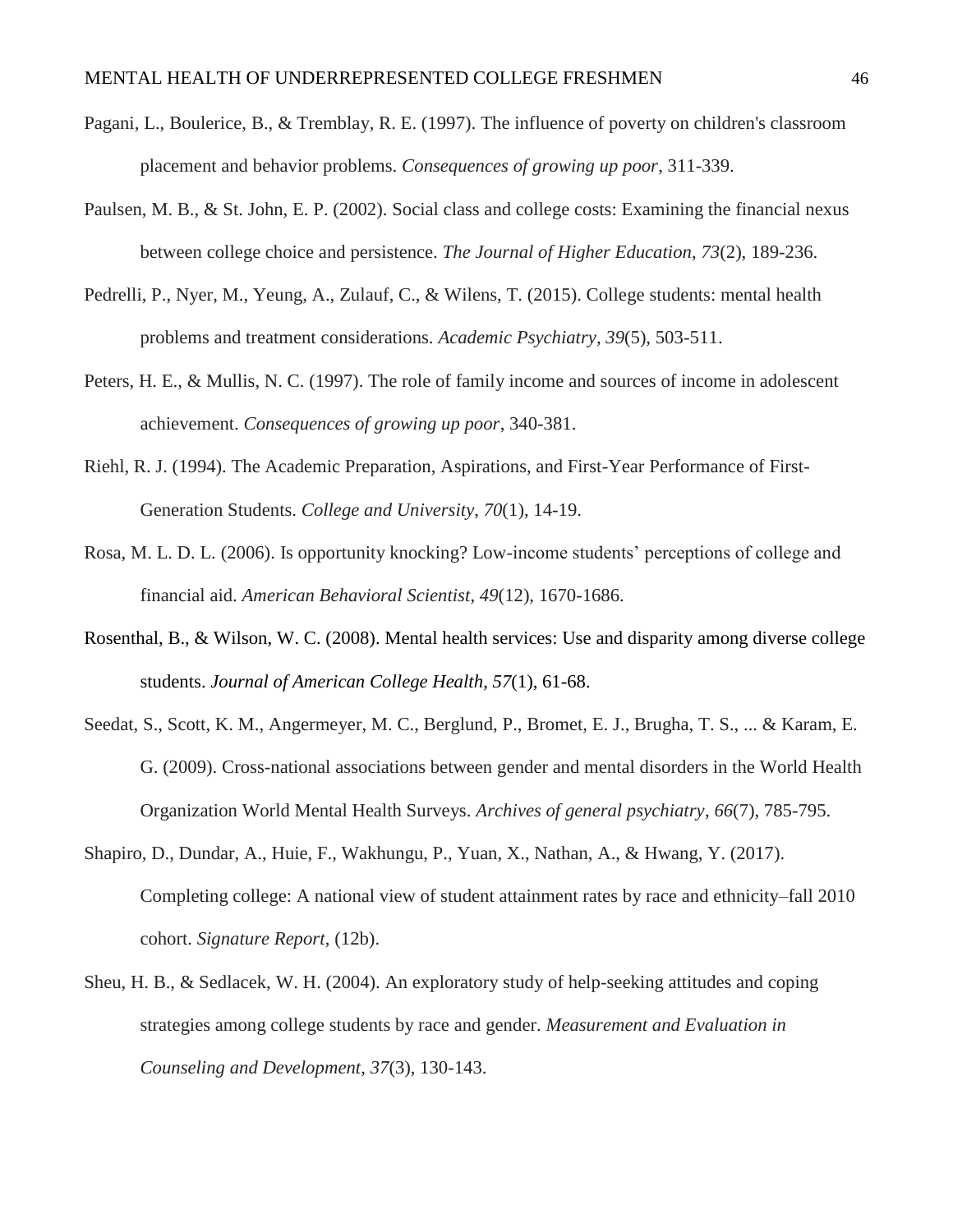Pagani, L., Boulerice, B., & Tremblay, R. E. (1997). The influence of poverty on children's classroom placement and behavior problems. *Consequences of growing up poor*, 311-339.

Paulsen, M. B., & St. John, E. P. (2002). Social class and college costs: Examining the financial nexus between college choice and persistence. *The Journal of Higher Education*, *73*(2), 189-236.

Pedrelli, P., Nyer, M., Yeung, A., Zulauf, C., & Wilens, T. (2015). College students: mental health problems and treatment considerations. *Academic Psychiatry*, *39*(5), 503-511.

Peters, H. E., & Mullis, N. C. (1997). The role of family income and sources of income in adolescent achievement. *Consequences of growing up poor*, 340-381.

Riehl, R. J. (1994). The Academic Preparation, Aspirations, and First-Year Performance of First-Generation Students. *College and University*, *70*(1), 14-19.

Rosa, M. L. D. L. (2006). Is opportunity knocking? Low-income students' perceptions of college and financial aid. *American Behavioral Scientist*, *49*(12), 1670-1686.

Rosenthal, B., & Wilson, W. C. (2008). Mental health services: Use and disparity among diverse college students. *Journal of American College Health*, *57*(1), 61-68.

Seedat, S., Scott, K. M., Angermeyer, M. C., Berglund, P., Bromet, E. J., Brugha, T. S., ... & Karam, E. G. (2009). Cross-national associations between gender and mental disorders in the World Health Organization World Mental Health Surveys. *Archives of general psychiatry*, *66*(7), 785-795.

Shapiro, D., Dundar, A., Huie, F., Wakhungu, P., Yuan, X., Nathan, A., & Hwang, Y. (2017). Completing college: A national view of student attainment rates by race and ethnicity–fall 2010 cohort. *Signature Report*, (12b).

Sheu, H. B., & Sedlacek, W. H. (2004). An exploratory study of help-seeking attitudes and coping strategies among college students by race and gender. *Measurement and Evaluation in Counseling and Development*, *37*(3), 130-143.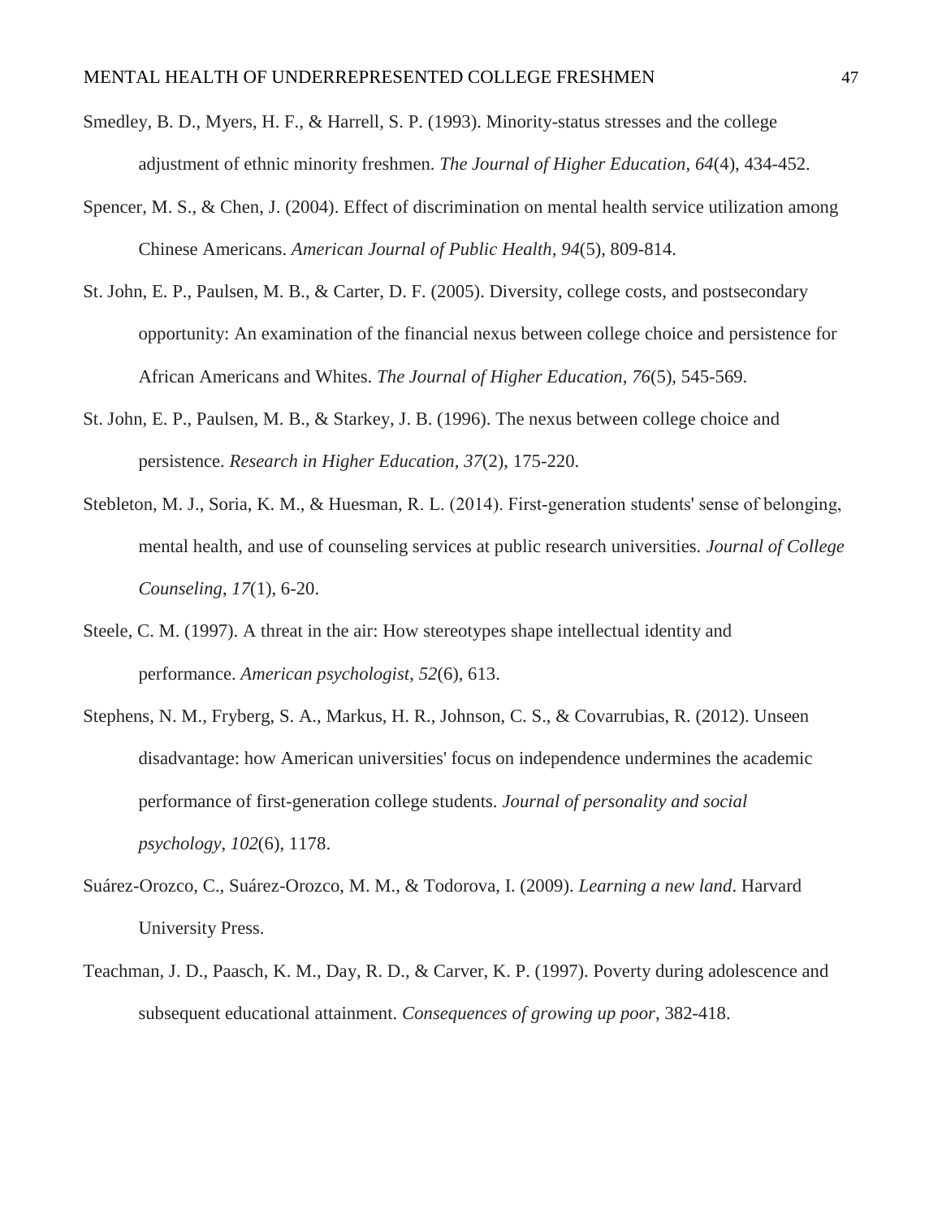Smedley, B. D., Myers, H. F., & Harrell, S. P. (1993). Minority-status stresses and the college adjustment of ethnic minority freshmen. *The Journal of Higher Education*, *64*(4), 434-452.

Spencer, M. S., & Chen, J. (2004). Effect of discrimination on mental health service utilization among Chinese Americans. *American Journal of Public Health*, *94*(5), 809-814.

St. John, E. P., Paulsen, M. B., & Carter, D. F. (2005). Diversity, college costs, and postsecondary opportunity: An examination of the financial nexus between college choice and persistence for African Americans and Whites. *The Journal of Higher Education*, *76*(5), 545-569.

St. John, E. P., Paulsen, M. B., & Starkey, J. B. (1996). The nexus between college choice and persistence. *Research in Higher Education*, *37*(2), 175-220.

Stebleton, M. J., Soria, K. M., & Huesman, R. L. (2014). First-generation students' sense of belonging, mental health, and use of counseling services at public research universities. *Journal of College Counseling*, *17*(1), 6-20.

Steele, C. M. (1997). A threat in the air: How stereotypes shape intellectual identity and performance. *American psychologist*, *52*(6), 613.

Stephens, N. M., Fryberg, S. A., Markus, H. R., Johnson, C. S., & Covarrubias, R. (2012). Unseen disadvantage: how American universities' focus on independence undermines the academic performance of first-generation college students. *Journal of personality and social psychology*, *102*(6), 1178.

Suárez-Orozco, C., Suárez-Orozco, M. M., & Todorova, I. (2009). *Learning a new land*. Harvard University Press.

Teachman, J. D., Paasch, K. M., Day, R. D., & Carver, K. P. (1997). Poverty during adolescence and subsequent educational attainment. *Consequences of growing up poor*, 382-418.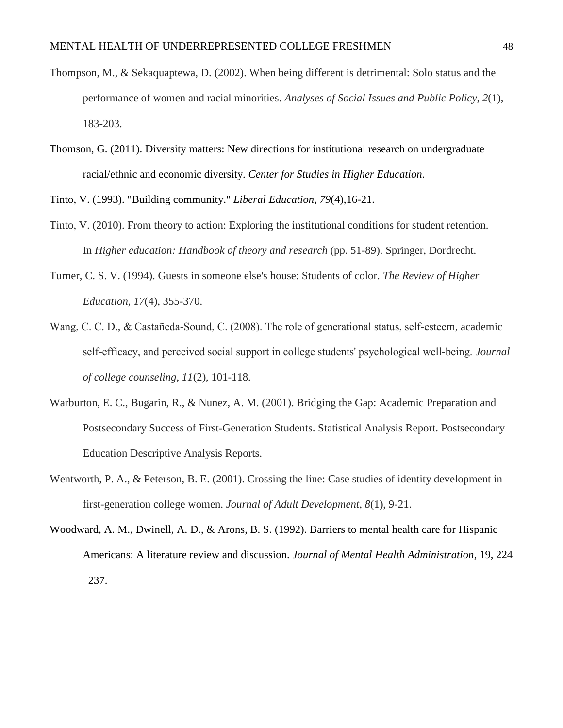Thompson, M., & Sekaquaptewa, D. (2002). When being different is detrimental: Solo status and the performance of women and racial minorities. *Analyses of Social Issues and Public Policy*, *2*(1), 183-203.

Thomson, G. (2011). Diversity matters: New directions for institutional research on undergraduate racial/ethnic and economic diversity. *Center for Studies in Higher Education*.

Tinto, V. (1993). "Building community." *Liberal Education*, *79*(4),16-21.

Tinto, V. (2010). From theory to action: Exploring the institutional conditions for student retention. In *Higher education: Handbook of theory and research* (pp. 51-89). Springer, Dordrecht.

Turner, C. S. V. (1994). Guests in someone else's house: Students of color. *The Review of Higher Education*, *17*(4), 355-370.

Wang, C. C. D., & Castañeda-Sound, C. (2008). The role of generational status, self-esteem, academic self-efficacy, and perceived social support in college students' psychological well-being. *Journal of college counseling*, *11*(2), 101-118.

Warburton, E. C., Bugarin, R., & Nunez, A. M. (2001). Bridging the Gap: Academic Preparation and Postsecondary Success of First-Generation Students. Statistical Analysis Report. Postsecondary Education Descriptive Analysis Reports.

Wentworth, P. A., & Peterson, B. E. (2001). Crossing the line: Case studies of identity development in first-generation college women. *Journal of Adult Development*, *8*(1), 9-21.

Woodward, A. M., Dwinell, A. D., & Arons, B. S. (1992). Barriers to mental health care for Hispanic Americans: A literature review and discussion. *Journal of Mental Health Administration*, 19, 224 –237.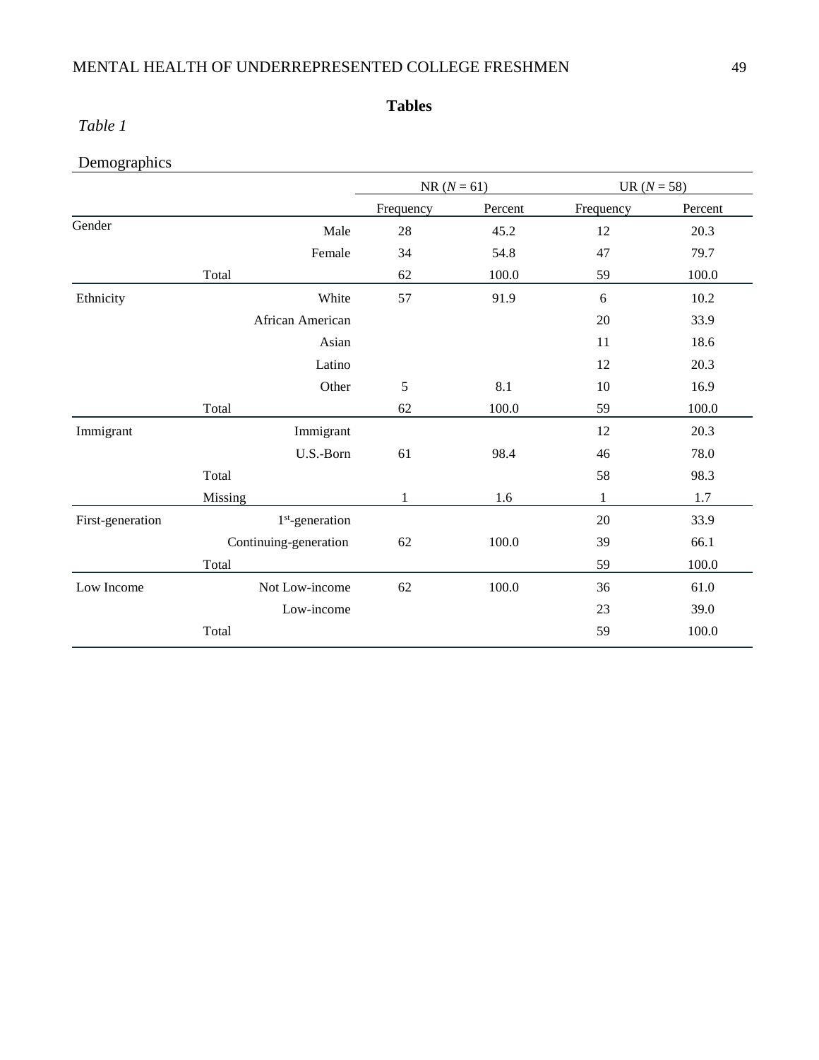**Tables**

*Table 1*

Demographics

| | | NR ($N$ = 61) | | UR ($N$ = 58) | |
|---|---|---|---|---|---|
| | | Frequency | Percent | Frequency | Percent |
| Gender | Male | 28 | 45.2 | 12 | 20.3 |
| | Female | 34 | 54.8 | 47 | 79.7 |
| | Total | 62 | 100.0 | 59 | 100.0 |
| Ethnicity | White | 57 | 91.9 | 6 | 10.2 |
| | African American | | | 20 | 33.9 |
| | Asian | | | 11 | 18.6 |
| | Latino | | | 12 | 20.3 |
| | Other | 5 | 8.1 | 10 | 16.9 |
| | Total | 62 | 100.0 | 59 | 100.0 |
| Immigrant | Immigrant | | | 12 | 20.3 |
| | U.S.-Born | 61 | 98.4 | 46 | 78.0 |
| | Total | | | 58 | 98.3 |
| | Missing | 1 | 1.6 | 1 | 1.7 |
| First-generation | 1st-generation | | | 20 | 33.9 |
| | Continuing-generation | 62 | 100.0 | 39 | 66.1 |
| | Total | | | 59 | 100.0 |
| Low Income | Not Low-income | 62 | 100.0 | 36 | 61.0 |
| | Low-income | | | 23 | 39.0 |
| | Total | | | 59 | 100.0 |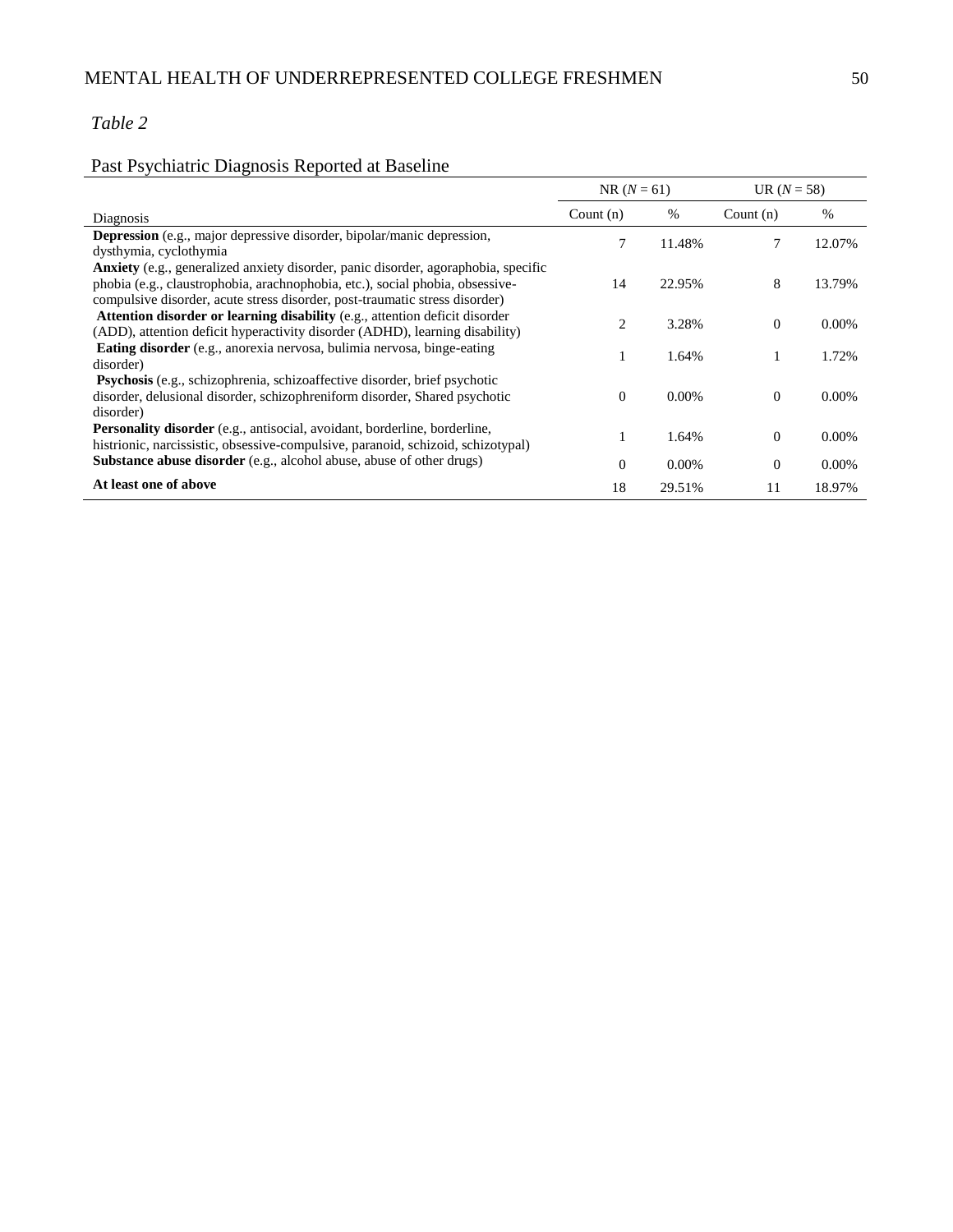*Table 2*

Past Psychiatric Diagnosis Reported at Baseline

| | NR ($N$ = 61) | | UR ($N$ = 58) | |
|---|---|---|---|---|
| Diagnosis | Count (n) | % | Count (n) | % |
| **Depression** (e.g., major depressive disorder, bipolar/manic depression, dysthymia, cyclothymia | 7 | 11.48% | 7 | 12.07% |
| **Anxiety** (e.g., generalized anxiety disorder, panic disorder, agoraphobia, specific phobia (e.g., claustrophobia, arachnophobia, etc.), social phobia, obsessive-compulsive disorder, acute stress disorder, post-traumatic stress disorder) | 14 | 22.95% | 8 | 13.79% |
| **Attention disorder or learning disability** (e.g., attention deficit disorder (ADD), attention deficit hyperactivity disorder (ADHD), learning disability) | 2 | 3.28% | 0 | 0.00% |
| **Eating disorder** (e.g., anorexia nervosa, bulimia nervosa, binge-eating disorder) | 1 | 1.64% | 1 | 1.72% |
| **Psychosis** (e.g., schizophrenia, schizoaffective disorder, brief psychotic disorder, delusional disorder, schizophreniform disorder, Shared psychotic disorder) | 0 | 0.00% | 0 | 0.00% |
| **Personality disorder** (e.g., antisocial, avoidant, borderline, borderline, histrionic, narcissistic, obsessive-compulsive, paranoid, schizoid, schizotypal) | 1 | 1.64% | 0 | 0.00% |
| **Substance abuse disorder** (e.g., alcohol abuse, abuse of other drugs) | 0 | 0.00% | 0 | 0.00% |
| **At least one of above** | 18 | 29.51% | 11 | 18.97% |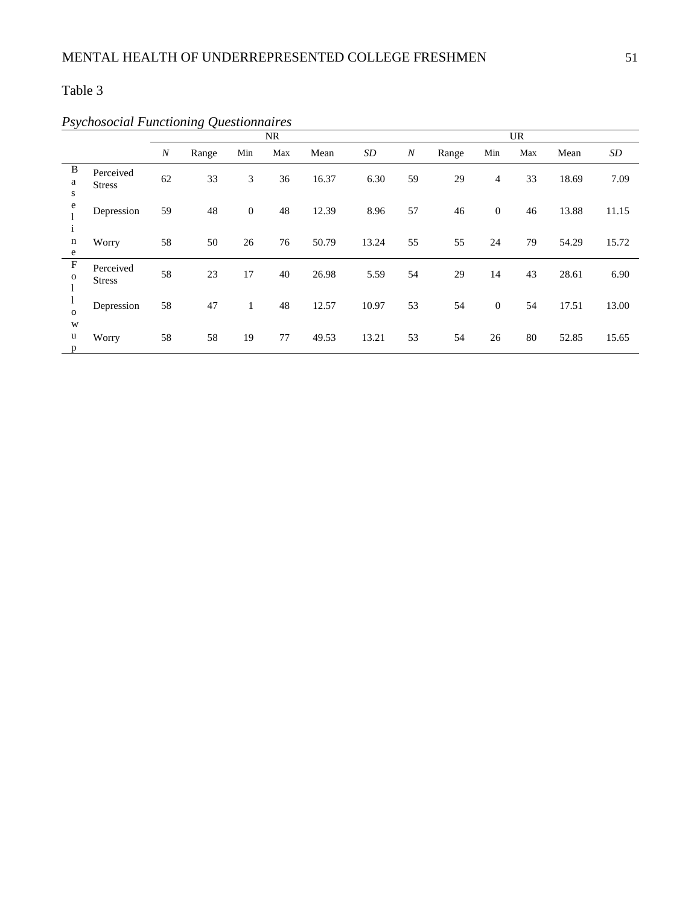Table 3

*Psychosocial Functioning Questionnaires*

| | | NR | | | | | | UR | | | | | |
|---|---|---|---|---|---|---|---|---|---|---|---|---|---|
| | | *N* | Range | Min | Max | Mean | *SD* | *N* | Range | Min | Max | Mean | *SD* |
| Baseline | Perceived Stress | 62 | 33 | 3 | 36 | 16.37 | 6.30 | 59 | 29 | 4 | 33 | 18.69 | 7.09 |
| | Depression | 59 | 48 | 0 | 48 | 12.39 | 8.96 | 57 | 46 | 0 | 46 | 13.88 | 11.15 |
| | Worry | 58 | 50 | 26 | 76 | 50.79 | 13.24 | 55 | 55 | 24 | 79 | 54.29 | 15.72 |
| Followup | Perceived Stress | 58 | 23 | 17 | 40 | 26.98 | 5.59 | 54 | 29 | 14 | 43 | 28.61 | 6.90 |
| | Depression | 58 | 47 | 1 | 48 | 12.57 | 10.97 | 53 | 54 | 0 | 54 | 17.51 | 13.00 |
| | Worry | 58 | 58 | 19 | 77 | 49.53 | 13.21 | 53 | 54 | 26 | 80 | 52.85 | 15.65 |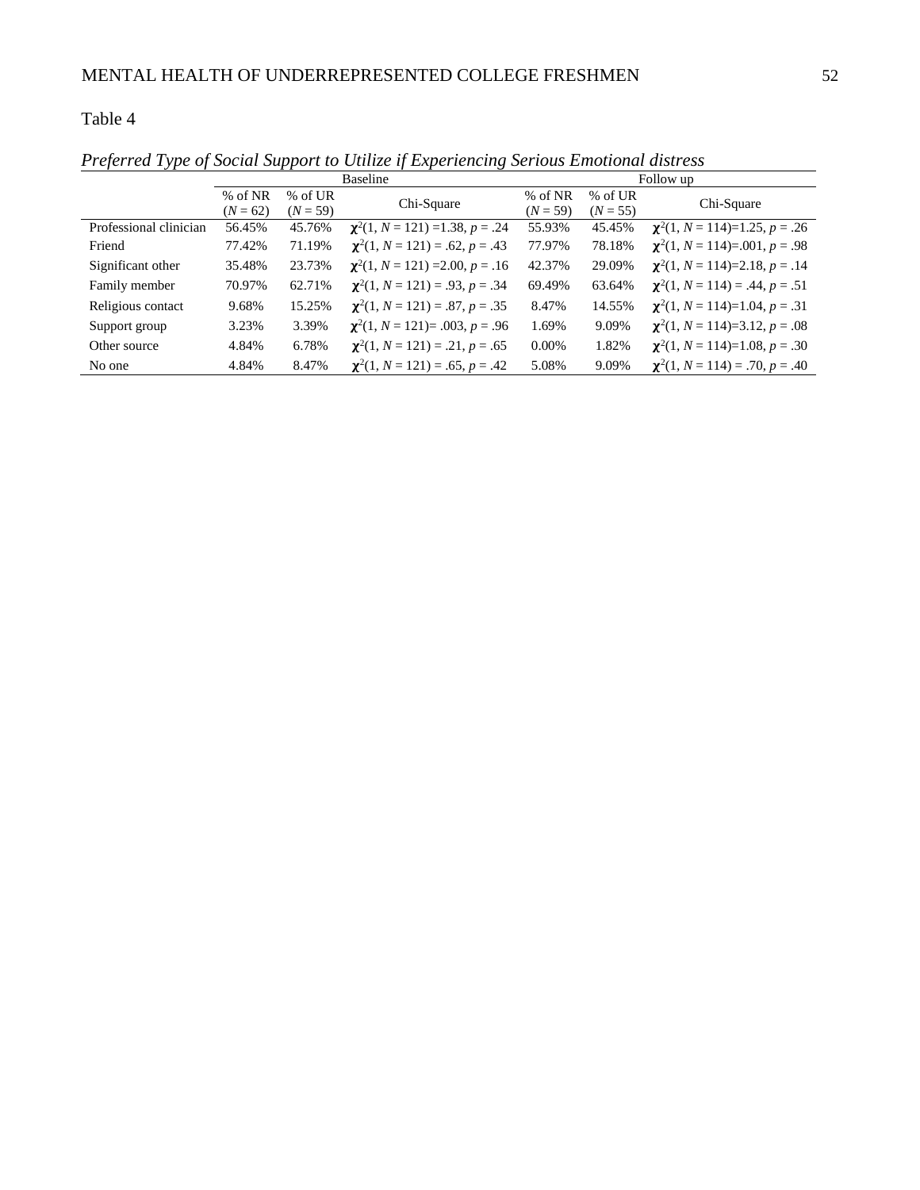Table 4

*Preferred Type of Social Support to Utilize if Experiencing Serious Emotional distress*

| | Baseline | | | Follow up | | |
|---|---|---|---|---|---|---|
| | % of NR ($N$ = 62) | % of UR ($N$ = 59) | Chi-Square | % of NR ($N$ = 59) | % of UR ($N$ = 55) | Chi-Square |
| Professional clinician | 56.45% | 45.76% | $\chi^2(1, N = 121) = 1.38, p = .24$ | 55.93% | 45.45% | $\chi^2(1, N = 114) = 1.25, p = .26$ |
| Friend | 77.42% | 71.19% | $\chi^2(1, N = 121) = .62, p = .43$ | 77.97% | 78.18% | $\chi^2(1, N = 114) = .001, p = .98$ |
| Significant other | 35.48% | 23.73% | $\chi^2(1, N = 121) = 2.00, p = .16$ | 42.37% | 29.09% | $\chi^2(1, N = 114) = 2.18, p = .14$ |
| Family member | 70.97% | 62.71% | $\chi^2(1, N = 121) = .93, p = .34$ | 69.49% | 63.64% | $\chi^2(1, N = 114) = .44, p = .51$ |
| Religious contact | 9.68% | 15.25% | $\chi^2(1, N = 121) = .87, p = .35$ | 8.47% | 14.55% | $\chi^2(1, N = 114) = 1.04, p = .31$ |
| Support group | 3.23% | 3.39% | $\chi^2(1, N = 121) = .003, p = .96$ | 1.69% | 9.09% | $\chi^2(1, N = 114) = 3.12, p = .08$ |
| Other source | 4.84% | 6.78% | $\chi^2(1, N = 121) = .21, p = .65$ | 0.00% | 1.82% | $\chi^2(1, N = 114) = 1.08, p = .30$ |
| No one | 4.84% | 8.47% | $\chi^2(1, N = 121) = .65, p = .42$ | 5.08% | 9.09% | $\chi^2(1, N = 114) = .70, p = .40$ |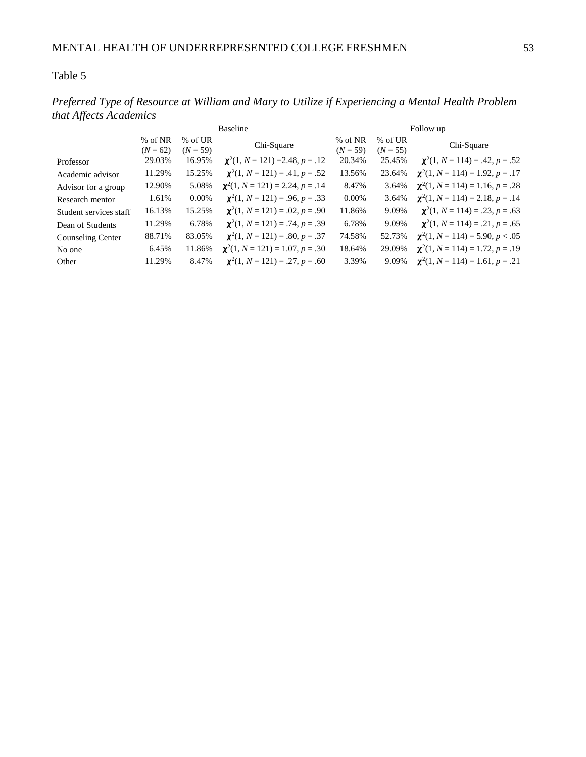Table 5

*Preferred Type of Resource at William and Mary to Utilize if Experiencing a Mental Health Problem that Affects Academics*

| | Baseline | | | Follow up | | |
|---|---|---|---|---|---|---|
| | % of NR ($N$ = 62) | % of UR ($N$ = 59) | Chi-Square | % of NR ($N$ = 59) | % of UR ($N$ = 55) | Chi-Square |
| Professor | 29.03% | 16.95% | $\chi^2(1, N = 121) = 2.48, p = .12$ | 20.34% | 25.45% | $\chi^2(1, N = 114) = .42, p = .52$ |
| Academic advisor | 11.29% | 15.25% | $\chi^2(1, N = 121) = .41, p = .52$ | 13.56% | 23.64% | $\chi^2(1, N = 114) = 1.92, p = .17$ |
| Advisor for a group | 12.90% | 5.08% | $\chi^2(1, N = 121) = 2.24, p = .14$ | 8.47% | 3.64% | $\chi^2(1, N = 114) = 1.16, p = .28$ |
| Research mentor | 1.61% | 0.00% | $\chi^2(1, N = 121) = .96, p = .33$ | 0.00% | 3.64% | $\chi^2(1, N = 114) = 2.18, p = .14$ |
| Student services staff | 16.13% | 15.25% | $\chi^2(1, N = 121) = .02, p = .90$ | 11.86% | 9.09% | $\chi^2(1, N = 114) = .23, p = .63$ |
| Dean of Students | 11.29% | 6.78% | $\chi^2(1, N = 121) = .74, p = .39$ | 6.78% | 9.09% | $\chi^2(1, N = 114) = .21, p = .65$ |
| Counseling Center | 88.71% | 83.05% | $\chi^2(1, N = 121) = .80, p = .37$ | 74.58% | 52.73% | $\chi^2(1, N = 114) = 5.90, p < .05$ |
| No one | 6.45% | 11.86% | $\chi^2(1, N = 121) = 1.07, p = .30$ | 18.64% | 29.09% | $\chi^2(1, N = 114) = 1.72, p = .19$ |
| Other | 11.29% | 8.47% | $\chi^2(1, N = 121) = .27, p = .60$ | 3.39% | 9.09% | $\chi^2(1, N = 114) = 1.61, p = .21$ |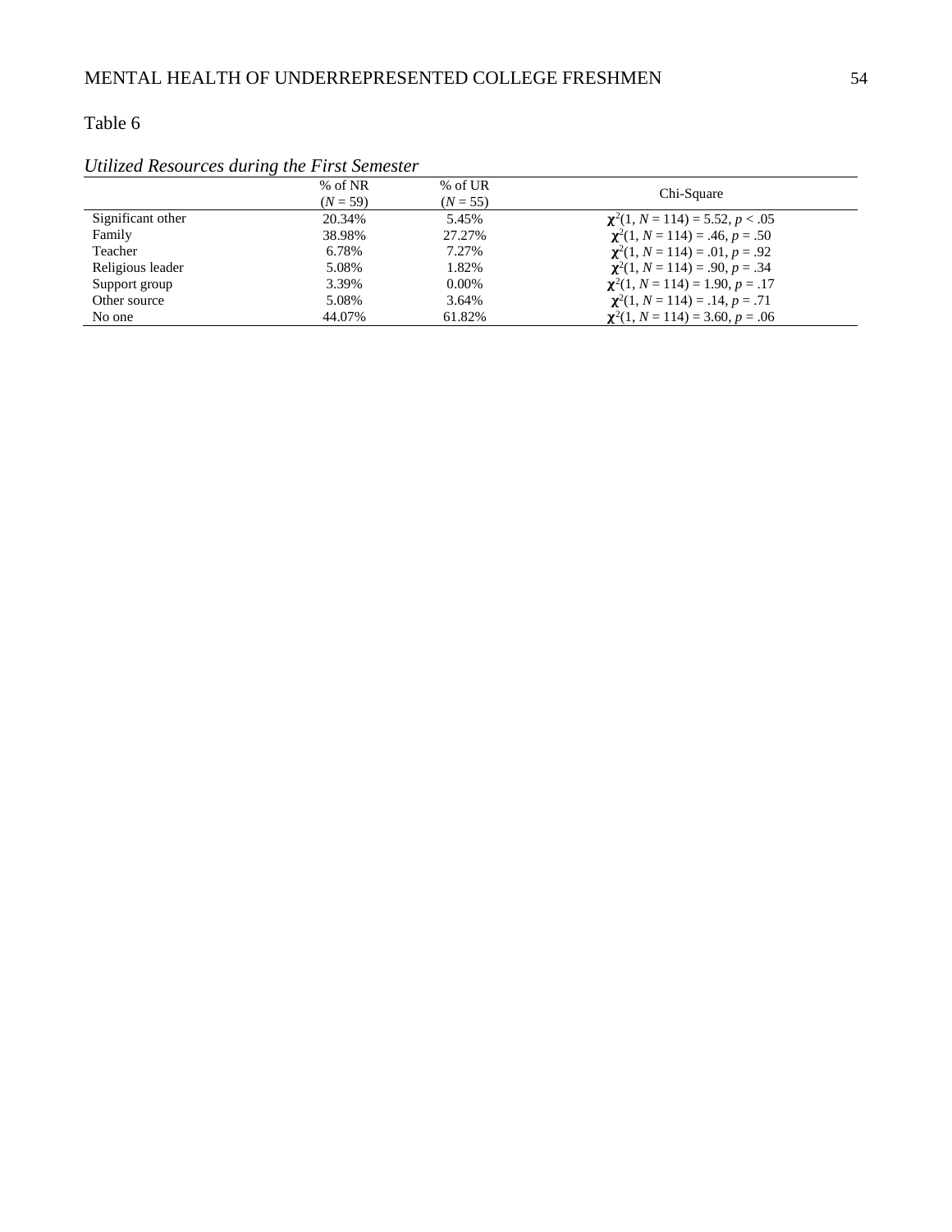Table 6

*Utilized Resources during the First Semester*

| | % of NR ($N$ = 59) | % of UR ($N$ = 55) | Chi-Square |
|---|---|---|---|
| Significant other | 20.34% | 5.45% | $\chi^2(1, N = 114) = 5.52, p < .05$ |
| Family | 38.98% | 27.27% | $\chi^2(1, N = 114) = .46, p = .50$ |
| Teacher | 6.78% | 7.27% | $\chi^2(1, N = 114) = .01, p = .92$ |
| Religious leader | 5.08% | 1.82% | $\chi^2(1, N = 114) = .90, p = .34$ |
| Support group | 3.39% | 0.00% | $\chi^2(1, N = 114) = 1.90, p = .17$ |
| Other source | 5.08% | 3.64% | $\chi^2(1, N = 114) = .14, p = .71$ |
| No one | 44.07% | 61.82% | $\chi^2(1, N = 114) = 3.60, p = .06$ |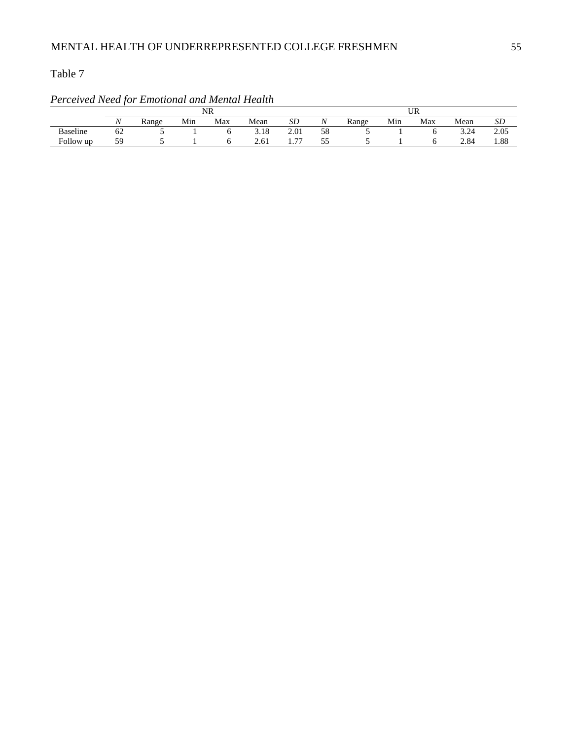Table 7

*Perceived Need for Emotional and Mental Health*

| | NR | | | | | | UR | | | | | |
|---|---|---|---|---|---|---|---|---|---|---|---|---|
| | *N* | Range | Min | Max | Mean | *SD* | *N* | Range | Min | Max | Mean | *SD* |
| Baseline | 62 | 5 | 1 | 6 | 3.18 | 2.01 | 58 | 5 | 1 | 6 | 3.24 | 2.05 |
| Follow up | 59 | 5 | 1 | 6 | 2.61 | 1.77 | 55 | 5 | 1 | 6 | 2.84 | 1.88 |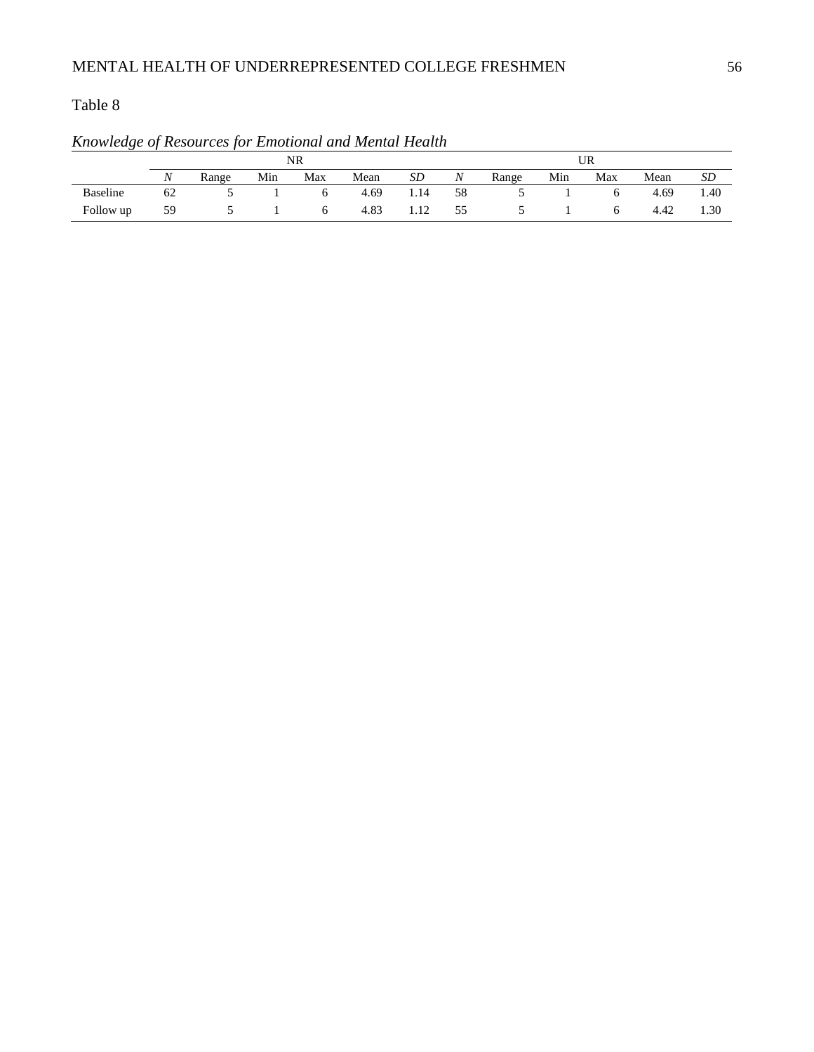Table 8

*Knowledge of Resources for Emotional and Mental Health*

| | NR | | | | | | UR | | | | | |
|---|---|---|---|---|---|---|---|---|---|---|---|---|
| | *N* | Range | Min | Max | Mean | *SD* | *N* | Range | Min | Max | Mean | *SD* |
| Baseline | 62 | 5 | 1 | 6 | 4.69 | 1.14 | 58 | 5 | 1 | 6 | 4.69 | 1.40 |
| Follow up | 59 | 5 | 1 | 6 | 4.83 | 1.12 | 55 | 5 | 1 | 6 | 4.42 | 1.30 |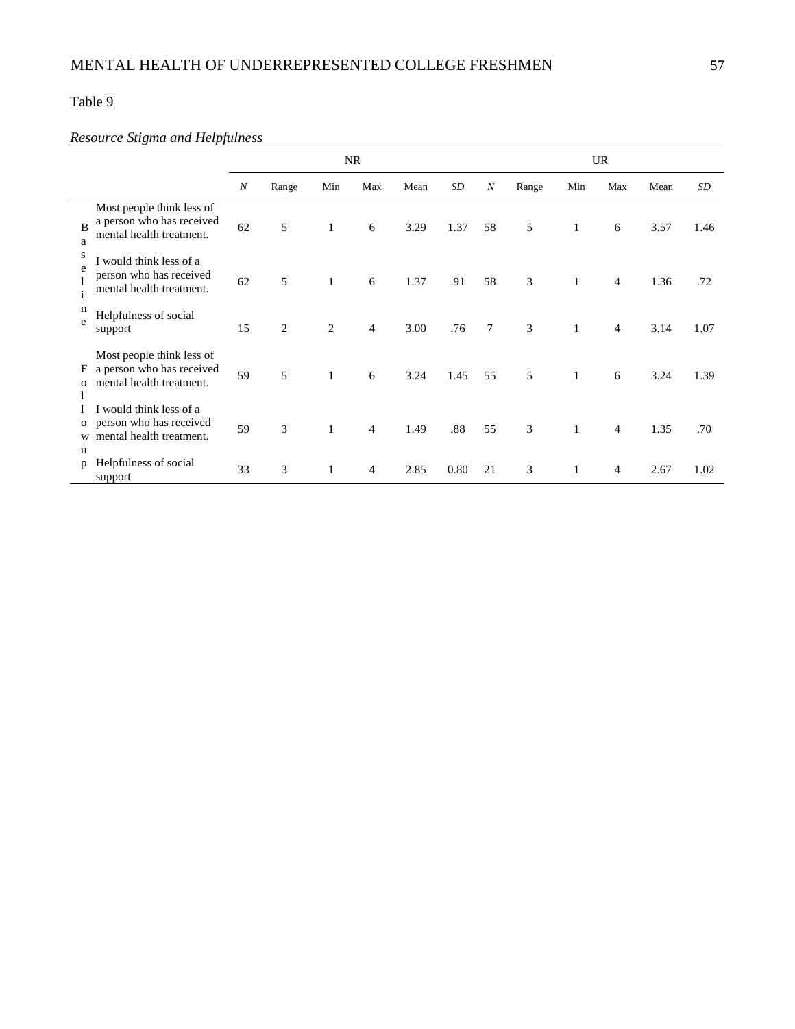Table 9

*Resource Stigma and Helpfulness*

| | | NR | | | | | | UR | | | | | |
|---|---|---|---|---|---|---|---|---|---|---|---|---|---|
| | | *N* | Range | Min | Max | Mean | *SD* | *N* | Range | Min | Max | Mean | *SD* |
| Baseline | Most people think less of a person who has received mental health treatment. | 62 | 5 | 1 | 6 | 3.29 | 1.37 | 58 | 5 | 1 | 6 | 3.57 | 1.46 |
| | I would think less of a person who has received mental health treatment. | 62 | 5 | 1 | 6 | 1.37 | .91 | 58 | 3 | 1 | 4 | 1.36 | .72 |
| | Helpfulness of social support | 15 | 2 | 2 | 4 | 3.00 | .76 | 7 | 3 | 1 | 4 | 3.14 | 1.07 |
| Followup | Most people think less of a person who has received mental health treatment. | 59 | 5 | 1 | 6 | 3.24 | 1.45 | 55 | 5 | 1 | 6 | 3.24 | 1.39 |
| | I would think less of a person who has received mental health treatment. | 59 | 3 | 1 | 4 | 1.49 | .88 | 55 | 3 | 1 | 4 | 1.35 | .70 |
| | Helpfulness of social support | 33 | 3 | 1 | 4 | 2.85 | 0.80 | 21 | 3 | 1 | 4 | 2.67 | 1.02 |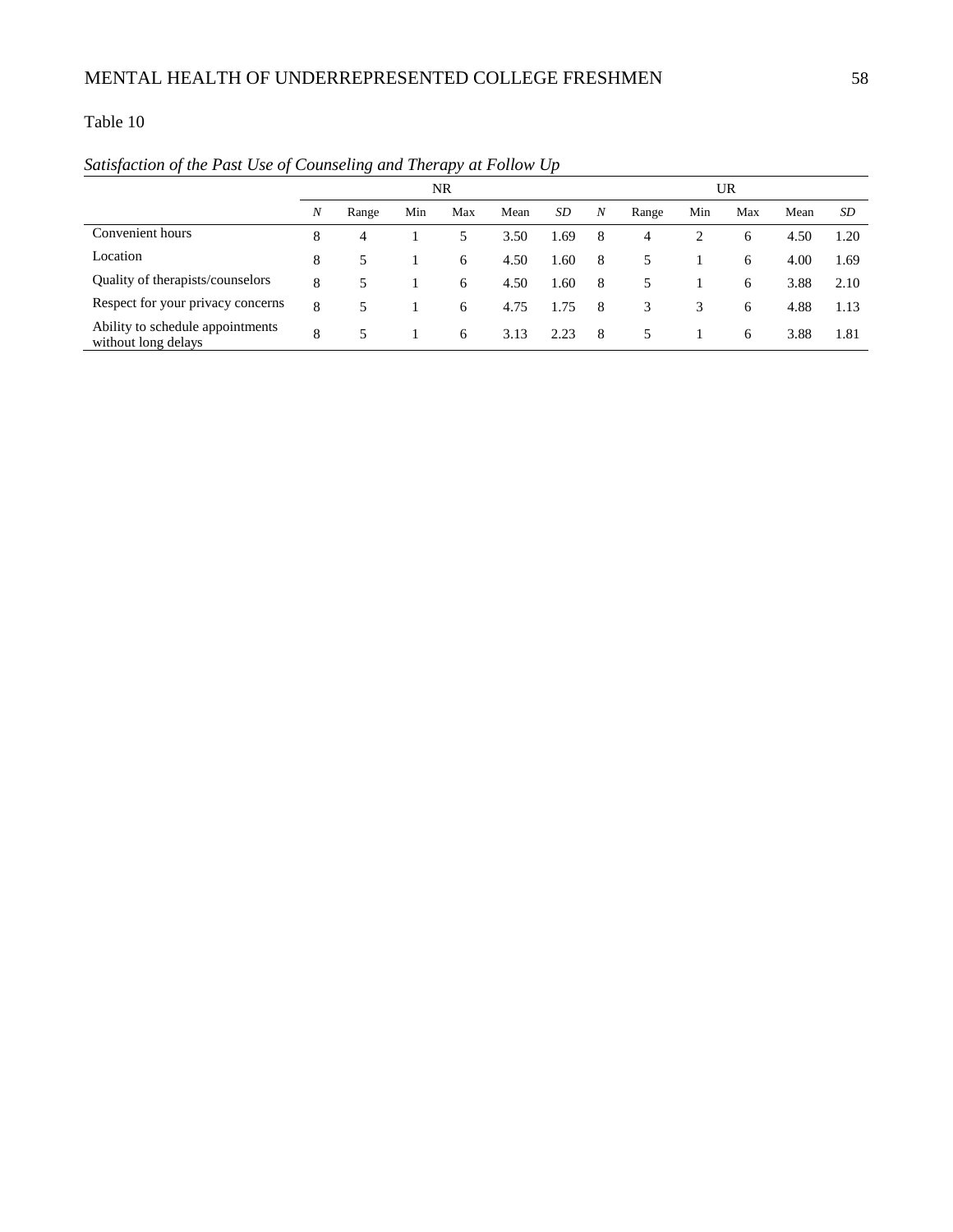Table 10

*Satisfaction of the Past Use of Counseling and Therapy at Follow Up*

| | NR | | | | | | UR | | | | | |
|---|---|---|---|---|---|---|---|---|---|---|---|---|
| | *N* | Range | Min | Max | Mean | *SD* | *N* | Range | Min | Max | Mean | *SD* |
| Convenient hours | 8 | 4 | 1 | 5 | 3.50 | 1.69 | 8 | 4 | 2 | 6 | 4.50 | 1.20 |
| Location | 8 | 5 | 1 | 6 | 4.50 | 1.60 | 8 | 5 | 1 | 6 | 4.00 | 1.69 |
| Quality of therapists/counselors | 8 | 5 | 1 | 6 | 4.50 | 1.60 | 8 | 5 | 1 | 6 | 3.88 | 2.10 |
| Respect for your privacy concerns | 8 | 5 | 1 | 6 | 4.75 | 1.75 | 8 | 3 | 3 | 6 | 4.88 | 1.13 |
| Ability to schedule appointments without long delays | 8 | 5 | 1 | 6 | 3.13 | 2.23 | 8 | 5 | 1 | 6 | 3.88 | 1.81 |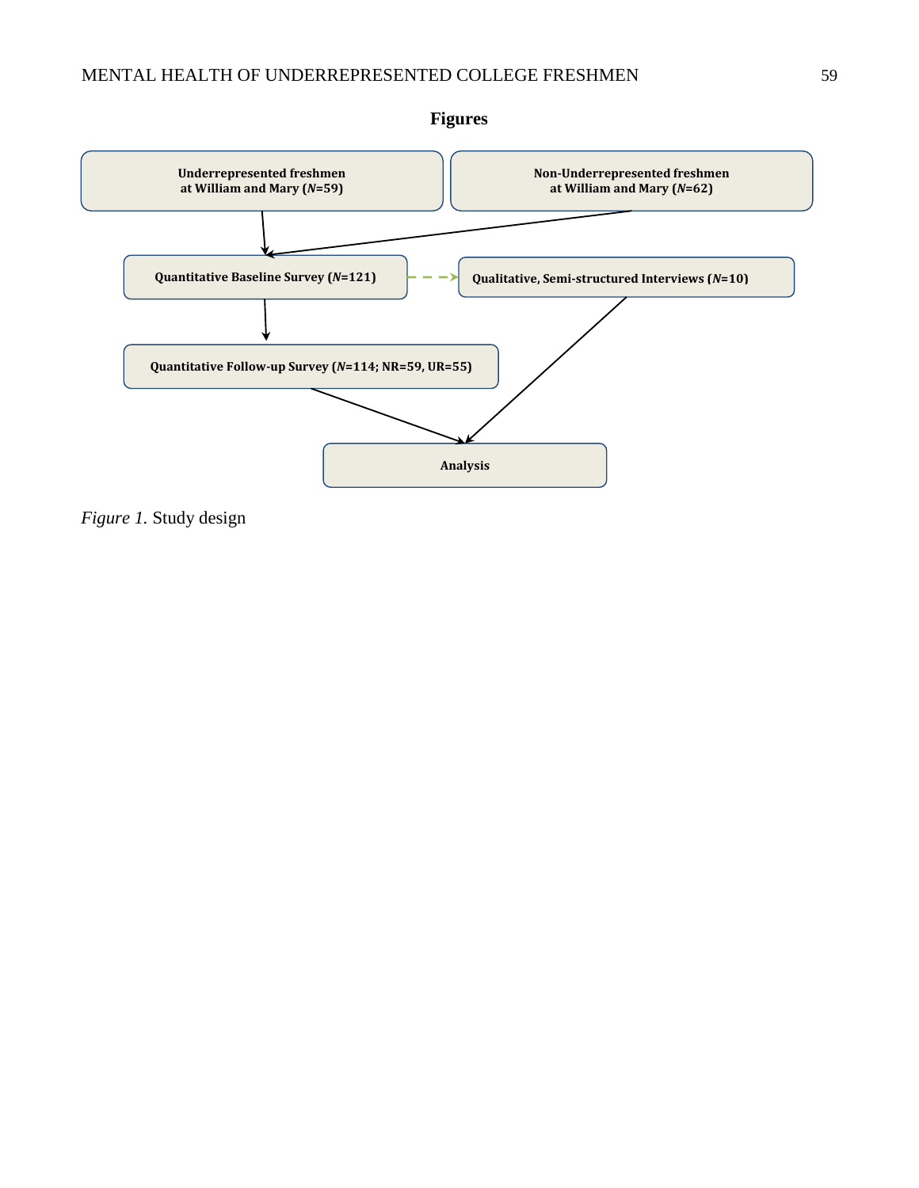# Figures

Underrepresented freshmen at William and Mary (*N*=59)

Non-Underrepresented freshmen at William and Mary (*N*=62)

Quantitative Baseline Survey (*N*=121)

Qualitative, Semi-structured Interviews (*N*=10)

Quantitative Follow-up Survey (*N*=114; NR=59, UR=55)

Analysis

*Figure 1.* Study design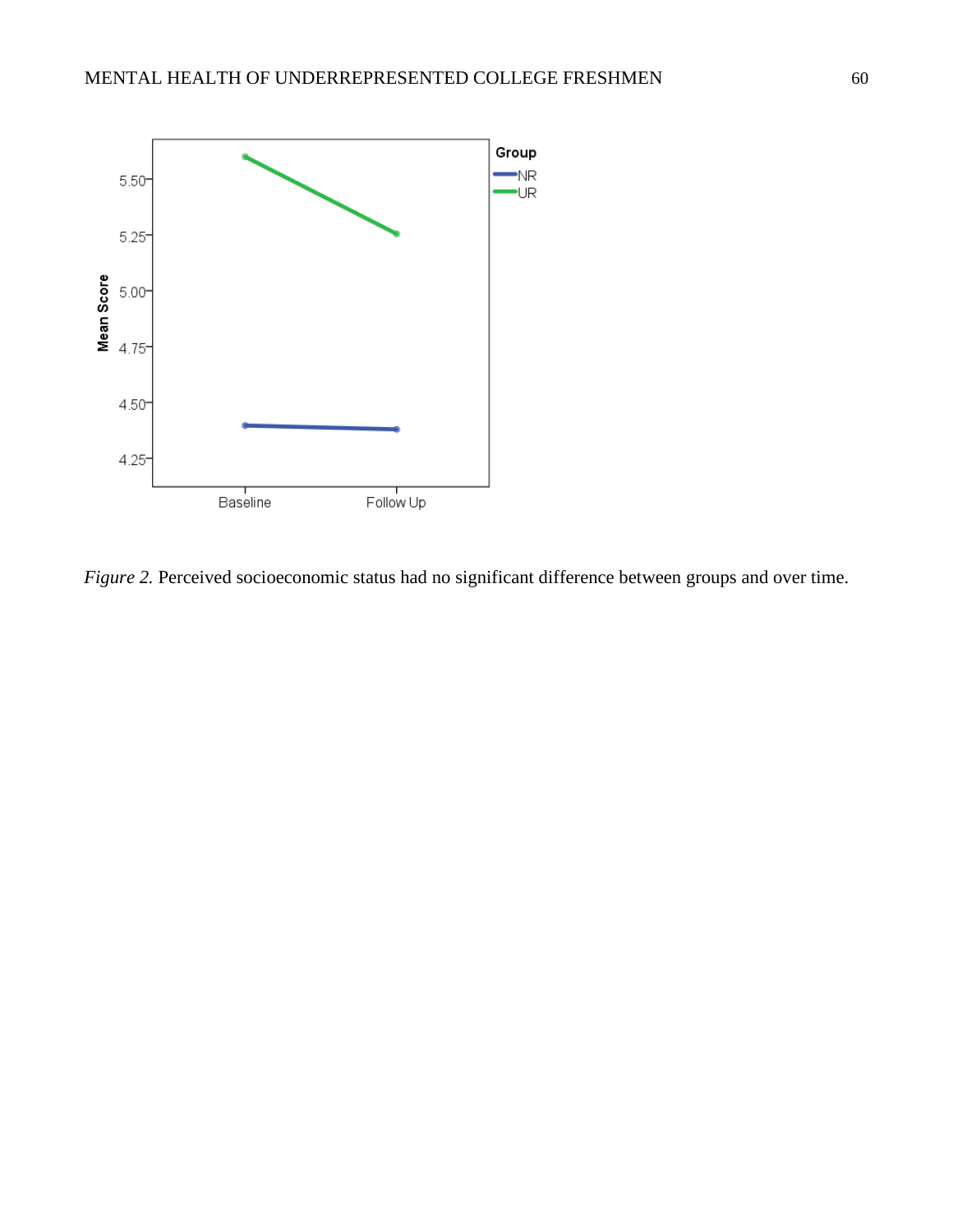Group
NR
UR

Mean Score

5.50
5.25
5.00
4.75
4.50
4.25

Baseline
Follow Up

*Figure 2.* Perceived socioeconomic status had no significant difference between groups and over time.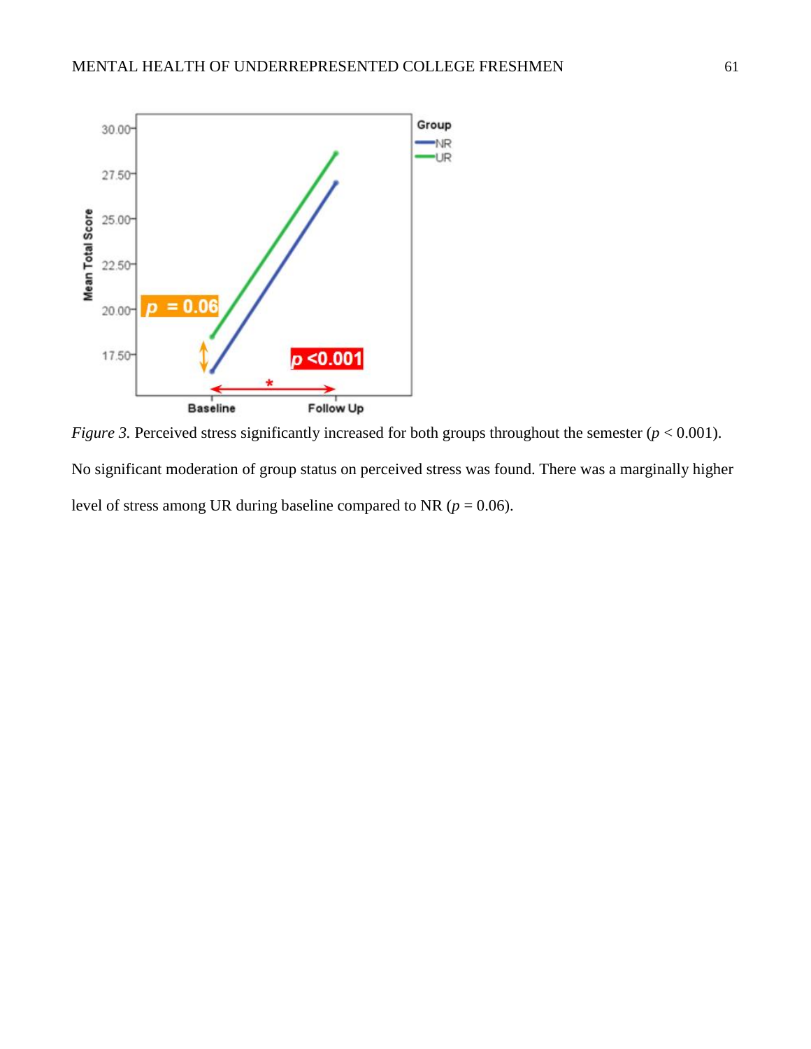Mean Total Score

30.00

27.50

25.00

22.50

20.00

17.50

Group

NR

UR

$p$ = 0.06

$p$ <0.001

*

Baseline

Follow Up

*Figure 3.* Perceived stress significantly increased for both groups throughout the semester ($p < 0.001$). No significant moderation of group status on perceived stress was found. There was a marginally higher level of stress among UR during baseline compared to NR ($p = 0.06$).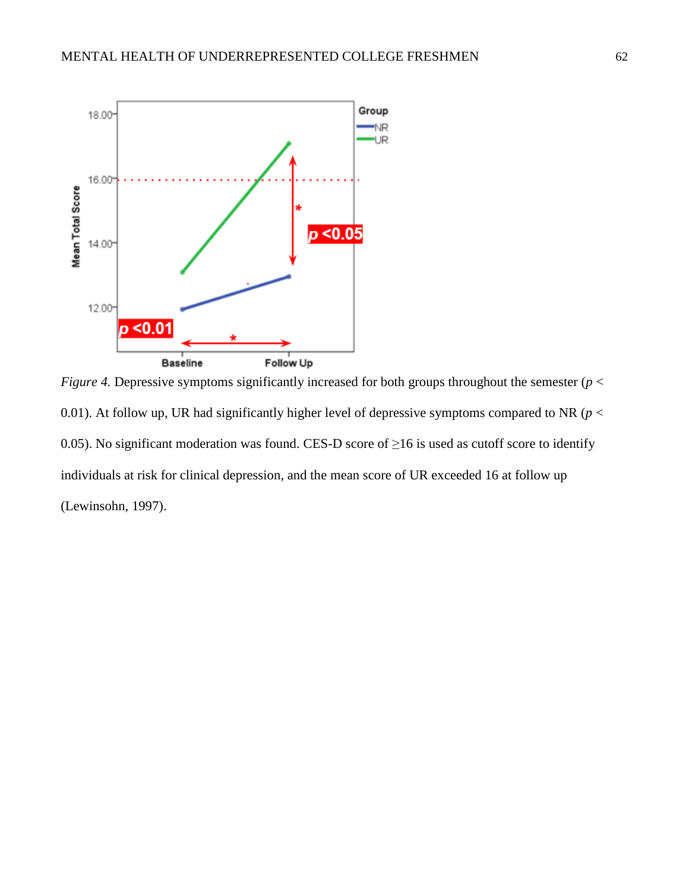Group
NR
UR

18.00
16.00
14.00
12.00

Mean Total Score

Baseline
Follow Up

*
p <0.05

p <0.01
*

*Figure 4.* Depressive symptoms significantly increased for both groups throughout the semester ($p < 0.01$). At follow up, UR had significantly higher level of depressive symptoms compared to NR ($p < 0.05$). No significant moderation was found. CES-D score of ≥16 is used as cutoff score to identify individuals at risk for clinical depression, and the mean score of UR exceeded 16 at follow up (Lewinsohn, 1997).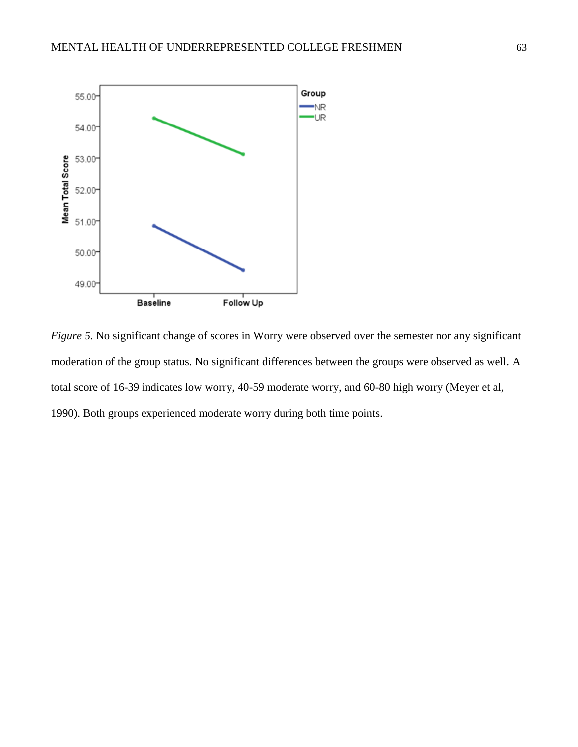Group

NR

UR

55.00

54.00

53.00

52.00

51.00

50.00

49.00

Mean Total Score

Baseline

Follow Up

*Figure 5.* No significant change of scores in Worry were observed over the semester nor any significant moderation of the group status. No significant differences between the groups were observed as well. A total score of 16-39 indicates low worry, 40-59 moderate worry, and 60-80 high worry (Meyer et al, 1990). Both groups experienced moderate worry during both time points.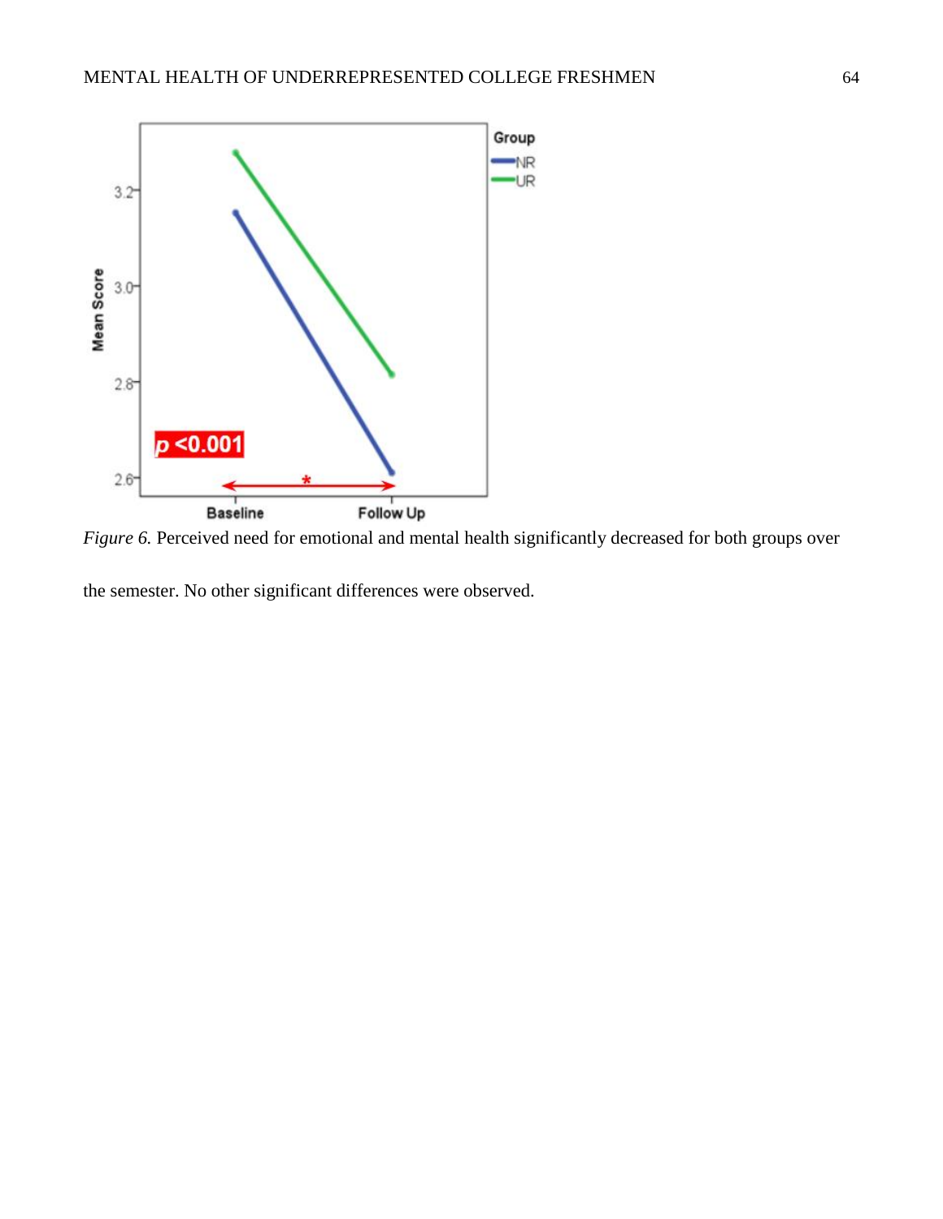Group
NR
UR

Mean Score
3.2
3.0
2.8
2.6

$p$ <0.001
*

Baseline
Follow Up

*Figure 6.* Perceived need for emotional and mental health significantly decreased for both groups over the semester. No other significant differences were observed.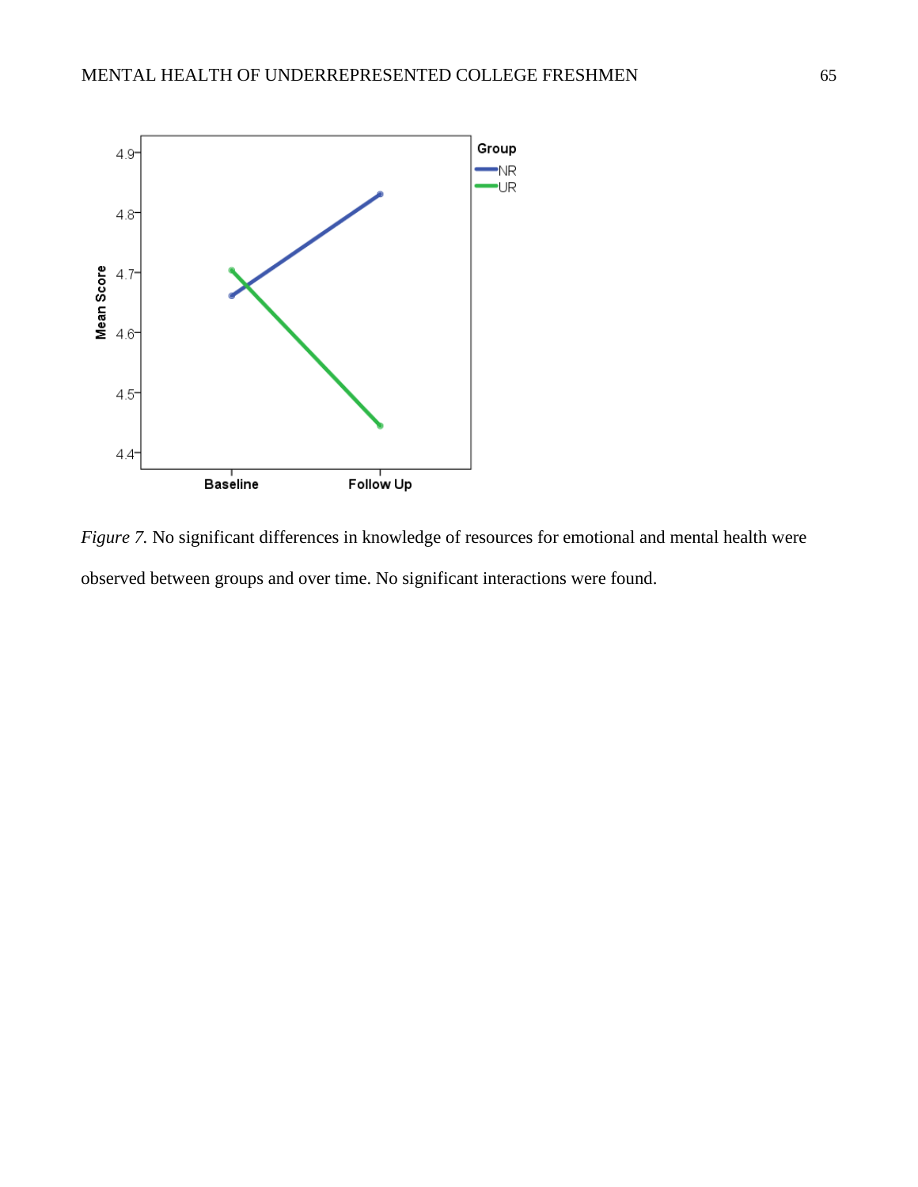Group
NR
UR

Mean Score
4.9
4.8
4.7
4.6
4.5
4.4

Baseline
Follow Up

*Figure 7.* No significant differences in knowledge of resources for emotional and mental health were observed between groups and over time. No significant interactions were found.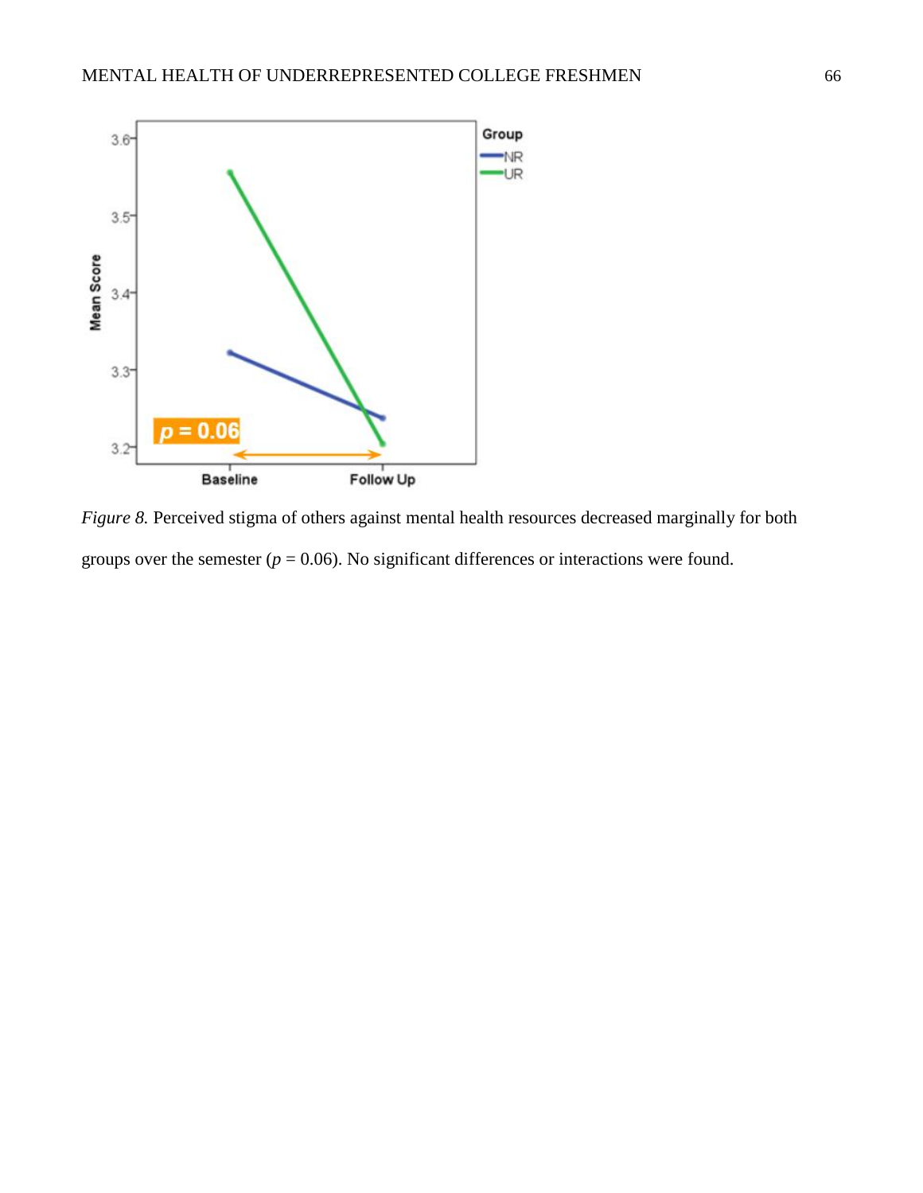*Figure 8.* Perceived stigma of others against mental health resources decreased marginally for both groups over the semester ($p = 0.06$). No significant differences or interactions were found.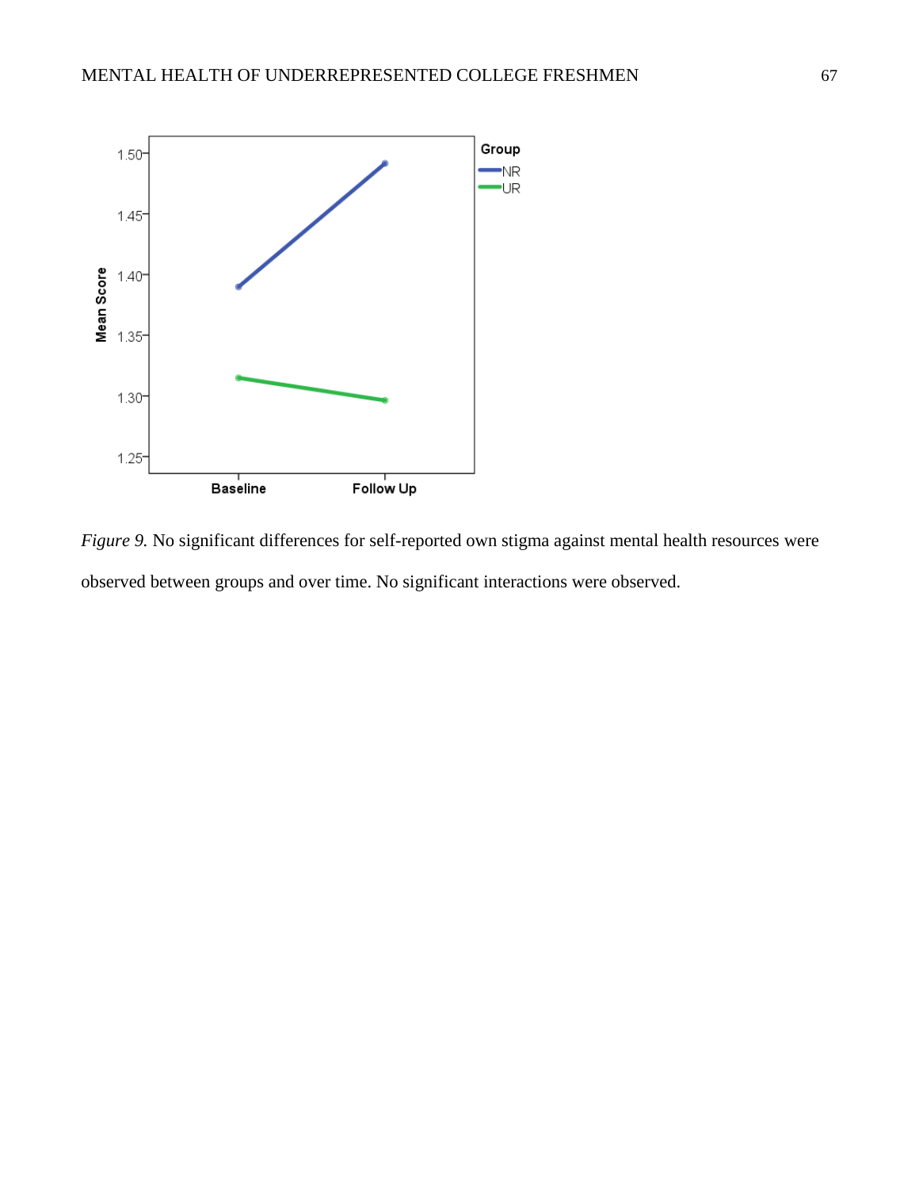Mean Score

1.50
1.45
1.40
1.35
1.30
1.25

Baseline
Follow Up

Group
NR
UR

*Figure 9.* No significant differences for self-reported own stigma against mental health resources were observed between groups and over time. No significant interactions were observed.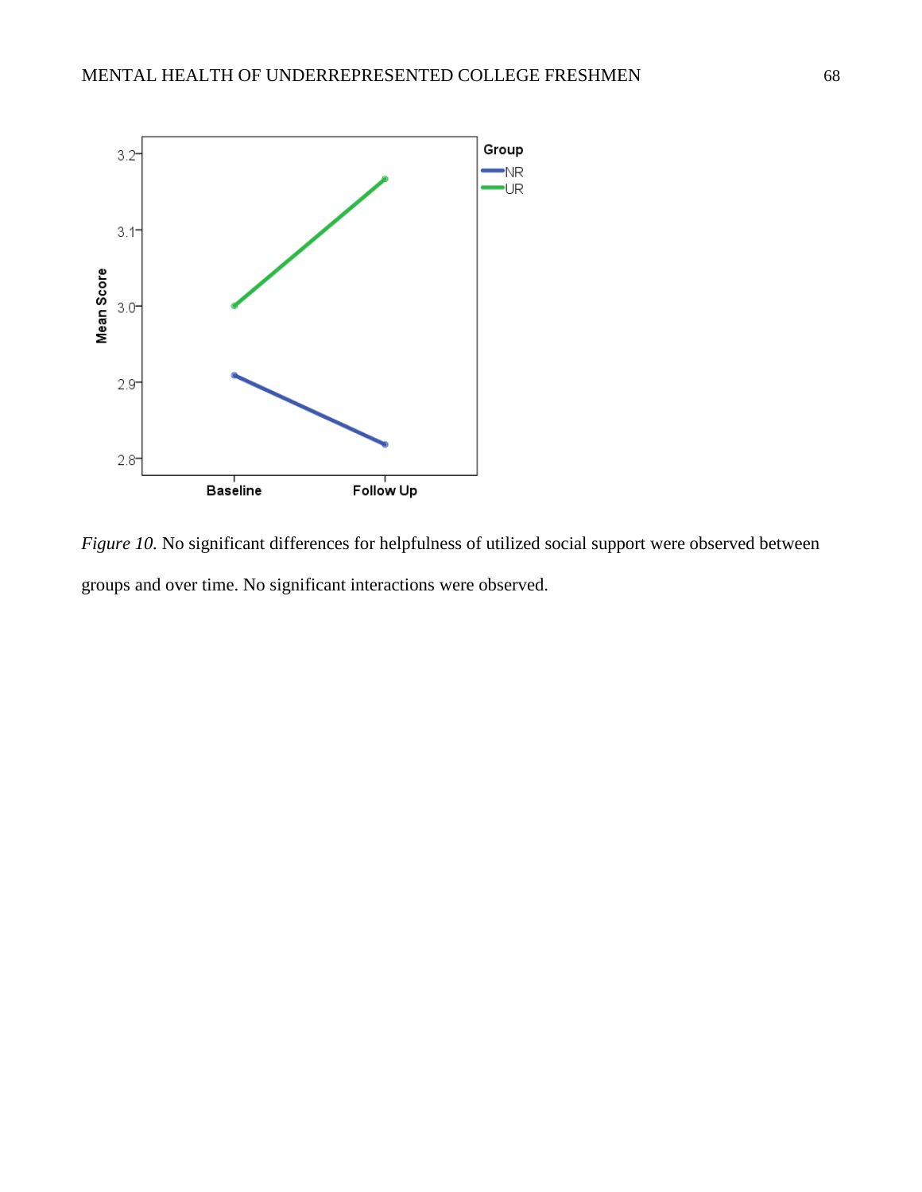Mean Score

3.2
3.1
3.0
2.9
2.8

Baseline
Follow Up

Group
NR
UR

*Figure 10.* No significant differences for helpfulness of utilized social support were observed between groups and over time. No significant interactions were observed.